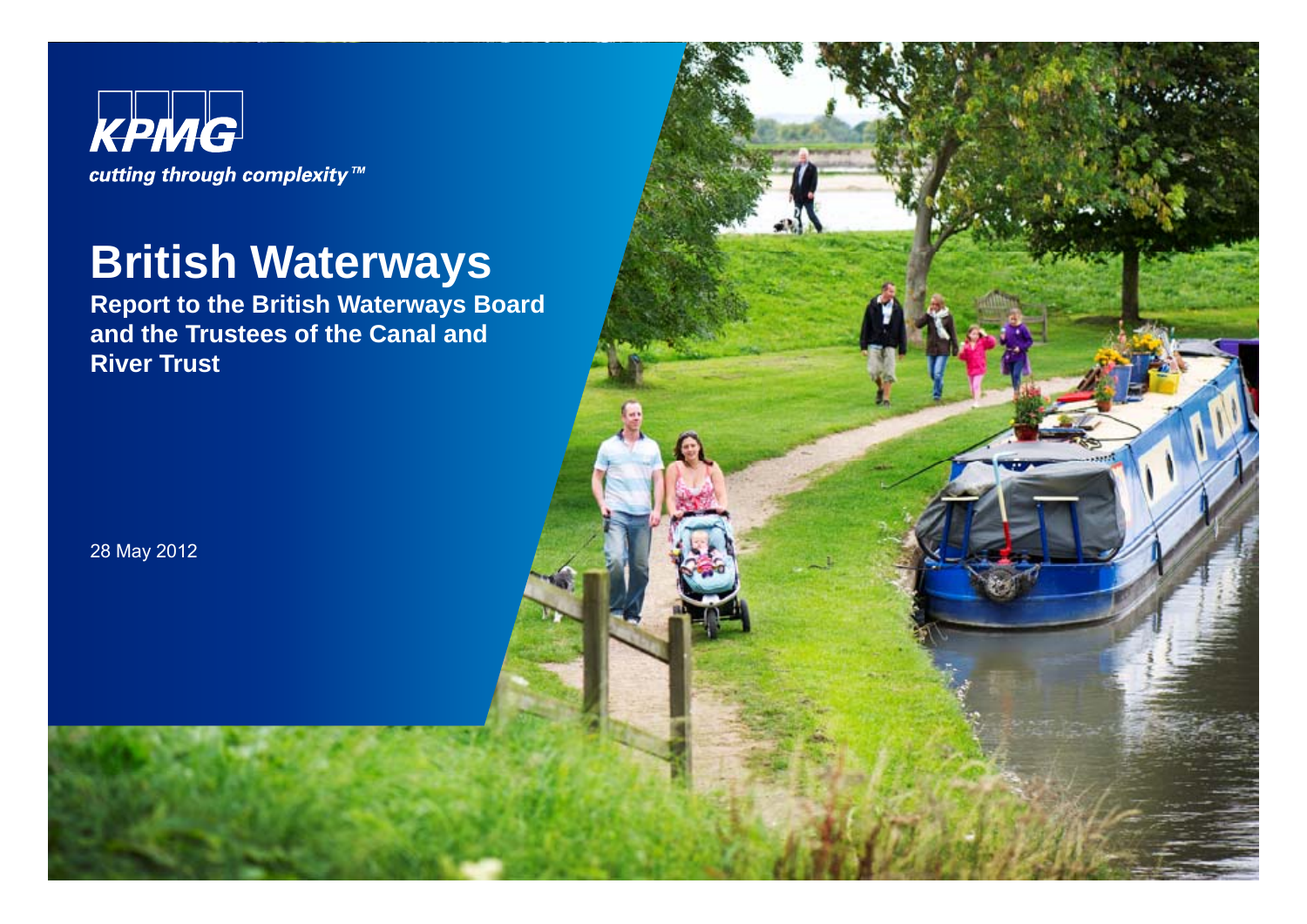KPMG

*cutting through complexity™*

# British Waterways

**Report to the British Waterways Board and the Trustees of the Canal and River Trust**

28 May 2012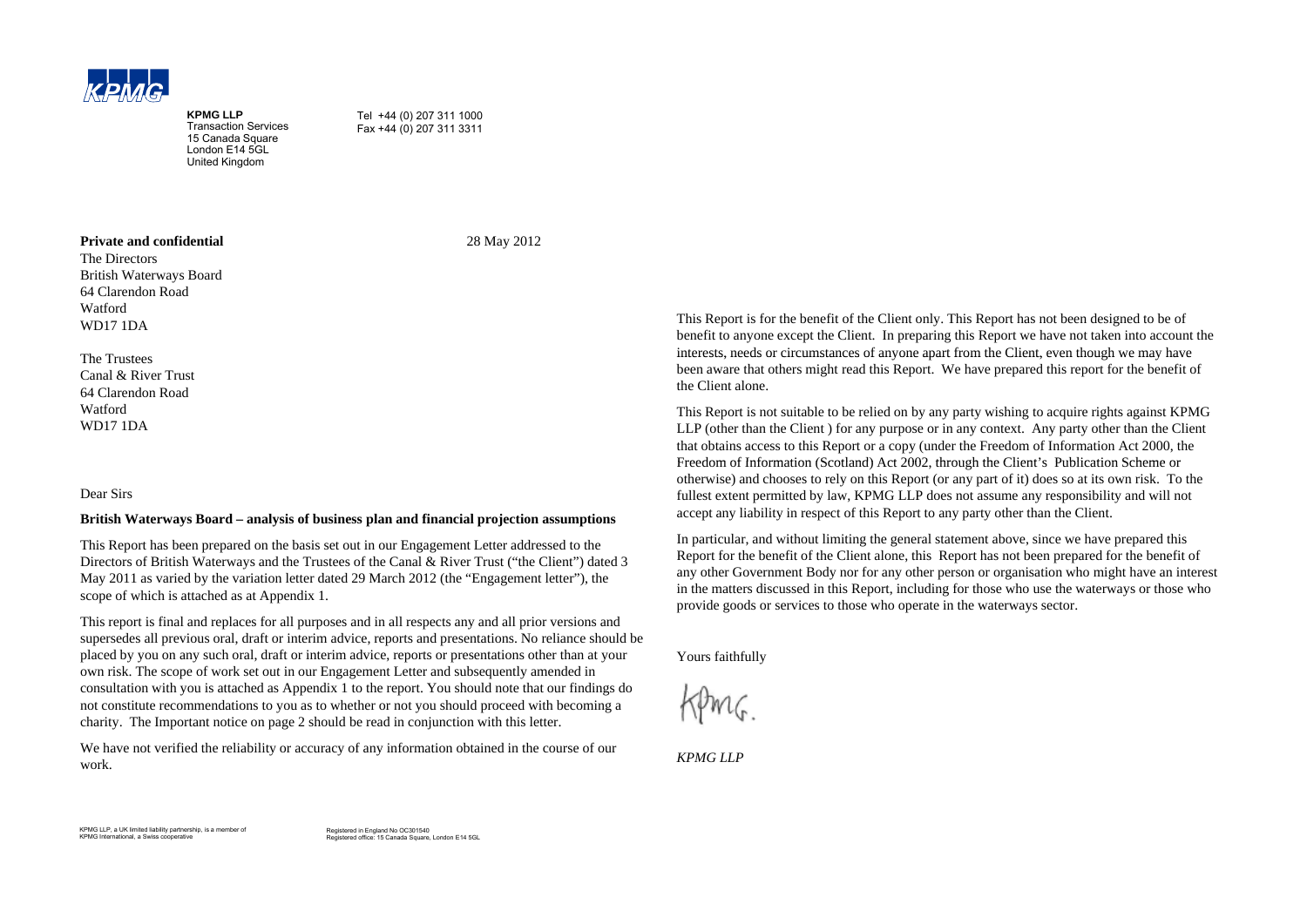**KPMG LLP**
Transaction Services
15 Canada Square
London E14 5GL
United Kingdom

Tel +44 (0) 207 311 1000
Fax +44 (0) 207 311 3311

**Private and confidential**

28 May 2012

The Directors
British Waterways Board
64 Clarendon Road
Watford
WD17 1DA

The Trustees
Canal & River Trust
64 Clarendon Road
Watford
WD17 1DA

Dear Sirs

**British Waterways Board – analysis of business plan and financial projection assumptions**

This Report has been prepared on the basis set out in our Engagement Letter addressed to the Directors of British Waterways and the Trustees of the Canal & River Trust ("the Client") dated 3 May 2011 as varied by the variation letter dated 29 March 2012 (the "Engagement letter"), the scope of which is attached as at Appendix 1.

This report is final and replaces for all purposes and in all respects any and all prior versions and supersedes all previous oral, draft or interim advice, reports and presentations. No reliance should be placed by you on any such oral, draft or interim advice, reports or presentations other than at your own risk. The scope of work set out in our Engagement Letter and subsequently amended in consultation with you is attached as Appendix 1 to the report. You should note that our findings do not constitute recommendations to you as to whether or not you should proceed with becoming a charity. The Important notice on page 2 should be read in conjunction with this letter.

We have not verified the reliability or accuracy of any information obtained in the course of our work.

This Report is for the benefit of the Client only. This Report has not been designed to be of benefit to anyone except the Client. In preparing this Report we have not taken into account the interests, needs or circumstances of anyone apart from the Client, even though we may have been aware that others might read this Report. We have prepared this report for the benefit of the Client alone.

This Report is not suitable to be relied on by any party wishing to acquire rights against KPMG LLP (other than the Client ) for any purpose or in any context. Any party other than the Client that obtains access to this Report or a copy (under the Freedom of Information Act 2000, the Freedom of Information (Scotland) Act 2002, through the Client's Publication Scheme or otherwise) and chooses to rely on this Report (or any part of it) does so at its own risk. To the fullest extent permitted by law, KPMG LLP does not assume any responsibility and will not accept any liability in respect of this Report to any party other than the Client.

In particular, and without limiting the general statement above, since we have prepared this Report for the benefit of the Client alone, this Report has not been prepared for the benefit of any other Government Body nor for any other person or organisation who might have an interest in the matters discussed in this Report, including for those who use the waterways or those who provide goods or services to those who operate in the waterways sector.

Yours faithfully

KPMG.

*KPMG LLP*

KPMG LLP, a UK limited liability partnership, is a member of KPMG International, a Swiss cooperative

Registered in England No OC301540
Registered office: 15 Canada Square, London E14 5GL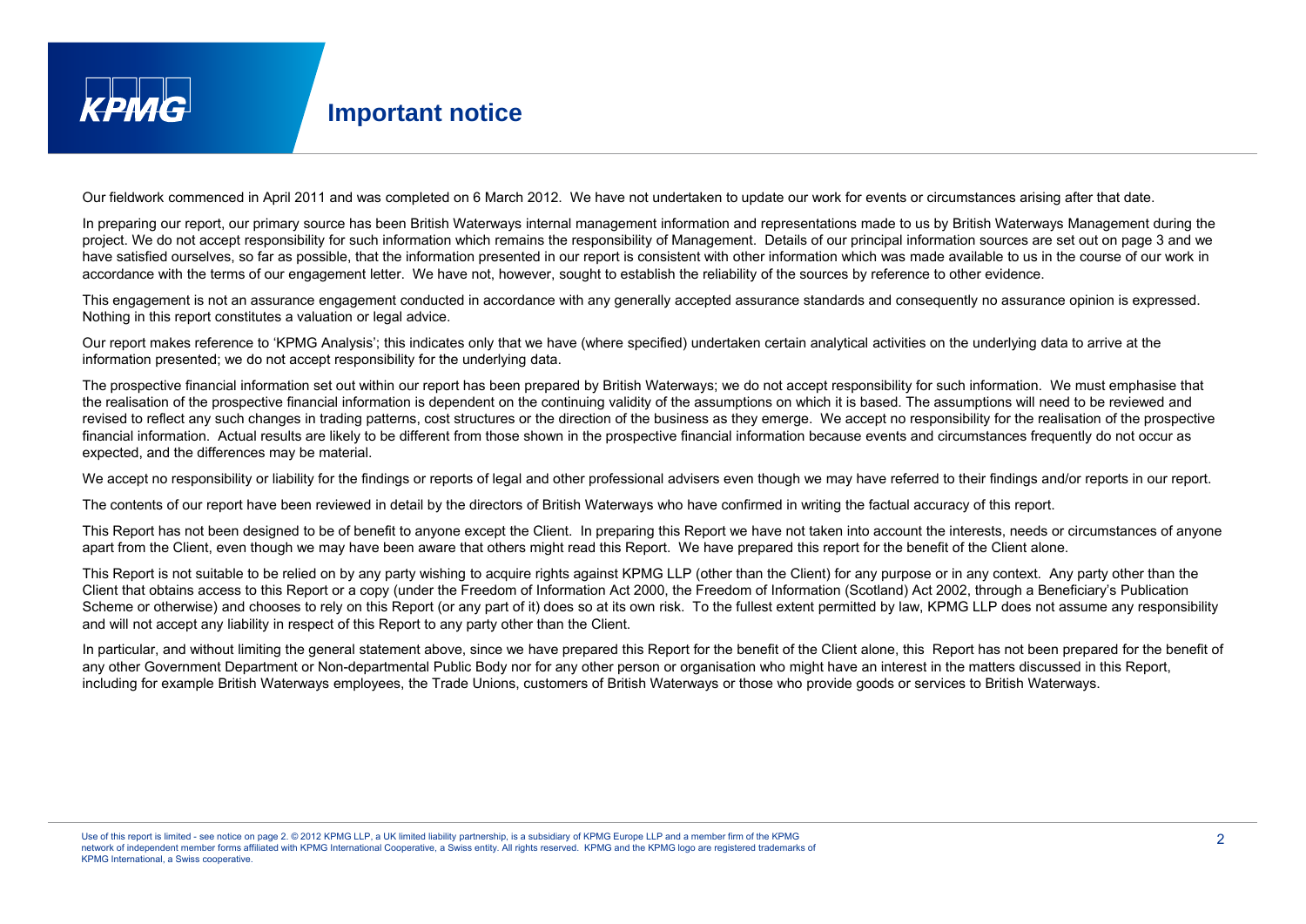# Important notice

Our fieldwork commenced in April 2011 and was completed on 6 March 2012. We have not undertaken to update our work for events or circumstances arising after that date.

In preparing our report, our primary source has been British Waterways internal management information and representations made to us by British Waterways Management during the project. We do not accept responsibility for such information which remains the responsibility of Management. Details of our principal information sources are set out on page 3 and we have satisfied ourselves, so far as possible, that the information presented in our report is consistent with other information which was made available to us in the course of our work in accordance with the terms of our engagement letter. We have not, however, sought to establish the reliability of the sources by reference to other evidence.

This engagement is not an assurance engagement conducted in accordance with any generally accepted assurance standards and consequently no assurance opinion is expressed. Nothing in this report constitutes a valuation or legal advice.

Our report makes reference to 'KPMG Analysis'; this indicates only that we have (where specified) undertaken certain analytical activities on the underlying data to arrive at the information presented; we do not accept responsibility for the underlying data.

The prospective financial information set out within our report has been prepared by British Waterways; we do not accept responsibility for such information. We must emphasise that the realisation of the prospective financial information is dependent on the continuing validity of the assumptions on which it is based. The assumptions will need to be reviewed and revised to reflect any such changes in trading patterns, cost structures or the direction of the business as they emerge. We accept no responsibility for the realisation of the prospective financial information. Actual results are likely to be different from those shown in the prospective financial information because events and circumstances frequently do not occur as expected, and the differences may be material.

We accept no responsibility or liability for the findings or reports of legal and other professional advisers even though we may have referred to their findings and/or reports in our report.

The contents of our report have been reviewed in detail by the directors of British Waterways who have confirmed in writing the factual accuracy of this report.

This Report has not been designed to be of benefit to anyone except the Client. In preparing this Report we have not taken into account the interests, needs or circumstances of anyone apart from the Client, even though we may have been aware that others might read this Report. We have prepared this report for the benefit of the Client alone.

This Report is not suitable to be relied on by any party wishing to acquire rights against KPMG LLP (other than the Client) for any purpose or in any context. Any party other than the Client that obtains access to this Report or a copy (under the Freedom of Information Act 2000, the Freedom of Information (Scotland) Act 2002, through a Beneficiary's Publication Scheme or otherwise) and chooses to rely on this Report (or any part of it) does so at its own risk. To the fullest extent permitted by law, KPMG LLP does not assume any responsibility and will not accept any liability in respect of this Report to any party other than the Client.

In particular, and without limiting the general statement above, since we have prepared this Report for the benefit of the Client alone, this Report has not been prepared for the benefit of any other Government Department or Non-departmental Public Body nor for any other person or organisation who might have an interest in the matters discussed in this Report, including for example British Waterways employees, the Trade Unions, customers of British Waterways or those who provide goods or services to British Waterways.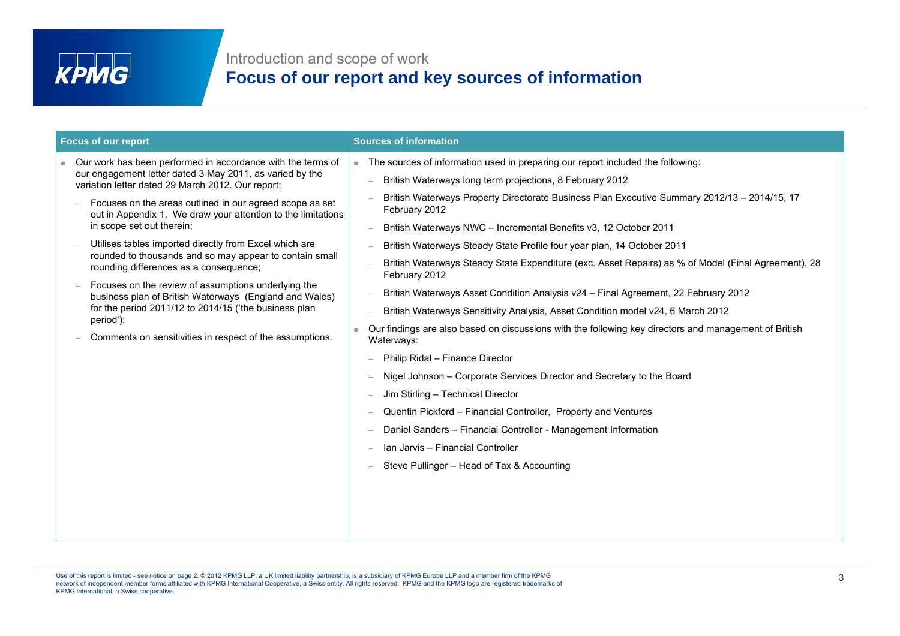Introduction and scope of work

# Focus of our report and key sources of information

## Focus of our report

- Our work has been performed in accordance with the terms of our engagement letter dated 3 May 2011, as varied by the variation letter dated 29 March 2012. Our report:
  - Focuses on the areas outlined in our agreed scope as set out in Appendix 1. We draw your attention to the limitations in scope set out therein;
  - Utilises tables imported directly from Excel which are rounded to thousands and so may appear to contain small rounding differences as a consequence;
  - Focuses on the review of assumptions underlying the business plan of British Waterways (England and Wales) for the period 2011/12 to 2014/15 ('the business plan period');
  - Comments on sensitivities in respect of the assumptions.

## Sources of information

- The sources of information used in preparing our report included the following:
  - British Waterways long term projections, 8 February 2012
  - British Waterways Property Directorate Business Plan Executive Summary 2012/13 – 2014/15, 17 February 2012
  - British Waterways NWC – Incremental Benefits v3, 12 October 2011
  - British Waterways Steady State Profile four year plan, 14 October 2011
  - British Waterways Steady State Expenditure (exc. Asset Repairs) as % of Model (Final Agreement), 28 February 2012
  - British Waterways Asset Condition Analysis v24 – Final Agreement, 22 February 2012
  - British Waterways Sensitivity Analysis, Asset Condition model v24, 6 March 2012
- Our findings are also based on discussions with the following key directors and management of British Waterways:
  - Philip Ridal – Finance Director
  - Nigel Johnson – Corporate Services Director and Secretary to the Board
  - Jim Stirling – Technical Director
  - Quentin Pickford – Financial Controller, Property and Ventures
  - Daniel Sanders – Financial Controller - Management Information
  - Ian Jarvis – Financial Controller
  - Steve Pullinger – Head of Tax & Accounting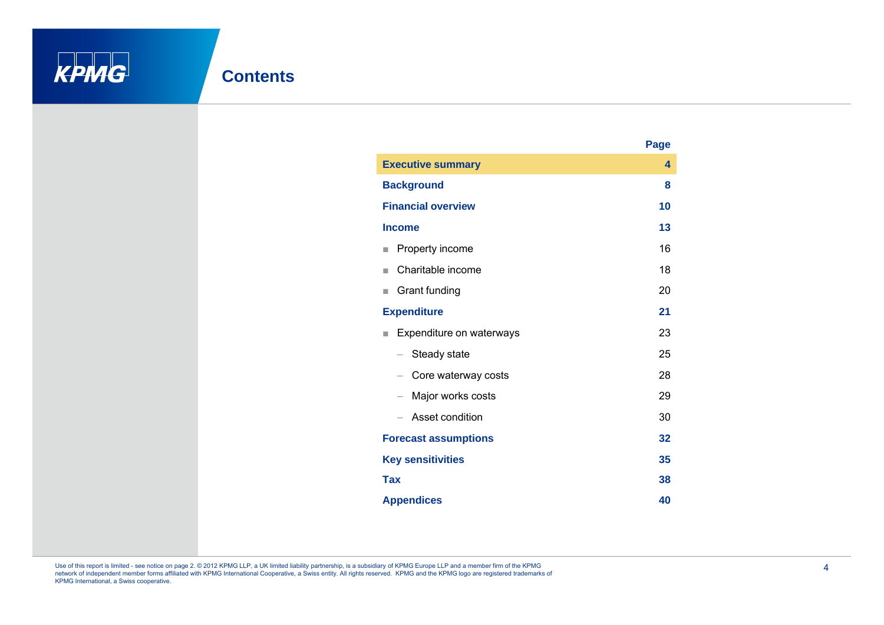# Contents

| | Page |
|---|---|
| **Executive summary** | **4** |
| **Background** | **8** |
| **Financial overview** | **10** |
| **Income** | **13** |
| ■ Property income | 16 |
| ■ Charitable income | 18 |
| ■ Grant funding | 20 |
| **Expenditure** | **21** |
| ■ Expenditure on waterways | 23 |
| – Steady state | 25 |
| – Core waterway costs | 28 |
| – Major works costs | 29 |
| – Asset condition | 30 |
| **Forecast assumptions** | **32** |
| **Key sensitivities** | **35** |
| **Tax** | **38** |
| **Appendices** | **40** |

Use of this report is limited - see notice on page 2. © 2012 KPMG LLP, a UK limited liability partnership, is a subsidiary of KPMG Europe LLP and a member firm of the KPMG network of independent member forms affiliated with KPMG International Cooperative, a Swiss entity. All rights reserved. KPMG and the KPMG logo are registered trademarks of KPMG International, a Swiss cooperative.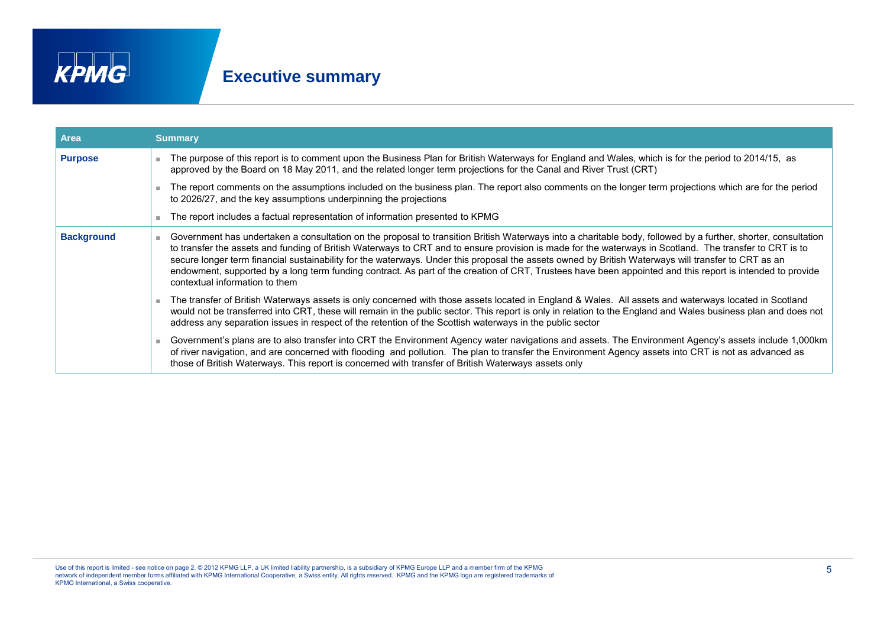# Executive summary

| Area | Summary |
|---|---|
| **Purpose** | ■ The purpose of this report is to comment upon the Business Plan for British Waterways for England and Wales, which is for the period to 2014/15, as approved by the Board on 18 May 2011, and the related longer term projections for the Canal and River Trust (CRT)<br>■ The report comments on the assumptions included on the business plan. The report also comments on the longer term projections which are for the period to 2026/27, and the key assumptions underpinning the projections<br>■ The report includes a factual representation of information presented to KPMG |
| **Background** | ■ Government has undertaken a consultation on the proposal to transition British Waterways into a charitable body, followed by a further, shorter, consultation to transfer the assets and funding of British Waterways to CRT and to ensure provision is made for the waterways in Scotland. The transfer to CRT is to secure longer term financial sustainability for the waterways. Under this proposal the assets owned by British Waterways will transfer to CRT as an endowment, supported by a long term funding contract. As part of the creation of CRT, Trustees have been appointed and this report is intended to provide contextual information to them<br>■ The transfer of British Waterways assets is only concerned with those assets located in England & Wales. All assets and waterways located in Scotland would not be transferred into CRT, these will remain in the public sector. This report is only in relation to the England and Wales business plan and does not address any separation issues in respect of the retention of the Scottish waterways in the public sector<br>■ Government's plans are to also transfer into CRT the Environment Agency water navigations and assets. The Environment Agency's assets include 1,000km of river navigation, and are concerned with flooding and pollution. The plan to transfer the Environment Agency assets into CRT is not as advanced as those of British Waterways. This report is concerned with transfer of British Waterways assets only |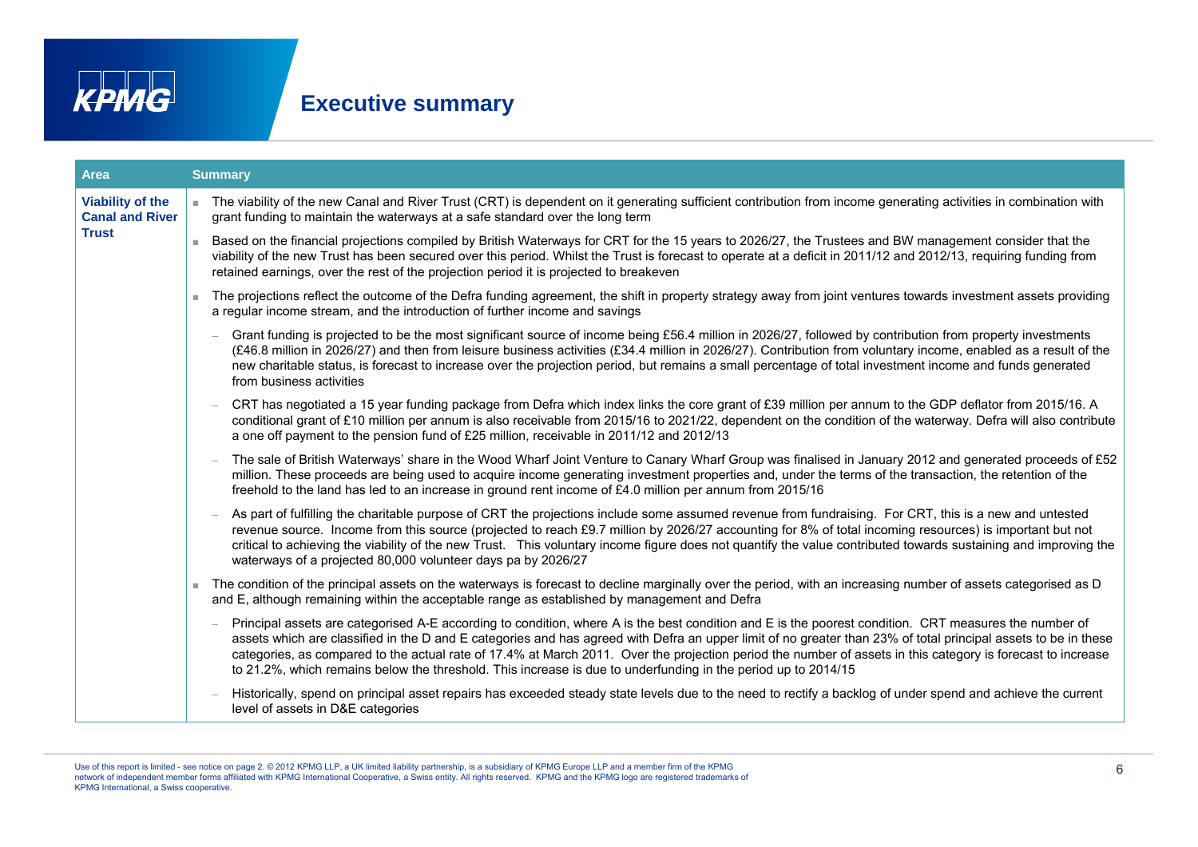# Executive summary

| Area | Summary |
|---|---|
| **Viability of the Canal and River Trust** | ■ The viability of the new Canal and River Trust (CRT) is dependent on it generating sufficient contribution from income generating activities in combination with grant funding to maintain the waterways at a safe standard over the long term<br><br>■ Based on the financial projections compiled by British Waterways for CRT for the 15 years to 2026/27, the Trustees and BW management consider that the viability of the new Trust has been secured over this period. Whilst the Trust is forecast to operate at a deficit in 2011/12 and 2012/13, requiring funding from retained earnings, over the rest of the projection period it is projected to breakeven<br><br>■ The projections reflect the outcome of the Defra funding agreement, the shift in property strategy away from joint ventures towards investment assets providing a regular income stream, and the introduction of further income and savings<br><br>– Grant funding is projected to be the most significant source of income being £56.4 million in 2026/27, followed by contribution from property investments (£46.8 million in 2026/27) and then from leisure business activities (£34.4 million in 2026/27). Contribution from voluntary income, enabled as a result of the new charitable status, is forecast to increase over the projection period, but remains a small percentage of total investment income and funds generated from business activities<br><br>– CRT has negotiated a 15 year funding package from Defra which index links the core grant of £39 million per annum to the GDP deflator from 2015/16. A conditional grant of £10 million per annum is also receivable from 2015/16 to 2021/22, dependent on the condition of the waterway. Defra will also contribute a one off payment to the pension fund of £25 million, receivable in 2011/12 and 2012/13<br><br>– The sale of British Waterways' share in the Wood Wharf Joint Venture to Canary Wharf Group was finalised in January 2012 and generated proceeds of £52 million. These proceeds are being used to acquire income generating investment properties and, under the terms of the transaction, the retention of the freehold to the land has led to an increase in ground rent income of £4.0 million per annum from 2015/16<br><br>– As part of fulfilling the charitable purpose of CRT the projections include some assumed revenue from fundraising. For CRT, this is a new and untested revenue source. Income from this source (projected to reach £9.7 million by 2026/27 accounting for 8% of total incoming resources) is important but not critical to achieving the viability of the new Trust. This voluntary income figure does not quantify the value contributed towards sustaining and improving the waterways of a projected 80,000 volunteer days pa by 2026/27<br><br>■ The condition of the principal assets on the waterways is forecast to decline marginally over the period, with an increasing number of assets categorised as D and E, although remaining within the acceptable range as established by management and Defra<br><br>– Principal assets are categorised A-E according to condition, where A is the best condition and E is the poorest condition. CRT measures the number of assets which are classified in the D and E categories and has agreed with Defra an upper limit of no greater than 23% of total principal assets to be in these categories, as compared to the actual rate of 17.4% at March 2011. Over the projection period the number of assets in this category is forecast to increase to 21.2%, which remains below the threshold. This increase is due to underfunding in the period up to 2014/15<br><br>– Historically, spend on principal asset repairs has exceeded steady state levels due to the need to rectify a backlog of under spend and achieve the current level of assets in D&E categories |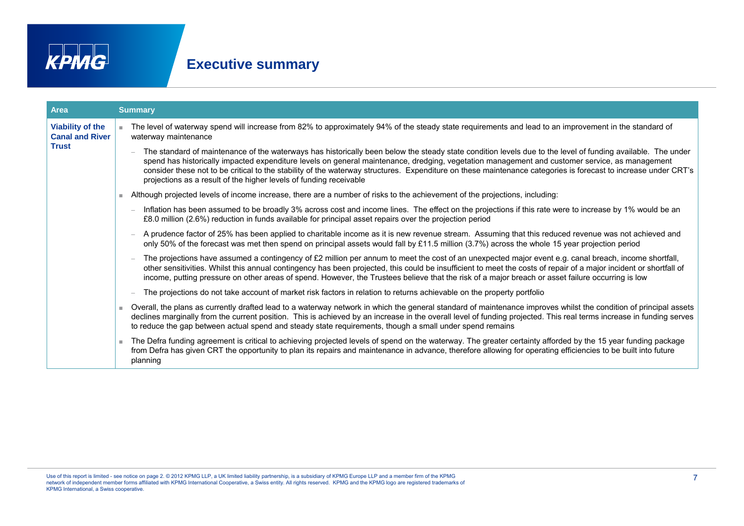# Executive summary

| Area | Summary |
|---|---|
| **Viability of the Canal and River Trust** | ■ The level of waterway spend will increase from 82% to approximately 94% of the steady state requirements and lead to an improvement in the standard of waterway maintenance<br>– The standard of maintenance of the waterways has historically been below the steady state condition levels due to the level of funding available. The under spend has historically impacted expenditure levels on general maintenance, dredging, vegetation management and customer service, as management consider these not to be critical to the stability of the waterway structures. Expenditure on these maintenance categories is forecast to increase under CRT's projections as a result of the higher levels of funding receivable<br>■ Although projected levels of income increase, there are a number of risks to the achievement of the projections, including:<br>– Inflation has been assumed to be broadly 3% across cost and income lines. The effect on the projections if this rate were to increase by 1% would be an £8.0 million (2.6%) reduction in funds available for principal asset repairs over the projection period<br>– A prudence factor of 25% has been applied to charitable income as it is new revenue stream. Assuming that this reduced revenue was not achieved and only 50% of the forecast was met then spend on principal assets would fall by £11.5 million (3.7%) across the whole 15 year projection period<br>– The projections have assumed a contingency of £2 million per annum to meet the cost of an unexpected major event e.g. canal breach, income shortfall, other sensitivities. Whilst this annual contingency has been projected, this could be insufficient to meet the costs of repair of a major incident or shortfall of income, putting pressure on other areas of spend. However, the Trustees believe that the risk of a major breach or asset failure occurring is low<br>– The projections do not take account of market risk factors in relation to returns achievable on the property portfolio<br>■ Overall, the plans as currently drafted lead to a waterway network in which the general standard of maintenance improves whilst the condition of principal assets declines marginally from the current position. This is achieved by an increase in the overall level of funding projected. This real terms increase in funding serves to reduce the gap between actual spend and steady state requirements, though a small under spend remains<br>■ The Defra funding agreement is critical to achieving projected levels of spend on the waterway. The greater certainty afforded by the 15 year funding package from Defra has given CRT the opportunity to plan its repairs and maintenance in advance, therefore allowing for operating efficiencies to be built into future planning |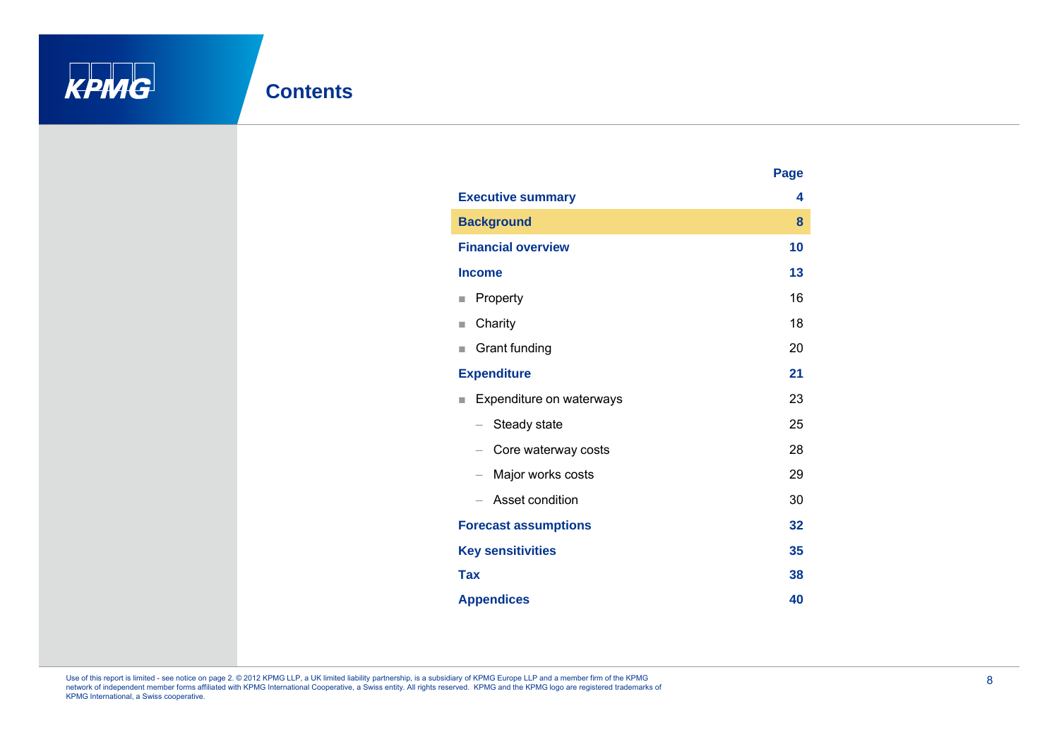# Contents

| | Page |
|---|---|
| **Executive summary** | **4** |
| **Background** | **8** |
| **Financial overview** | **10** |
| **Income** | **13** |
| ■ Property | 16 |
| ■ Charity | 18 |
| ■ Grant funding | 20 |
| **Expenditure** | **21** |
| ■ Expenditure on waterways | 23 |
| – Steady state | 25 |
| – Core waterway costs | 28 |
| – Major works costs | 29 |
| – Asset condition | 30 |
| **Forecast assumptions** | **32** |
| **Key sensitivities** | **35** |
| **Tax** | **38** |
| **Appendices** | **40** |

Use of this report is limited - see notice on page 2. © 2012 KPMG LLP, a UK limited liability partnership, is a subsidiary of KPMG Europe LLP and a member firm of the KPMG network of independent member forms affiliated with KPMG International Cooperative, a Swiss entity. All rights reserved. KPMG and the KPMG logo are registered trademarks of KPMG International, a Swiss cooperative.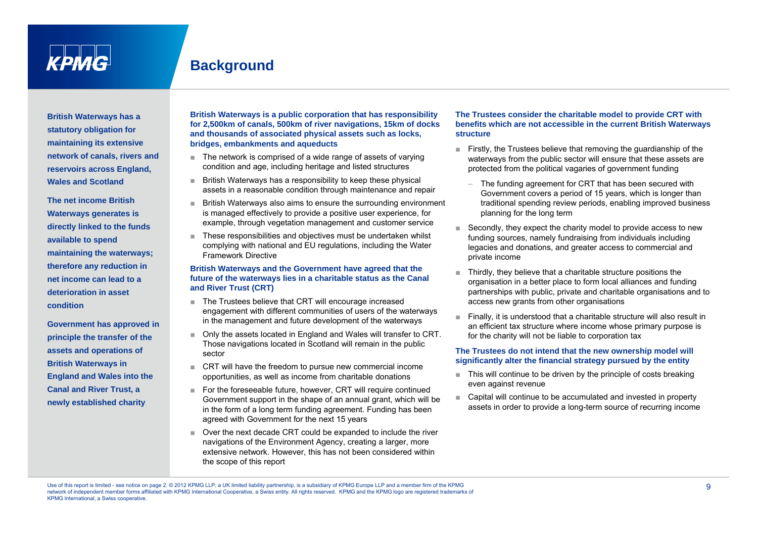# Background

**British Waterways has a statutory obligation for maintaining its extensive network of canals, rivers and reservoirs across England, Wales and Scotland**

**The net income British Waterways generates is directly linked to the funds available to spend maintaining the waterways; therefore any reduction in net income can lead to a deterioration in asset condition**

**Government has approved in principle the transfer of the assets and operations of British Waterways in England and Wales into the Canal and River Trust, a newly established charity**

**British Waterways is a public corporation that has responsibility for 2,500km of canals, 500km of river navigations, 15km of docks and thousands of associated physical assets such as locks, bridges, embankments and aqueducts**

- The network is comprised of a wide range of assets of varying condition and age, including heritage and listed structures
- British Waterways has a responsibility to keep these physical assets in a reasonable condition through maintenance and repair
- British Waterways also aims to ensure the surrounding environment is managed effectively to provide a positive user experience, for example, through vegetation management and customer service
- These responsibilities and objectives must be undertaken whilst complying with national and EU regulations, including the Water Framework Directive

**British Waterways and the Government have agreed that the future of the waterways lies in a charitable status as the Canal and River Trust (CRT)**

- The Trustees believe that CRT will encourage increased engagement with different communities of users of the waterways in the management and future development of the waterways
- Only the assets located in England and Wales will transfer to CRT. Those navigations located in Scotland will remain in the public sector
- CRT will have the freedom to pursue new commercial income opportunities, as well as income from charitable donations
- For the foreseeable future, however, CRT will require continued Government support in the shape of an annual grant, which will be in the form of a long term funding agreement. Funding has been agreed with Government for the next 15 years
- Over the next decade CRT could be expanded to include the river navigations of the Environment Agency, creating a larger, more extensive network. However, this has not been considered within the scope of this report

**The Trustees consider the charitable model to provide CRT with benefits which are not accessible in the current British Waterways structure**

- Firstly, the Trustees believe that removing the guardianship of the waterways from the public sector will ensure that these assets are protected from the political vagaries of government funding
  - The funding agreement for CRT that has been secured with Government covers a period of 15 years, which is longer than traditional spending review periods, enabling improved business planning for the long term
- Secondly, they expect the charity model to provide access to new funding sources, namely fundraising from individuals including legacies and donations, and greater access to commercial and private income
- Thirdly, they believe that a charitable structure positions the organisation in a better place to form local alliances and funding partnerships with public, private and charitable organisations and to access new grants from other organisations
- Finally, it is understood that a charitable structure will also result in an efficient tax structure where income whose primary purpose is for the charity will not be liable to corporation tax

**The Trustees do not intend that the new ownership model will significantly alter the financial strategy pursued by the entity**

- This will continue to be driven by the principle of costs breaking even against revenue
- Capital will continue to be accumulated and invested in property assets in order to provide a long-term source of recurring income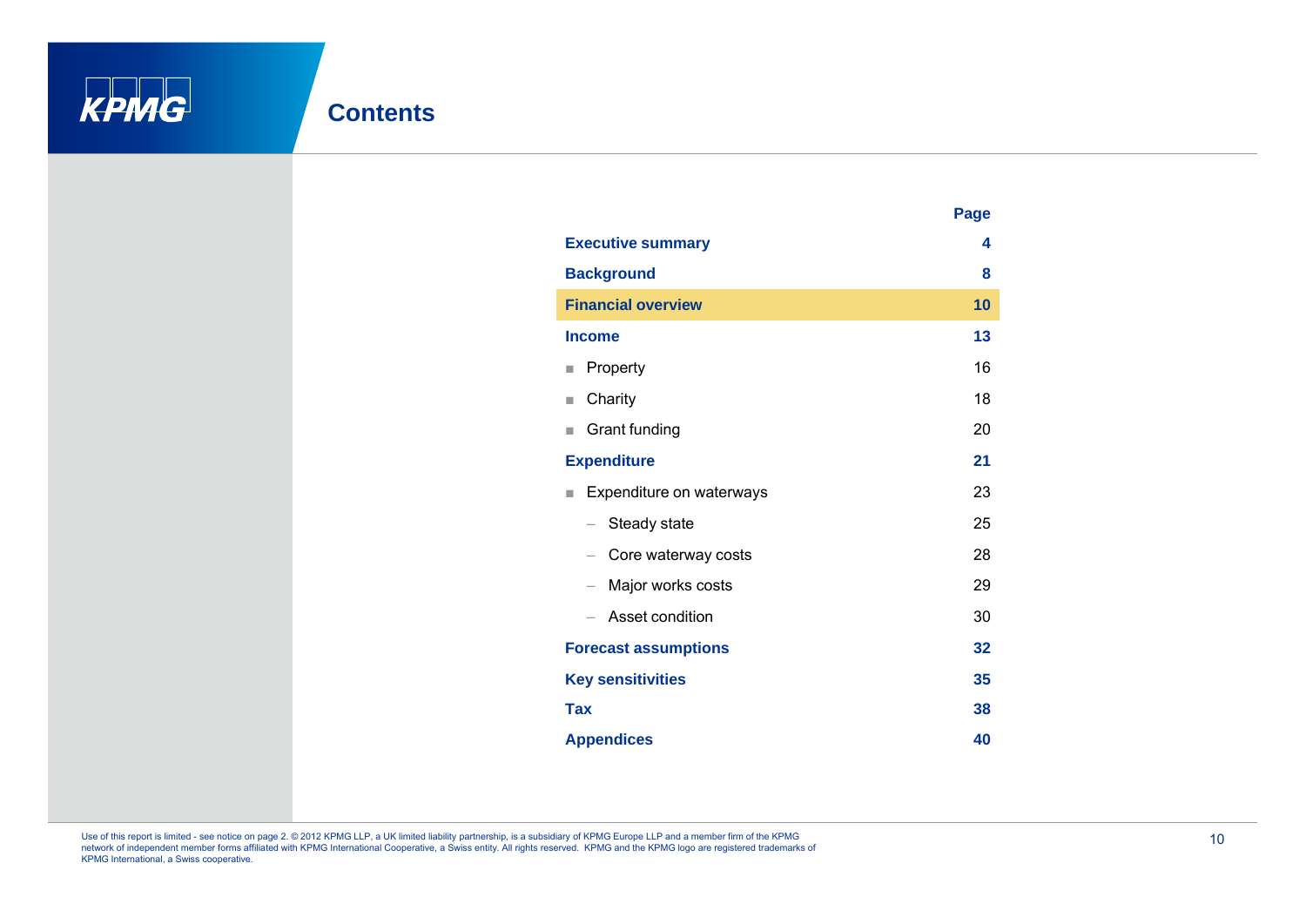# Contents

| | Page |
|---|---|
| **Executive summary** | **4** |
| **Background** | **8** |
| **Financial overview** | **10** |
| **Income** | **13** |
| ■ Property | 16 |
| ■ Charity | 18 |
| ■ Grant funding | 20 |
| **Expenditure** | **21** |
| ■ Expenditure on waterways | 23 |
| – Steady state | 25 |
| – Core waterway costs | 28 |
| – Major works costs | 29 |
| – Asset condition | 30 |
| **Forecast assumptions** | **32** |
| **Key sensitivities** | **35** |
| **Tax** | **38** |
| **Appendices** | **40** |

Use of this report is limited - see notice on page 2. © 2012 KPMG LLP, a UK limited liability partnership, is a subsidiary of KPMG Europe LLP and a member firm of the KPMG network of independent member forms affiliated with KPMG International Cooperative, a Swiss entity. All rights reserved. KPMG and the KPMG logo are registered trademarks of KPMG International, a Swiss cooperative.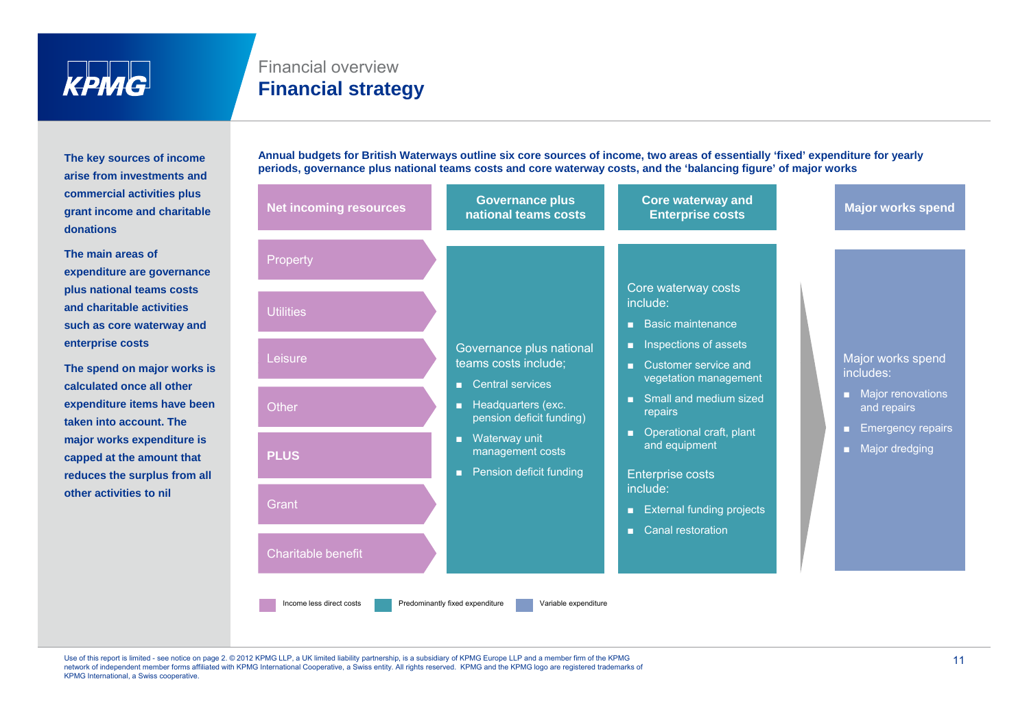Financial overview

# Financial strategy

**The key sources of income arise from investments and commercial activities plus grant income and charitable donations**

**The main areas of expenditure are governance plus national teams costs and charitable activities such as core waterway and enterprise costs**

**The spend on major works is calculated once all other expenditure items have been taken into account. The major works expenditure is capped at the amount that reduces the surplus from all other activities to nil**

**Annual budgets for British Waterways outline six core sources of income, two areas of essentially 'fixed' expenditure for yearly periods, governance plus national teams costs and core waterway costs, and the 'balancing figure' of major works**

**Net incoming resources**

- Property
- Utilities
- Leisure
- Other
- **PLUS**
- Grant
- Charitable benefit

**Governance plus national teams costs**

Governance plus national teams costs include;

- Central services
- Headquarters (exc. pension deficit funding)
- Waterway unit management costs
- Pension deficit funding

**Core waterway and Enterprise costs**

Core waterway costs include:

- Basic maintenance
- Inspections of assets
- Customer service and vegetation management
- Small and medium sized repairs
- Operational craft, plant and equipment

Enterprise costs include:

- External funding projects
- Canal restoration

**Major works spend**

Major works spend includes:

- Major renovations and repairs
- Emergency repairs
- Major dredging

Key: Income less direct costs | Predominantly fixed expenditure | Variable expenditure

Use of this report is limited - see notice on page 2. © 2012 KPMG LLP, a UK limited liability partnership, is a subsidiary of KPMG Europe LLP and a member firm of the KPMG network of independent member forms affiliated with KPMG International Cooperative, a Swiss entity. All rights reserved. KPMG and the KPMG logo are registered trademarks of KPMG International, a Swiss cooperative.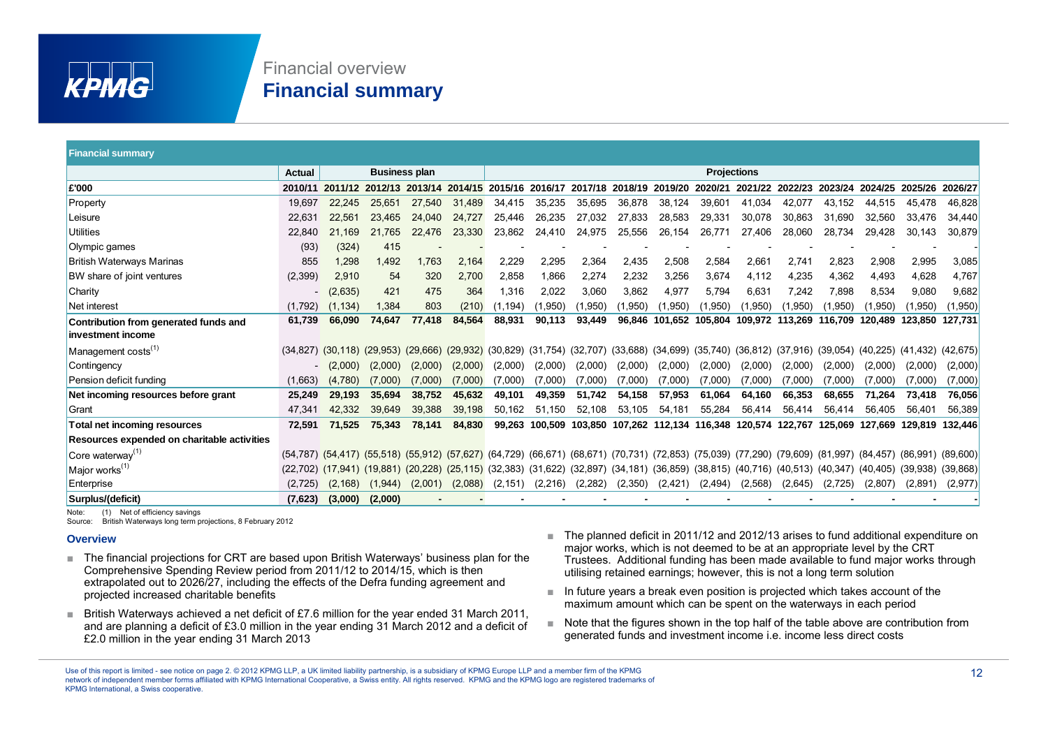Financial overview

# Financial summary

| Financial summary | | | | | | | | | | | | | | | | | |
|---|---|---|---|---|---|---|---|---|---|---|---|---|---|---|---|---|---|
| | Actual | Business plan | | | | Projections | | | | | | | | | | | |
| £'000 | 2010/11 | 2011/12 | 2012/13 | 2013/14 | 2014/15 | 2015/16 | 2016/17 | 2017/18 | 2018/19 | 2019/20 | 2020/21 | 2021/22 | 2022/23 | 2023/24 | 2024/25 | 2025/26 | 2026/27 |
| Property | 19,697 | 22,245 | 25,651 | 27,540 | 31,489 | 34,415 | 35,235 | 35,695 | 36,878 | 38,124 | 39,601 | 41,034 | 42,077 | 43,152 | 44,515 | 45,478 | 46,828 |
| Leisure | 22,631 | 22,561 | 23,465 | 24,040 | 24,727 | 25,446 | 26,235 | 27,032 | 27,833 | 28,583 | 29,331 | 30,078 | 30,863 | 31,690 | 32,560 | 33,476 | 34,440 |
| Utilities | 22,840 | 21,169 | 21,765 | 22,476 | 23,330 | 23,862 | 24,410 | 24,975 | 25,556 | 26,154 | 26,771 | 27,406 | 28,060 | 28,734 | 29,428 | 30,143 | 30,879 |
| Olympic games | (93) | (324) | 415 | - | - | - | - | - | - | - | - | - | - | - | - | - | - |
| British Waterways Marinas | 855 | 1,298 | 1,492 | 1,763 | 2,164 | 2,229 | 2,295 | 2,364 | 2,435 | 2,508 | 2,584 | 2,661 | 2,741 | 2,823 | 2,908 | 2,995 | 3,085 |
| BW share of joint ventures | (2,399) | 2,910 | 54 | 320 | 2,700 | 2,858 | 1,866 | 2,274 | 2,232 | 3,256 | 3,674 | 4,112 | 4,235 | 4,362 | 4,493 | 4,628 | 4,767 |
| Charity | - | (2,635) | 421 | 475 | 364 | 1,316 | 2,022 | 3,060 | 3,862 | 4,977 | 5,794 | 6,631 | 7,242 | 7,898 | 8,534 | 9,080 | 9,682 |
| Net interest | (1,792) | (1,134) | 1,384 | 803 | (210) | (1,194) | (1,950) | (1,950) | (1,950) | (1,950) | (1,950) | (1,950) | (1,950) | (1,950) | (1,950) | (1,950) | (1,950) |
| **Contribution from generated funds and investment income** | **61,739** | **66,090** | **74,647** | **77,418** | **84,564** | **88,931** | **90,113** | **93,449** | **96,846** | **101,652** | **105,804** | **109,972** | **113,269** | **116,709** | **120,489** | **123,850** | **127,731** |
| Management costs[(1)] | (34,827) | (30,118) | (29,953) | (29,666) | (29,932) | (30,829) | (31,754) | (32,707) | (33,688) | (34,699) | (35,740) | (36,812) | (37,916) | (39,054) | (40,225) | (41,432) | (42,675) |
| Contingency | - | (2,000) | (2,000) | (2,000) | (2,000) | (2,000) | (2,000) | (2,000) | (2,000) | (2,000) | (2,000) | (2,000) | (2,000) | (2,000) | (2,000) | (2,000) | (2,000) |
| Pension deficit funding | (1,663) | (4,780) | (7,000) | (7,000) | (7,000) | (7,000) | (7,000) | (7,000) | (7,000) | (7,000) | (7,000) | (7,000) | (7,000) | (7,000) | (7,000) | (7,000) | (7,000) |
| **Net incoming resources before grant** | **25,249** | **29,193** | **35,694** | **38,752** | **45,632** | **49,101** | **49,359** | **51,742** | **54,158** | **57,953** | **61,064** | **64,160** | **66,353** | **68,655** | **71,264** | **73,418** | **76,056** |
| Grant | 47,341 | 42,332 | 39,649 | 39,388 | 39,198 | 50,162 | 51,150 | 52,108 | 53,105 | 54,181 | 55,284 | 56,414 | 56,414 | 56,414 | 56,405 | 56,401 | 56,389 |
| **Total net incoming resources** | **72,591** | **71,525** | **75,343** | **78,141** | **84,830** | **99,263** | **100,509** | **103,850** | **107,262** | **112,134** | **116,348** | **120,574** | **122,767** | **125,069** | **127,669** | **129,819** | **132,446** |
| **Resources expended on charitable activities** | | | | | | | | | | | | | | | | | |
| Core waterway[(1)] | (54,787) | (54,417) | (55,518) | (55,912) | (57,627) | (64,729) | (66,671) | (68,671) | (70,731) | (72,853) | (75,039) | (77,290) | (79,609) | (81,997) | (84,457) | (86,991) | (89,600) |
| Major works[(1)] | (22,702) | (17,941) | (19,881) | (20,228) | (25,115) | (32,383) | (31,622) | (32,897) | (34,181) | (36,859) | (38,815) | (40,716) | (40,513) | (40,347) | (40,405) | (39,938) | (39,868) |
| Enterprise | (2,725) | (2,168) | (1,944) | (2,001) | (2,088) | (2,151) | (2,216) | (2,282) | (2,350) | (2,421) | (2,494) | (2,568) | (2,645) | (2,725) | (2,807) | (2,891) | (2,977) |
| **Surplus/(deficit)** | **(7,623)** | **(3,000)** | **(2,000)** | **-** | **-** | **-** | **-** | **-** | **-** | **-** | **-** | **-** | **-** | **-** | **-** | **-** | **-** |

Note: (1) Net of efficiency savings

Source: British Waterways long term projections, 8 February 2012

### Overview

- The financial projections for CRT are based upon British Waterways' business plan for the Comprehensive Spending Review period from 2011/12 to 2014/15, which is then extrapolated out to 2026/27, including the effects of the Defra funding agreement and projected increased charitable benefits
- British Waterways achieved a net deficit of £7.6 million for the year ended 31 March 2011, and are planning a deficit of £3.0 million in the year ending 31 March 2012 and a deficit of £2.0 million in the year ending 31 March 2013
- The planned deficit in 2011/12 and 2012/13 arises to fund additional expenditure on major works, which is not deemed to be at an appropriate level by the CRT Trustees. Additional funding has been made available to fund major works through utilising retained earnings; however, this is not a long term solution
- In future years a break even position is projected which takes account of the maximum amount which can be spent on the waterways in each period
- Note that the figures shown in the top half of the table above are contribution from generated funds and investment income i.e. income less direct costs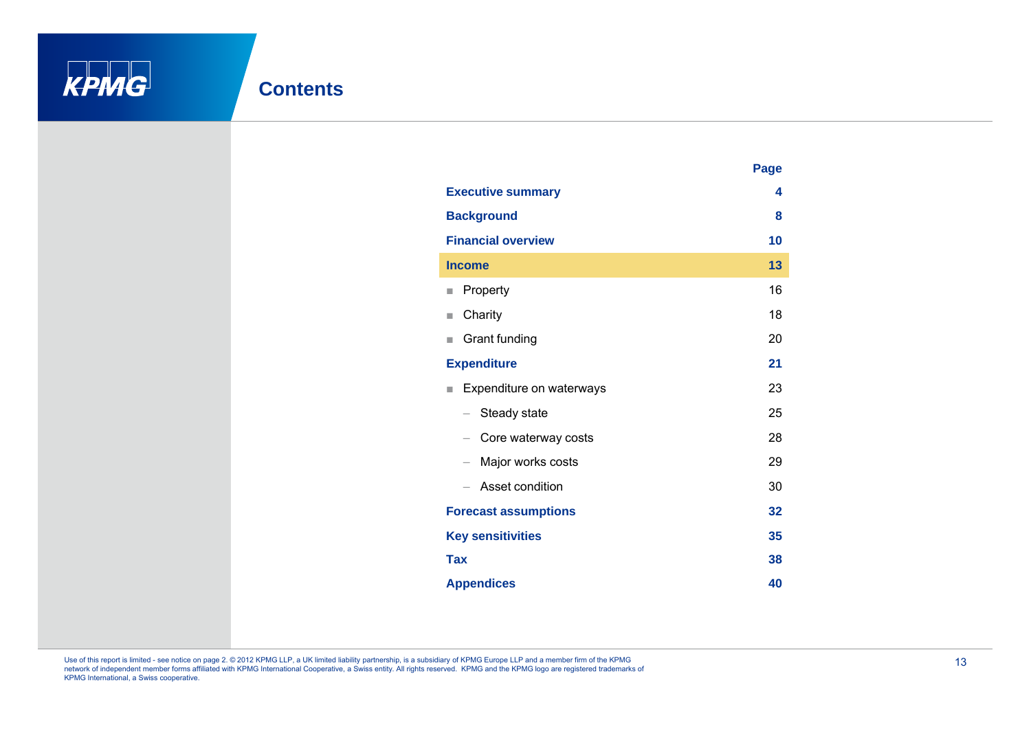# Contents

| | Page |
|---|---|
| **Executive summary** | **4** |
| **Background** | **8** |
| **Financial overview** | **10** |
| **Income** | **13** |
| ■ Property | 16 |
| ■ Charity | 18 |
| ■ Grant funding | 20 |
| **Expenditure** | **21** |
| ■ Expenditure on waterways | 23 |
| – Steady state | 25 |
| – Core waterway costs | 28 |
| – Major works costs | 29 |
| – Asset condition | 30 |
| **Forecast assumptions** | **32** |
| **Key sensitivities** | **35** |
| **Tax** | **38** |
| **Appendices** | **40** |

Use of this report is limited - see notice on page 2. © 2012 KPMG LLP, a UK limited liability partnership, is a subsidiary of KPMG Europe LLP and a member firm of the KPMG network of independent member forms affiliated with KPMG International Cooperative, a Swiss entity. All rights reserved. KPMG and the KPMG logo are registered trademarks of KPMG International, a Swiss cooperative.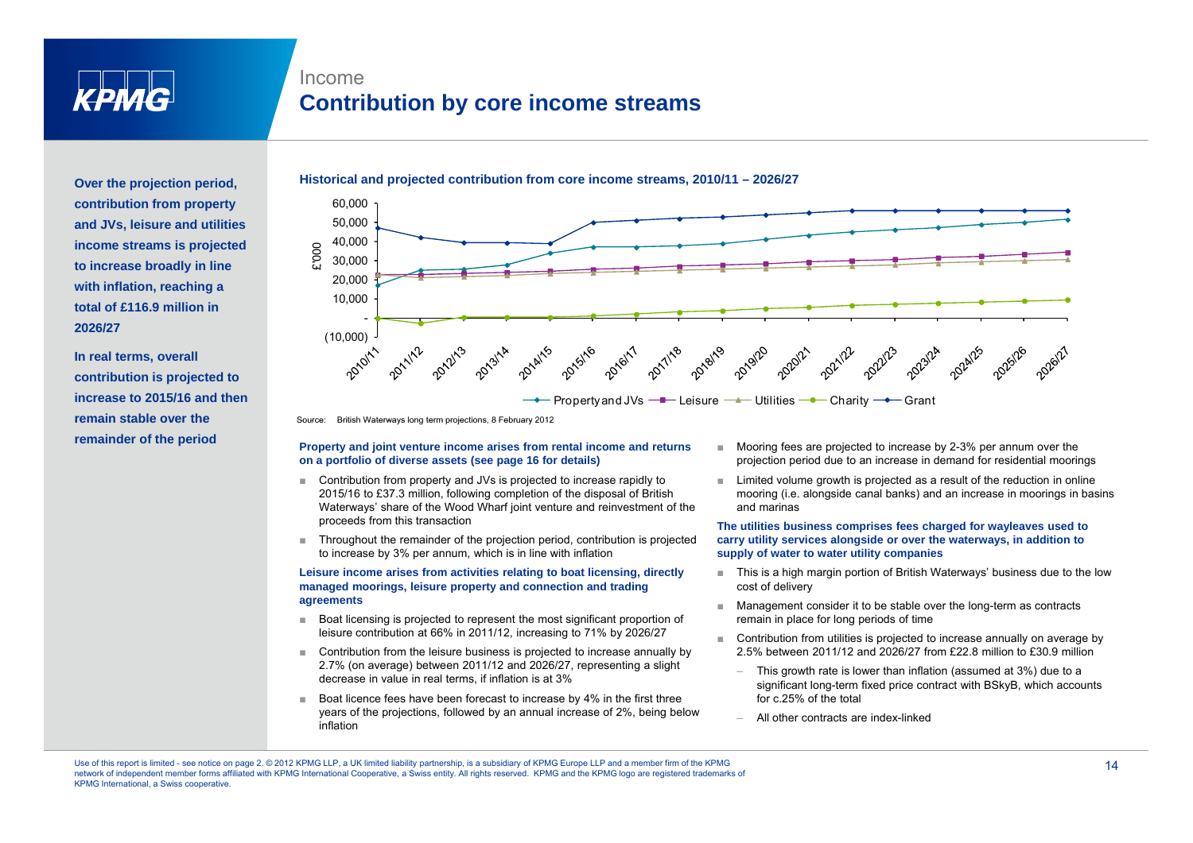Income

# Contribution by core income streams

**Over the projection period, contribution from property and JVs, leisure and utilities income streams is projected to increase broadly in line with inflation, reaching a total of £116.9 million in 2026/27**

**In real terms, overall contribution is projected to increase to 2015/16 and then remain stable over the remainder of the period**

**Historical and projected contribution from core income streams, 2010/11 – 2026/27**

£'000

60,000
50,000
40,000
30,000
20,000
10,000
-
(10,000)

2010/11 2011/12 2012/13 2013/14 2014/15 2015/16 2016/17 2017/18 2018/19 2019/20 2020/21 2021/22 2022/23 2023/24 2024/25 2025/26 2026/27

Property and JVs, Leisure, Utilities, Charity, Grant

Source: British Waterways long term projections, 8 February 2012

**Property and joint venture income arises from rental income and returns on a portfolio of diverse assets (see page 16 for details)**

- Contribution from property and JVs is projected to increase rapidly to 2015/16 to £37.3 million, following completion of the disposal of British Waterways' share of the Wood Wharf joint venture and reinvestment of the proceeds from this transaction
- Throughout the remainder of the projection period, contribution is projected to increase by 3% per annum, which is in line with inflation

**Leisure income arises from activities relating to boat licensing, directly managed moorings, leisure property and connection and trading agreements**

- Boat licensing is projected to represent the most significant proportion of leisure contribution at 66% in 2011/12, increasing to 71% by 2026/27
- Contribution from the leisure business is projected to increase annually by 2.7% (on average) between 2011/12 and 2026/27, representing a slight decrease in value in real terms, if inflation is at 3%
- Boat licence fees have been forecast to increase by 4% in the first three years of the projections, followed by an annual increase of 2%, being below inflation
- Mooring fees are projected to increase by 2-3% per annum over the projection period due to an increase in demand for residential moorings
- Limited volume growth is projected as a result of the reduction in online mooring (i.e. alongside canal banks) and an increase in moorings in basins and marinas

**The utilities business comprises fees charged for wayleaves used to carry utility services alongside or over the waterways, in addition to supply of water to water utility companies**

- This is a high margin portion of British Waterways' business due to the low cost of delivery
- Management consider it to be stable over the long-term as contracts remain in place for long periods of time
- Contribution from utilities is projected to increase annually on average by 2.5% between 2011/12 and 2026/27 from £22.8 million to £30.9 million
  - This growth rate is lower than inflation (assumed at 3%) due to a significant long-term fixed price contract with BSkyB, which accounts for c.25% of the total
  - All other contracts are index-linked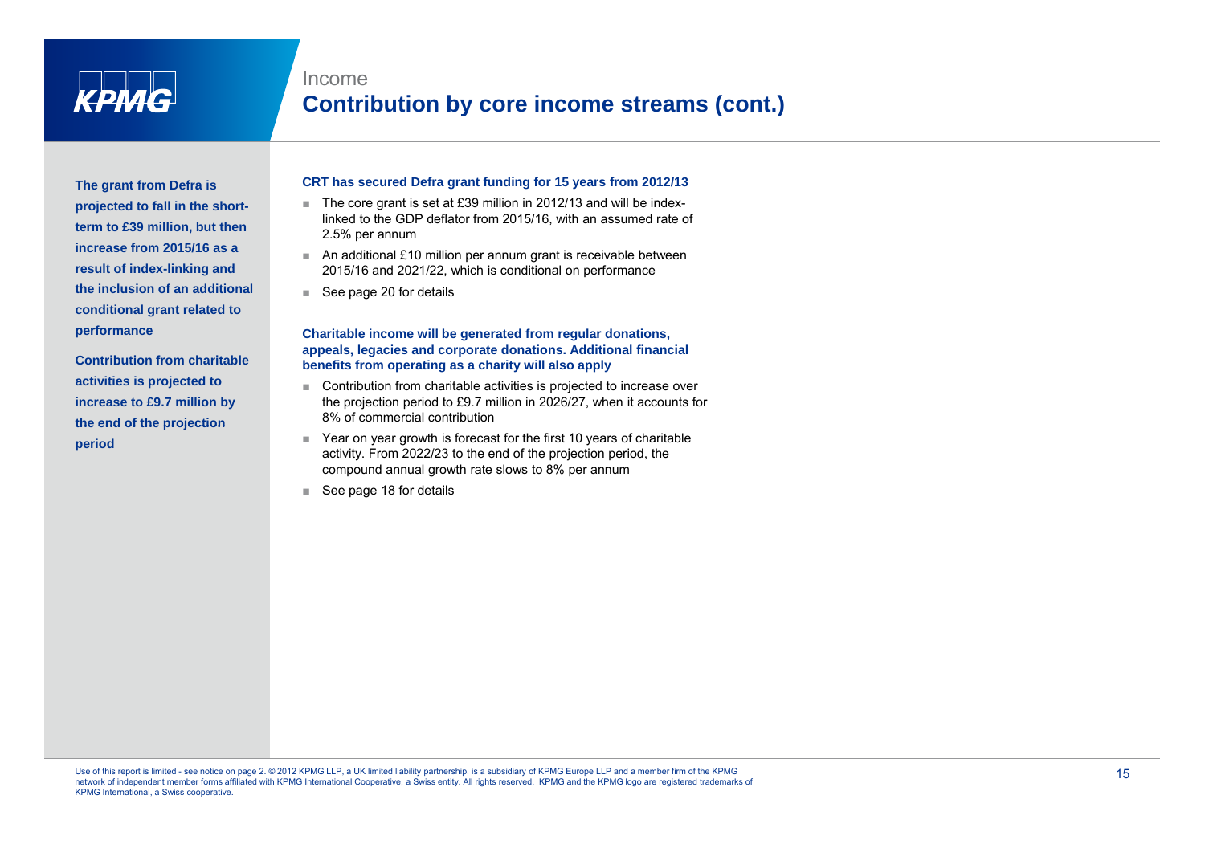Income

# Contribution by core income streams (cont.)

**The grant from Defra is projected to fall in the short-term to £39 million, but then increase from 2015/16 as a result of index-linking and the inclusion of an additional conditional grant related to performance**

**Contribution from charitable activities is projected to increase to £9.7 million by the end of the projection period**

### CRT has secured Defra grant funding for 15 years from 2012/13

- The core grant is set at £39 million in 2012/13 and will be index-linked to the GDP deflator from 2015/16, with an assumed rate of 2.5% per annum
- An additional £10 million per annum grant is receivable between 2015/16 and 2021/22, which is conditional on performance
- See page 20 for details

### Charitable income will be generated from regular donations, appeals, legacies and corporate donations. Additional financial benefits from operating as a charity will also apply

- Contribution from charitable activities is projected to increase over the projection period to £9.7 million in 2026/27, when it accounts for 8% of commercial contribution
- Year on year growth is forecast for the first 10 years of charitable activity. From 2022/23 to the end of the projection period, the compound annual growth rate slows to 8% per annum
- See page 18 for details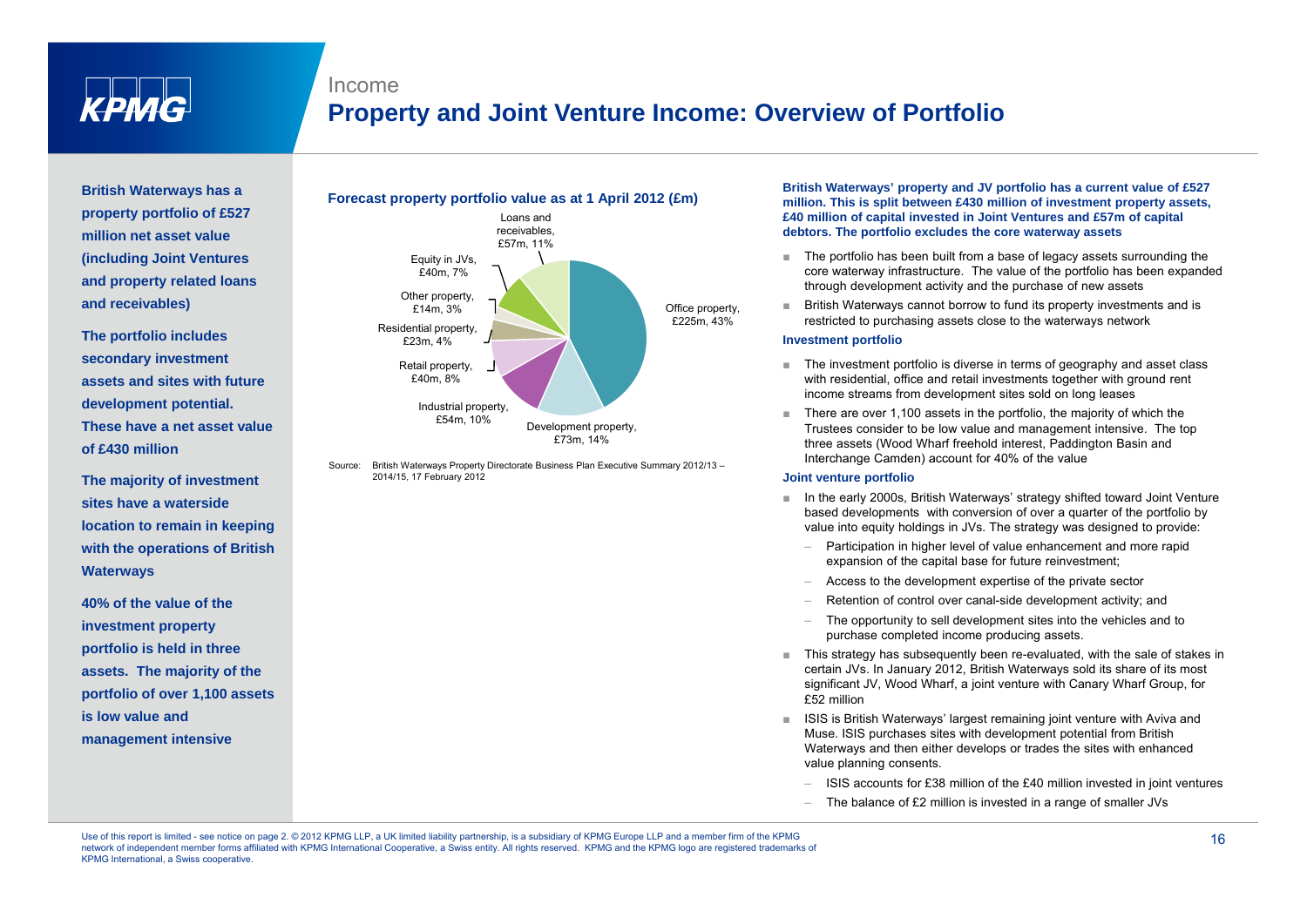Income

# Property and Joint Venture Income: Overview of Portfolio

**British Waterways has a property portfolio of £527 million net asset value (including Joint Ventures and property related loans and receivables)**

**The portfolio includes secondary investment assets and sites with future development potential. These have a net asset value of £430 million**

**The majority of investment sites have a waterside location to remain in keeping with the operations of British Waterways**

**40% of the value of the investment property portfolio is held in three assets. The majority of the portfolio of over 1,100 assets is low value and management intensive**

**Forecast property portfolio value as at 1 April 2012 (£m)**

Loans and receivables, £57m, 11%
Equity in JVs, £40m, 7%
Other property, £14m, 3%
Residential property, £23m, 4%
Retail property, £40m, 8%
Industrial property, £54m, 10%
Development property, £73m, 14%
Office property, £225m, 43%

Source: British Waterways Property Directorate Business Plan Executive Summary 2012/13 – 2014/15, 17 February 2012

**British Waterways' property and JV portfolio has a current value of £527 million. This is split between £430 million of investment property assets, £40 million of capital invested in Joint Ventures and £57m of capital debtors. The portfolio excludes the core waterway assets**

- The portfolio has been built from a base of legacy assets surrounding the core waterway infrastructure. The value of the portfolio has been expanded through development activity and the purchase of new assets
- British Waterways cannot borrow to fund its property investments and is restricted to purchasing assets close to the waterways network

### Investment portfolio

- The investment portfolio is diverse in terms of geography and asset class with residential, office and retail investments together with ground rent income streams from development sites sold on long leases
- There are over 1,100 assets in the portfolio, the majority of which the Trustees consider to be low value and management intensive. The top three assets (Wood Wharf freehold interest, Paddington Basin and Interchange Camden) account for 40% of the value

### Joint venture portfolio

- In the early 2000s, British Waterways' strategy shifted toward Joint Venture based developments with conversion of over a quarter of the portfolio by value into equity holdings in JVs. The strategy was designed to provide:
  - Participation in higher level of value enhancement and more rapid expansion of the capital base for future reinvestment;
  - Access to the development expertise of the private sector
  - Retention of control over canal-side development activity; and
  - The opportunity to sell development sites into the vehicles and to purchase completed income producing assets.
- This strategy has subsequently been re-evaluated, with the sale of stakes in certain JVs. In January 2012, British Waterways sold its share of its most significant JV, Wood Wharf, a joint venture with Canary Wharf Group, for £52 million
- ISIS is British Waterways' largest remaining joint venture with Aviva and Muse. ISIS purchases sites with development potential from British Waterways and then either develops or trades the sites with enhanced value planning consents.
  - ISIS accounts for £38 million of the £40 million invested in joint ventures
  - The balance of £2 million is invested in a range of smaller JVs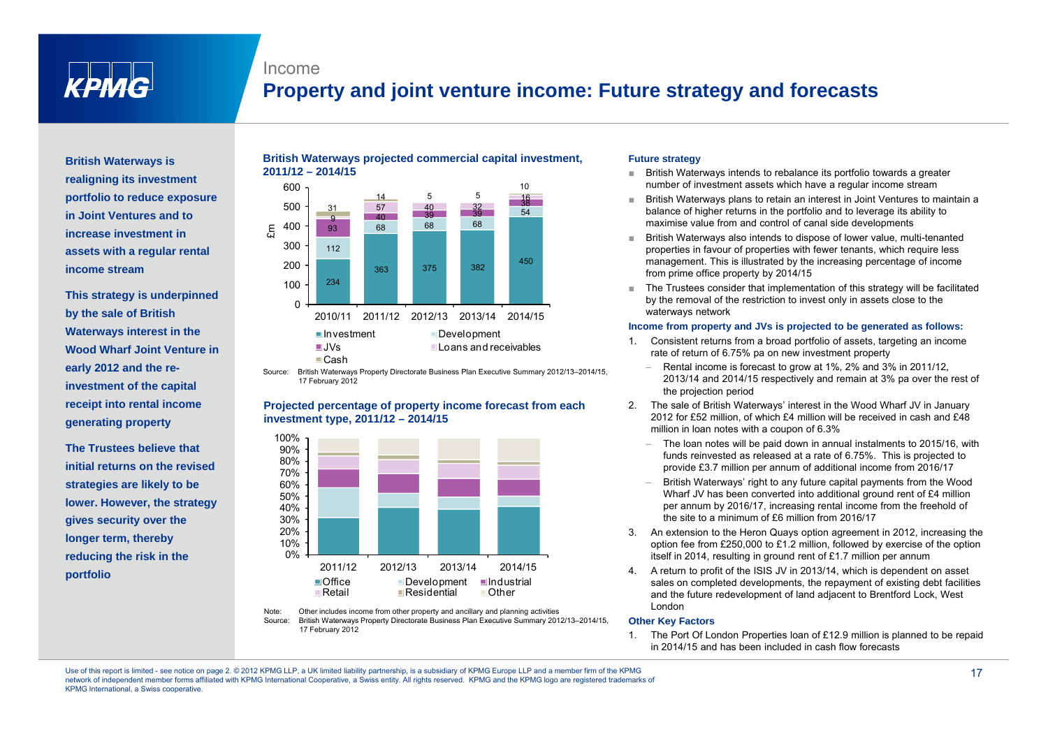Income

# Property and joint venture income: Future strategy and forecasts

**British Waterways is realigning its investment portfolio to reduce exposure in Joint Ventures and to increase investment in assets with a regular rental income stream**

**This strategy is underpinned by the sale of British Waterways interest in the Wood Wharf Joint Venture in early 2012 and the re-investment of the capital receipt into rental income generating property**

**The Trustees believe that initial returns on the revised strategies are likely to be lower. However, the strategy gives security over the longer term, thereby reducing the risk in the portfolio**

### British Waterways projected commercial capital investment, 2011/12 – 2014/15

£m
600
500
400
300
200
100
0

2010/11: 234, 112, 93, 9, 31
2011/12: 363, 68, 40, 57, 14
2012/13: 375, 68, 39, 40, 5
2013/14: 382, 68, 39, 32, 5
2014/15: 450, 54, 38, 16, 10

Investment
Development
JVs
Loans and receivables
Cash

Source: British Waterways Property Directorate Business Plan Executive Summary 2012/13–2014/15, 17 February 2012

### Projected percentage of property income forecast from each investment type, 2011/12 – 2014/15

100%
90%
80%
70%
60%
50%
40%
30%
20%
10%
0%

2011/12
2012/13
2013/14
2014/15

Office
Development
Industrial
Retail
Residential
Other

Note: Other includes income from other property and ancillary and planning activities

Source: British Waterways Property Directorate Business Plan Executive Summary 2012/13–2014/15, 17 February 2012

### Future strategy

- British Waterways intends to rebalance its portfolio towards a greater number of investment assets which have a regular income stream
- British Waterways plans to retain an interest in Joint Ventures to maintain a balance of higher returns in the portfolio and to leverage its ability to maximise value from and control of canal side developments
- British Waterways also intends to dispose of lower value, multi-tenanted properties in favour of properties with fewer tenants, which require less management. This is illustrated by the increasing percentage of income from prime office property by 2014/15
- The Trustees consider that implementation of this strategy will be facilitated by the removal of the restriction to invest only in assets close to the waterways network

### Income from property and JVs is projected to be generated as follows:

1. Consistent returns from a broad portfolio of assets, targeting an income rate of return of 6.75% pa on new investment property
   - Rental income is forecast to grow at 1%, 2% and 3% in 2011/12, 2013/14 and 2014/15 respectively and remain at 3% pa over the rest of the projection period
2. The sale of British Waterways' interest in the Wood Wharf JV in January 2012 for £52 million, of which £4 million will be received in cash and £48 million in loan notes with a coupon of 6.3%
   - The loan notes will be paid down in annual instalments to 2015/16, with funds reinvested as released at a rate of 6.75%. This is projected to provide £3.7 million per annum of additional income from 2016/17
   - British Waterways' right to any future capital payments from the Wood Wharf JV has been converted into additional ground rent of £4 million per annum by 2016/17, increasing rental income from the freehold of the site to a minimum of £6 million from 2016/17
3. An extension to the Heron Quays option agreement in 2012, increasing the option fee from £250,000 to £1.2 million, followed by exercise of the option itself in 2014, resulting in ground rent of £1.7 million per annum
4. A return to profit of the ISIS JV in 2013/14, which is dependent on asset sales on completed developments, the repayment of existing debt facilities and the future redevelopment of land adjacent to Brentford Lock, West London

### Other Key Factors

1. The Port Of London Properties loan of £12.9 million is planned to be repaid in 2014/15 and has been included in cash flow forecasts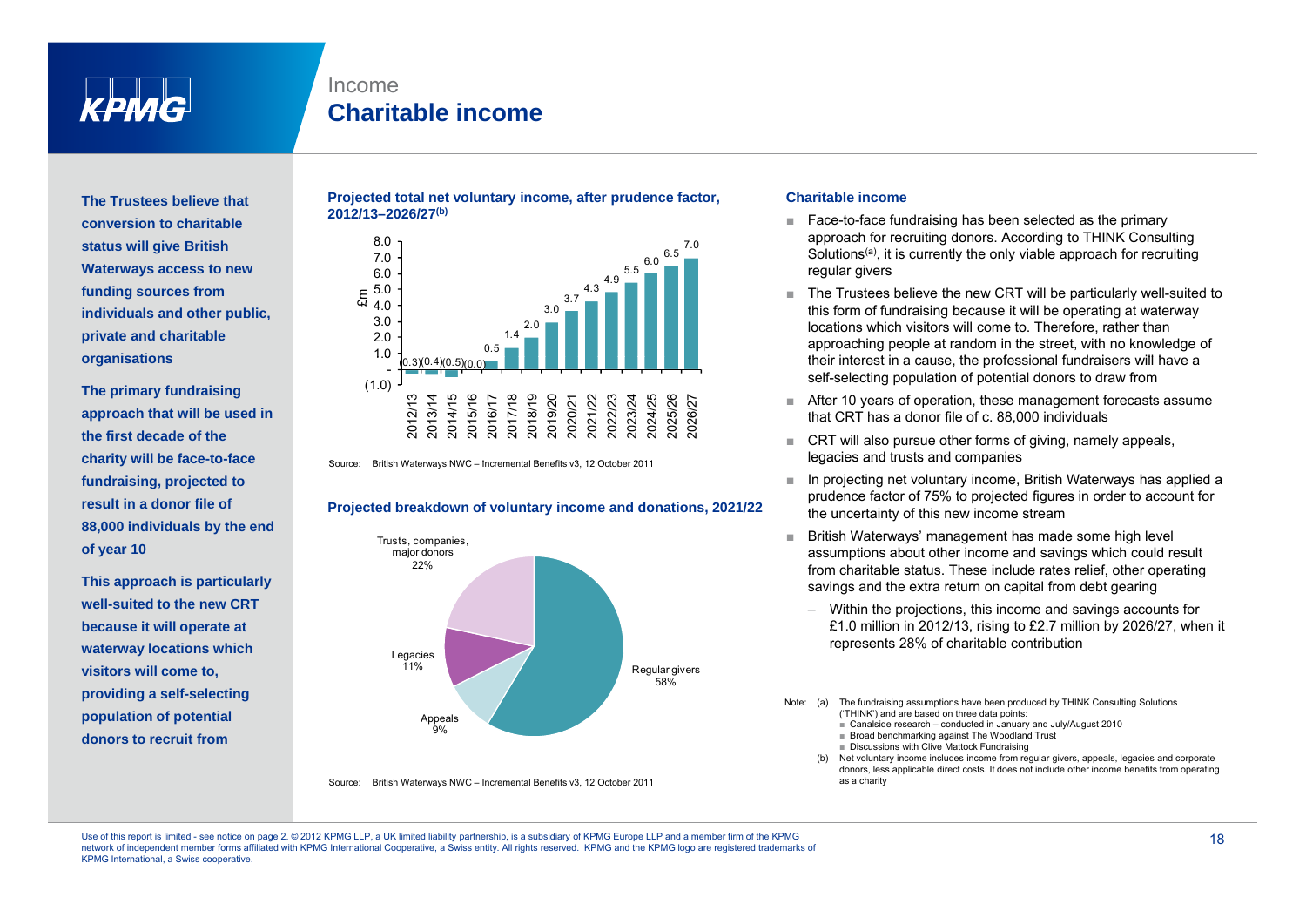# Income

## Charitable income

**The Trustees believe that conversion to charitable status will give British Waterways access to new funding sources from individuals and other public, private and charitable organisations**

**The primary fundraising approach that will be used in the first decade of the charity will be face-to-face fundraising, projected to result in a donor file of 88,000 individuals by the end of year 10**

**This approach is particularly well-suited to the new CRT because it will operate at waterway locations which visitors will come to, providing a self-selecting population of potential donors to recruit from**

**Projected total net voluntary income, after prudence factor, 2012/13–2026/27[(b)]**

£m

8.0
7.0
6.0
5.0
4.0
3.0
2.0
1.0
-
(1.0)

(0.3) (0.4) (0.5) (0.0) 0.5 1.4 2.0 3.0 3.7 4.3 4.9 5.5 6.0 6.5 7.0

2012/13 2013/14 2014/15 2015/16 2016/17 2017/18 2018/19 2019/20 2020/21 2021/22 2022/23 2023/24 2024/25 2025/26 2026/27

Source: British Waterways NWC – Incremental Benefits v3, 12 October 2011

**Projected breakdown of voluntary income and donations, 2021/22**

Trusts, companies, major donors 22%

Legacies 11%

Appeals 9%

Regular givers 58%

Source: British Waterways NWC – Incremental Benefits v3, 12 October 2011

**Charitable income**

- Face-to-face fundraising has been selected as the primary approach for recruiting donors. According to THINK Consulting Solutions[(a)], it is currently the only viable approach for recruiting regular givers
- The Trustees believe the new CRT will be particularly well-suited to this form of fundraising because it will be operating at waterway locations which visitors will come to. Therefore, rather than approaching people at random in the street, with no knowledge of their interest in a cause, the professional fundraisers will have a self-selecting population of potential donors to draw from
- After 10 years of operation, these management forecasts assume that CRT has a donor file of c. 88,000 individuals
- CRT will also pursue other forms of giving, namely appeals, legacies and trusts and companies
- In projecting net voluntary income, British Waterways has applied a prudence factor of 75% to projected figures in order to account for the uncertainty of this new income stream
- British Waterways' management has made some high level assumptions about other income and savings which could result from charitable status. These include rates relief, other operating savings and the extra return on capital from debt gearing
  - Within the projections, this income and savings accounts for £1.0 million in 2012/13, rising to £2.7 million by 2026/27, when it represents 28% of charitable contribution

Note: (a) The fundraising assumptions have been produced by THINK Consulting Solutions ('THINK') and are based on three data points:
- Canalside research – conducted in January and July/August 2010
- Broad benchmarking against The Woodland Trust
- Discussions with Clive Mattock Fundraising

(b) Net voluntary income includes income from regular givers, appeals, legacies and corporate donors, less applicable direct costs. It does not include other income benefits from operating as a charity

Use of this report is limited - see notice on page 2. © 2012 KPMG LLP, a UK limited liability partnership, is a subsidiary of KPMG Europe LLP and a member firm of the KPMG network of independent member forms affiliated with KPMG International Cooperative, a Swiss entity. All rights reserved. KPMG and the KPMG logo are registered trademarks of KPMG International, a Swiss cooperative.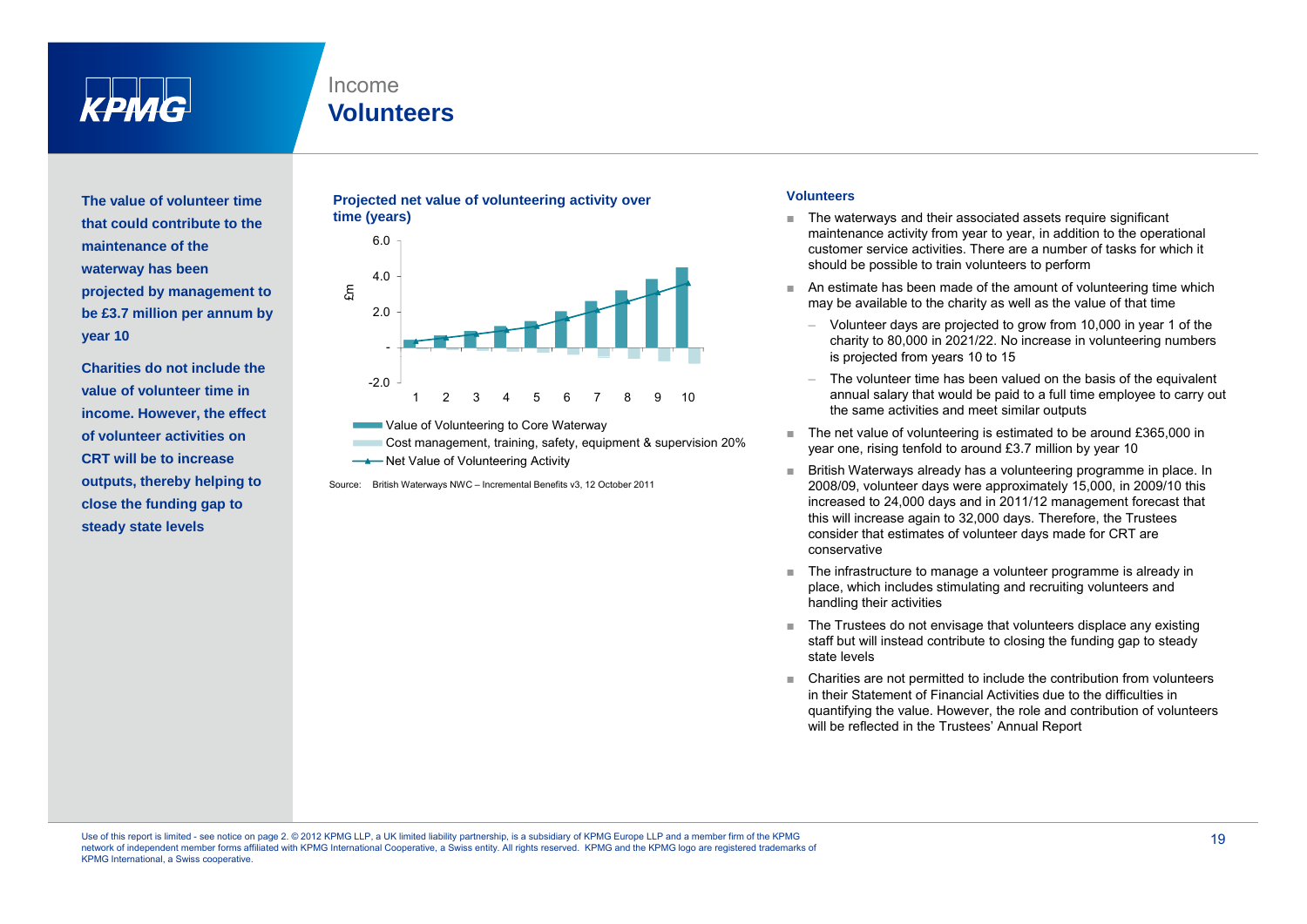# Income
## Volunteers

**The value of volunteer time that could contribute to the maintenance of the waterway has been projected by management to be £3.7 million per annum by year 10**

**Charities do not include the value of volunteer time in income. However, the effect of volunteer activities on CRT will be to increase outputs, thereby helping to close the funding gap to steady state levels**

**Projected net value of volunteering activity over time (years)**

£m

6.0
4.0
2.0
-
-2.0

1 2 3 4 5 6 7 8 9 10

Value of Volunteering to Core Waterway
Cost management, training, safety, equipment & supervision 20%
Net Value of Volunteering Activity

Source: British Waterways NWC – Incremental Benefits v3, 12 October 2011

**Volunteers**

- The waterways and their associated assets require significant maintenance activity from year to year, in addition to the operational customer service activities. There are a number of tasks for which it should be possible to train volunteers to perform
- An estimate has been made of the amount of volunteering time which may be available to the charity as well as the value of that time
  - Volunteer days are projected to grow from 10,000 in year 1 of the charity to 80,000 in 2021/22. No increase in volunteering numbers is projected from years 10 to 15
  - The volunteer time has been valued on the basis of the equivalent annual salary that would be paid to a full time employee to carry out the same activities and meet similar outputs
- The net value of volunteering is estimated to be around £365,000 in year one, rising tenfold to around £3.7 million by year 10
- British Waterways already has a volunteering programme in place. In 2008/09, volunteer days were approximately 15,000, in 2009/10 this increased to 24,000 days and in 2011/12 management forecast that this will increase again to 32,000 days. Therefore, the Trustees consider that estimates of volunteer days made for CRT are conservative
- The infrastructure to manage a volunteer programme is already in place, which includes stimulating and recruiting volunteers and handling their activities
- The Trustees do not envisage that volunteers displace any existing staff but will instead contribute to closing the funding gap to steady state levels
- Charities are not permitted to include the contribution from volunteers in their Statement of Financial Activities due to the difficulties in quantifying the value. However, the role and contribution of volunteers will be reflected in the Trustees' Annual Report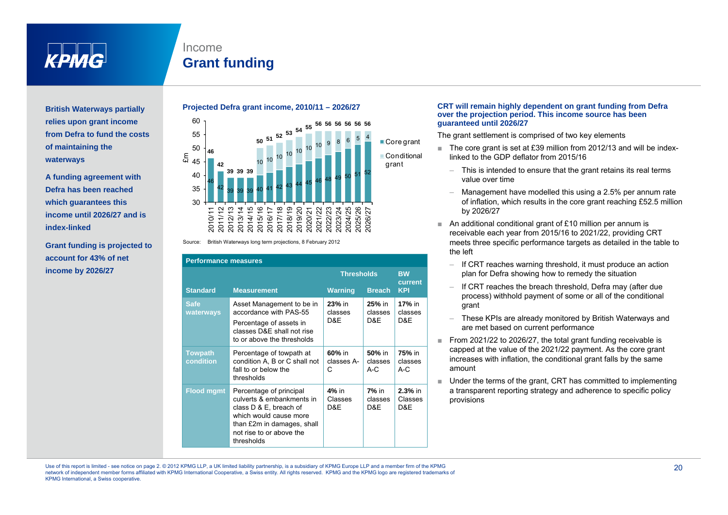Income

# Grant funding

**British Waterways partially relies upon grant income from Defra to fund the costs of maintaining the waterways**

**A funding agreement with Defra has been reached which guarantees this income until 2026/27 and is index-linked**

**Grant funding is projected to account for 43% of net income by 2026/27**

**Projected Defra grant income, 2010/11 – 2026/27**

£m

60
55
50
45
40
35
30

46 42 39 39 39 50 51 52 53 54 55 56 56 56 56 56 56

46 42 39 39 39 40 41 42 43 44 45 46 48 49 50 51 52

10 10 10 10 10 10 10 9 8 6 5 4

2010/11 2011/12 2012/13 2013/14 2014/15 2015/16 2016/17 2017/18 2018/19 2019/20 2020/21 2021/22 2022/23 2023/24 2024/25 2025/26 2026/27

Core grant
Conditional grant

Source: British Waterways long term projections, 8 February 2012

**Performance measures**

| Standard | Measurement | Thresholds: Warning | Thresholds: Breach | BW current KPI |
|---|---|---|---|---|
| **Safe waterways** | Asset Management to be in accordance with PAS-55<br>Percentage of assets in classes D&E shall not rise to or above the thresholds | **23%** in classes D&E | **25%** in classes D&E | **17%** in classes D&E |
| **Towpath condition** | Percentage of towpath at condition A, B or C shall not fall to or below the thresholds | **60%** in classes A-C | **50%** in classes A-C | **75%** in classes A-C |
| **Flood mgmt** | Percentage of principal culverts & embankments in class D & E, breach of which would cause more than £2m in damages, shall not rise to or above the thresholds | **4%** in Classes D&E | **7%** in classes D&E | **2.3%** in Classes D&E |

**CRT will remain highly dependent on grant funding from Defra over the projection period. This income source has been guaranteed until 2026/27**

The grant settlement is comprised of two key elements

- The core grant is set at £39 million from 2012/13 and will be index-linked to the GDP deflator from 2015/16
  - This is intended to ensure that the grant retains its real terms value over time
  - Management have modelled this using a 2.5% per annum rate of inflation, which results in the core grant reaching £52.5 million by 2026/27
- An additional conditional grant of £10 million per annum is receivable each year from 2015/16 to 2021/22, providing CRT meets three specific performance targets as detailed in the table to the left
  - If CRT reaches warning threshold, it must produce an action plan for Defra showing how to remedy the situation
  - If CRT reaches the breach threshold, Defra may (after due process) withhold payment of some or all of the conditional grant
  - These KPIs are already monitored by British Waterways and are met based on current performance
- From 2021/22 to 2026/27, the total grant funding receivable is capped at the value of the 2021/22 payment. As the core grant increases with inflation, the conditional grant falls by the same amount
- Under the terms of the grant, CRT has committed to implementing a transparent reporting strategy and adherence to specific policy provisions

Use of this report is limited - see notice on page 2. © 2012 KPMG LLP, a UK limited liability partnership, is a subsidiary of KPMG Europe LLP and a member firm of the KPMG network of independent member forms affiliated with KPMG International Cooperative, a Swiss entity. All rights reserved. KPMG and the KPMG logo are registered trademarks of KPMG International, a Swiss cooperative.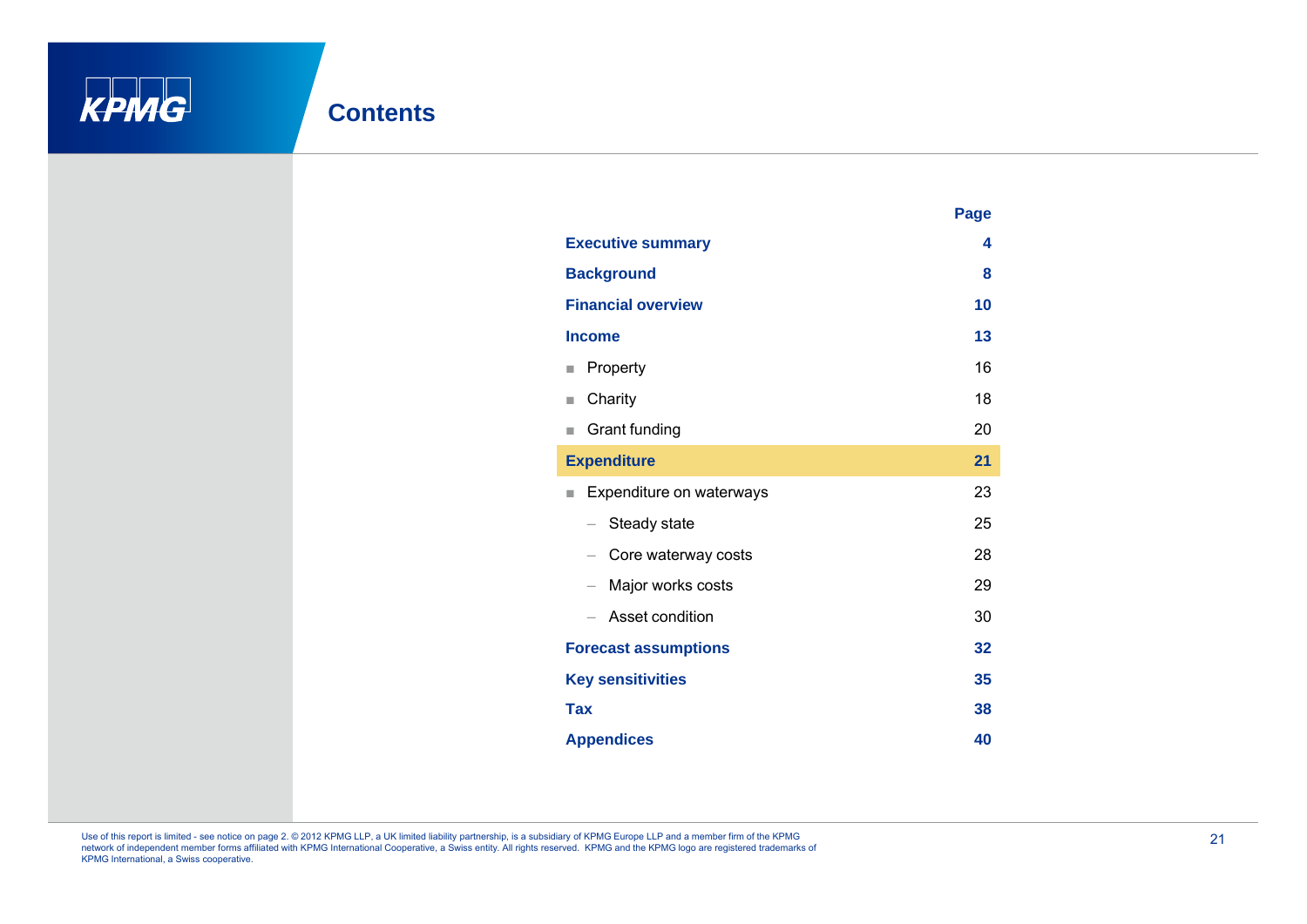# Contents

| | Page |
|---|---|
| **Executive summary** | **4** |
| **Background** | **8** |
| **Financial overview** | **10** |
| **Income** | **13** |
| ■ Property | 16 |
| ■ Charity | 18 |
| ■ Grant funding | 20 |
| **Expenditure** | **21** |
| ■ Expenditure on waterways | 23 |
| – Steady state | 25 |
| – Core waterway costs | 28 |
| – Major works costs | 29 |
| – Asset condition | 30 |
| **Forecast assumptions** | **32** |
| **Key sensitivities** | **35** |
| **Tax** | **38** |
| **Appendices** | **40** |

Use of this report is limited - see notice on page 2. © 2012 KPMG LLP, a UK limited liability partnership, is a subsidiary of KPMG Europe LLP and a member firm of the KPMG network of independent member forms affiliated with KPMG International Cooperative, a Swiss entity. All rights reserved. KPMG and the KPMG logo are registered trademarks of KPMG International, a Swiss cooperative.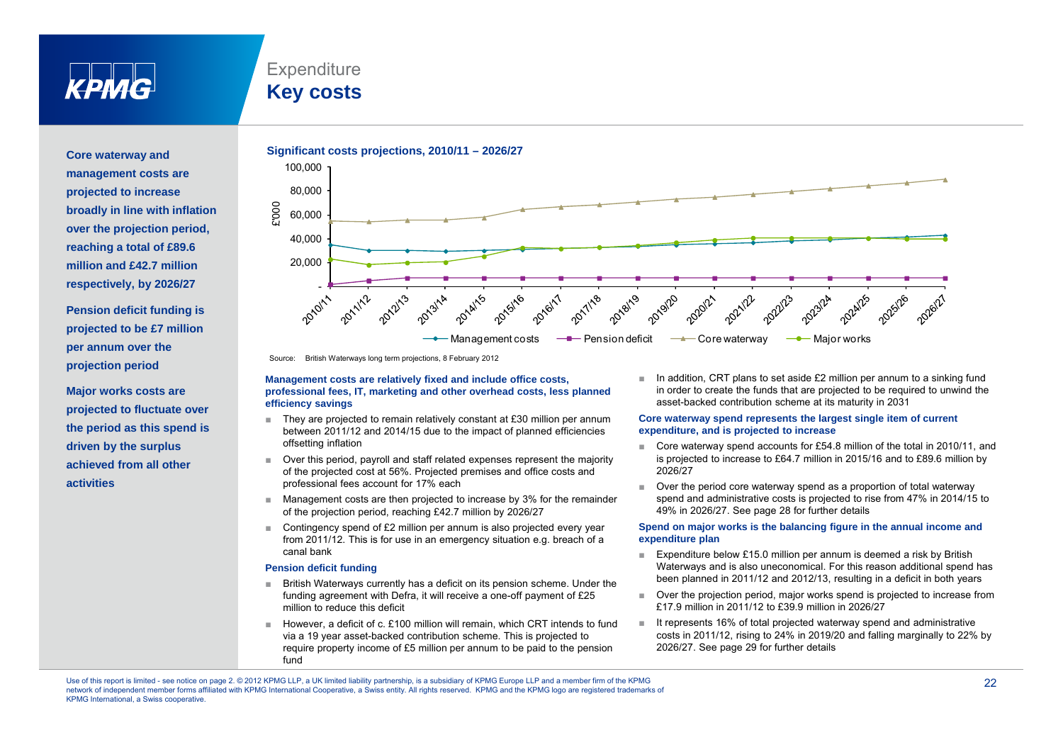# Expenditure
## Key costs

**Core waterway and management costs are projected to increase broadly in line with inflation over the projection period, reaching a total of £89.6 million and £42.7 million respectively, by 2026/27**

**Pension deficit funding is projected to be £7 million per annum over the projection period**

**Major works costs are projected to fluctuate over the period as this spend is driven by the surplus achieved from all other activities**

**Significant costs projections, 2010/11 – 2026/27**

£'000

100,000
80,000
60,000
40,000
20,000
-

2010/11, 2011/12, 2012/13, 2013/14, 2014/15, 2015/16, 2016/17, 2017/18, 2018/19, 2019/20, 2020/21, 2021/22, 2022/23, 2023/24, 2024/25, 2025/26, 2026/27

Management costs — Pension deficit — Core waterway — Major works

Source: British Waterways long term projections, 8 February 2012

**Management costs are relatively fixed and include office costs, professional fees, IT, marketing and other overhead costs, less planned efficiency savings**

- They are projected to remain relatively constant at £30 million per annum between 2011/12 and 2014/15 due to the impact of planned efficiencies offsetting inflation
- Over this period, payroll and staff related expenses represent the majority of the projected cost at 56%. Projected premises and office costs and professional fees account for 17% each
- Management costs are then projected to increase by 3% for the remainder of the projection period, reaching £42.7 million by 2026/27
- Contingency spend of £2 million per annum is also projected every year from 2011/12. This is for use in an emergency situation e.g. breach of a canal bank

**Pension deficit funding**

- British Waterways currently has a deficit on its pension scheme. Under the funding agreement with Defra, it will receive a one-off payment of £25 million to reduce this deficit
- However, a deficit of c. £100 million will remain, which CRT intends to fund via a 19 year asset-backed contribution scheme. This is projected to require property income of £5 million per annum to be paid to the pension fund
- In addition, CRT plans to set aside £2 million per annum to a sinking fund in order to create the funds that are projected to be required to unwind the asset-backed contribution scheme at its maturity in 2031

**Core waterway spend represents the largest single item of current expenditure, and is projected to increase**

- Core waterway spend accounts for £54.8 million of the total in 2010/11, and is projected to increase to £64.7 million in 2015/16 and to £89.6 million by 2026/27
- Over the period core waterway spend as a proportion of total waterway spend and administrative costs is projected to rise from 47% in 2014/15 to 49% in 2026/27. See page 28 for further details

**Spend on major works is the balancing figure in the annual income and expenditure plan**

- Expenditure below £15.0 million per annum is deemed a risk by British Waterways and is also uneconomical. For this reason additional spend has been planned in 2011/12 and 2012/13, resulting in a deficit in both years
- Over the projection period, major works spend is projected to increase from £17.9 million in 2011/12 to £39.9 million in 2026/27
- It represents 16% of total projected waterway spend and administrative costs in 2011/12, rising to 24% in 2019/20 and falling marginally to 22% by 2026/27. See page 29 for further details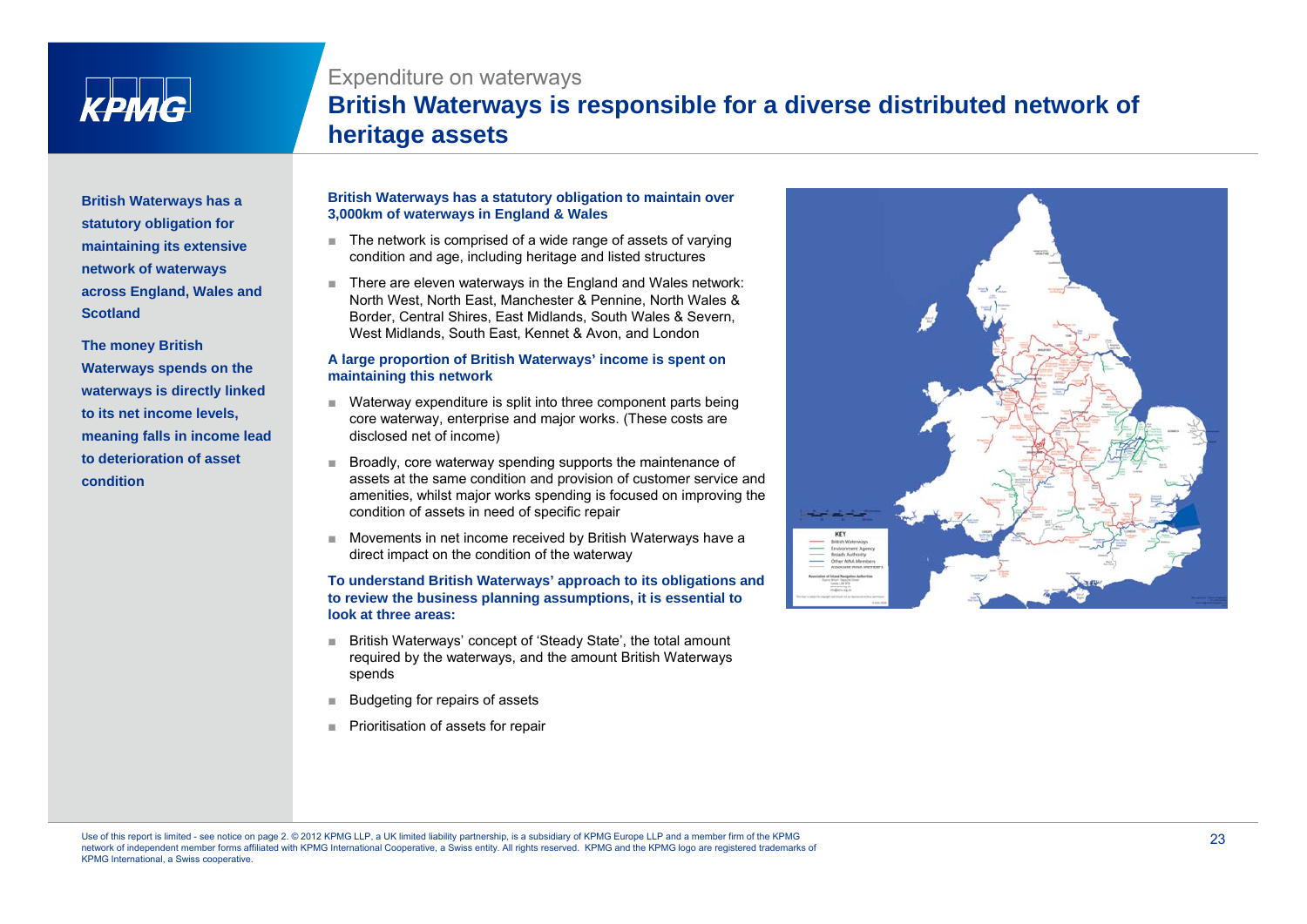Expenditure on waterways

# British Waterways is responsible for a diverse distributed network of heritage assets

**British Waterways has a statutory obligation for maintaining its extensive network of waterways across England, Wales and Scotland**

**The money British Waterways spends on the waterways is directly linked to its net income levels, meaning falls in income lead to deterioration of asset condition**

**British Waterways has a statutory obligation to maintain over 3,000km of waterways in England & Wales**

- The network is comprised of a wide range of assets of varying condition and age, including heritage and listed structures
- There are eleven waterways in the England and Wales network: North West, North East, Manchester & Pennine, North Wales & Border, Central Shires, East Midlands, South Wales & Severn, West Midlands, South East, Kennet & Avon, and London

**A large proportion of British Waterways' income is spent on maintaining this network**

- Waterway expenditure is split into three component parts being core waterway, enterprise and major works. (These costs are disclosed net of income)
- Broadly, core waterway spending supports the maintenance of assets at the same condition and provision of customer service and amenities, whilst major works spending is focused on improving the condition of assets in need of specific repair
- Movements in net income received by British Waterways have a direct impact on the condition of the waterway

**To understand British Waterways' approach to its obligations and to review the business planning assumptions, it is essential to look at three areas:**

- British Waterways' concept of 'Steady State', the total amount required by the waterways, and the amount British Waterways spends
- Budgeting for repairs of assets
- Prioritisation of assets for repair

KEY
British Waterways
Environment Agency
Broads Authority
Other AINA Members

Use of this report is limited - see notice on page 2. © 2012 KPMG LLP, a UK limited liability partnership, is a subsidiary of KPMG Europe LLP and a member firm of the KPMG network of independent member forms affiliated with KPMG International Cooperative, a Swiss entity. All rights reserved. KPMG and the KPMG logo are registered trademarks of KPMG International, a Swiss cooperative.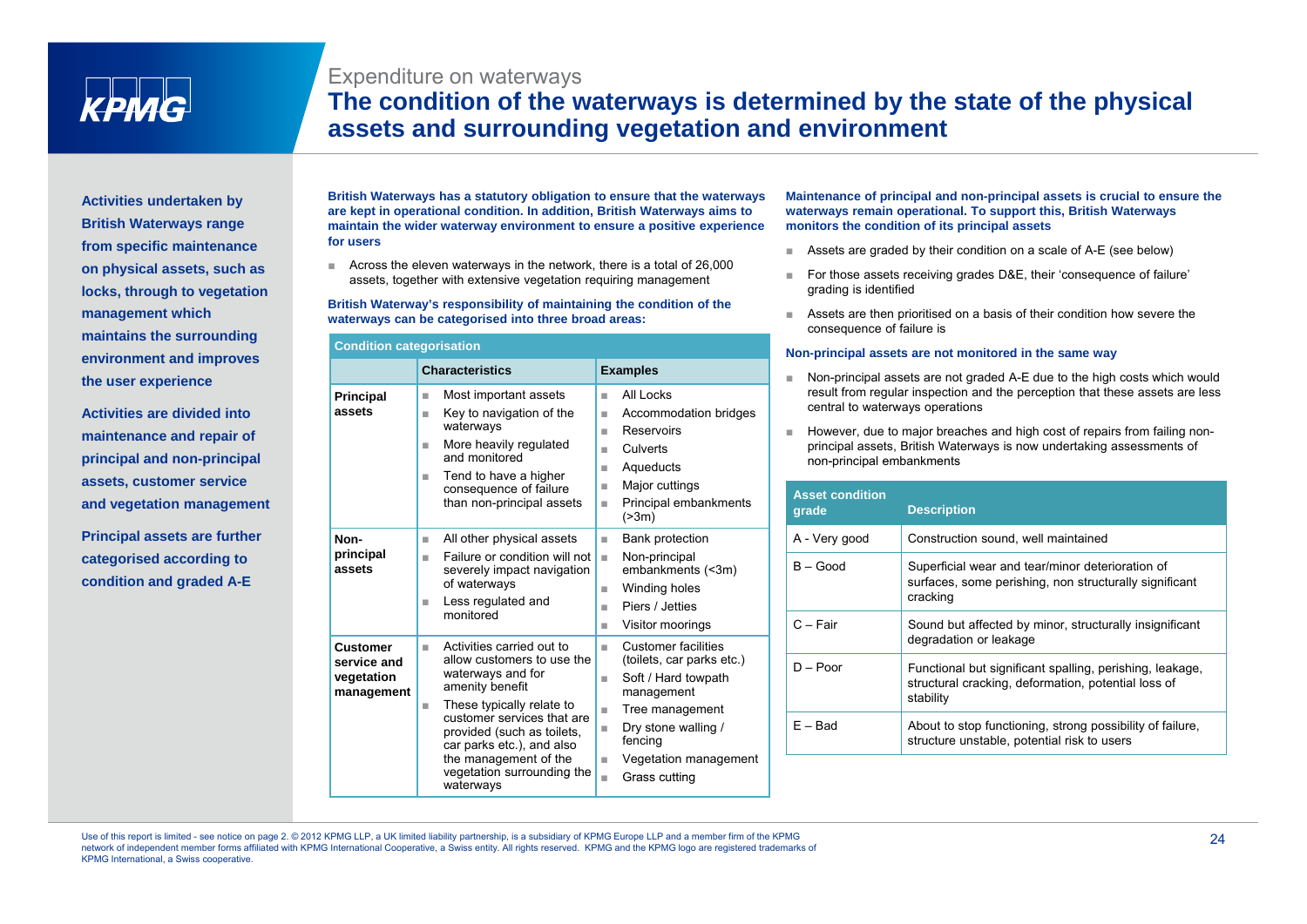Expenditure on waterways

# The condition of the waterways is determined by the state of the physical assets and surrounding vegetation and environment

**Activities undertaken by British Waterways range from specific maintenance on physical assets, such as locks, through to vegetation management which maintains the surrounding environment and improves the user experience**

**Activities are divided into maintenance and repair of principal and non-principal assets, customer service and vegetation management**

**Principal assets are further categorised according to condition and graded A-E**

**British Waterways has a statutory obligation to ensure that the waterways are kept in operational condition. In addition, British Waterways aims to maintain the wider waterway environment to ensure a positive experience for users**

- Across the eleven waterways in the network, there is a total of 26,000 assets, together with extensive vegetation requiring management

**British Waterway's responsibility of maintaining the condition of the waterways can be categorised into three broad areas:**

**Condition categorisation**

| | Characteristics | Examples |
|---|---|---|
| **Principal assets** | - Most important assets<br>- Key to navigation of the waterways<br>- More heavily regulated and monitored<br>- Tend to have a higher consequence of failure than non-principal assets | - All Locks<br>- Accommodation bridges<br>- Reservoirs<br>- Culverts<br>- Aqueducts<br>- Major cuttings<br>- Principal embankments (>3m) |
| **Non-principal assets** | - All other physical assets<br>- Failure or condition will not severely impact navigation of waterways<br>- Less regulated and monitored | - Bank protection<br>- Non-principal embankments (<3m)<br>- Winding holes<br>- Piers / Jetties<br>- Visitor moorings |
| **Customer service and vegetation management** | - Activities carried out to allow customers to use the waterways and for amenity benefit<br>- These typically relate to customer services that are provided (such as toilets, car parks etc.), and also the management of the vegetation surrounding the waterways | - Customer facilities (toilets, car parks etc.)<br>- Soft / Hard towpath management<br>- Tree management<br>- Dry stone walling / fencing<br>- Vegetation management<br>- Grass cutting |

**Maintenance of principal and non-principal assets is crucial to ensure the waterways remain operational. To support this, British Waterways monitors the condition of its principal assets**

- Assets are graded by their condition on a scale of A-E (see below)
- For those assets receiving grades D&E, their 'consequence of failure' grading is identified
- Assets are then prioritised on a basis of their condition how severe the consequence of failure is

**Non-principal assets are not monitored in the same way**

- Non-principal assets are not graded A-E due to the high costs which would result from regular inspection and the perception that these assets are less central to waterways operations
- However, due to major breaches and high cost of repairs from failing non-principal assets, British Waterways is now undertaking assessments of non-principal embankments

| Asset condition grade | Description |
|---|---|
| A - Very good | Construction sound, well maintained |
| B – Good | Superficial wear and tear/minor deterioration of surfaces, some perishing, non structurally significant cracking |
| C – Fair | Sound but affected by minor, structurally insignificant degradation or leakage |
| D – Poor | Functional but significant spalling, perishing, leakage, structural cracking, deformation, potential loss of stability |
| E – Bad | About to stop functioning, strong possibility of failure, structure unstable, potential risk to users |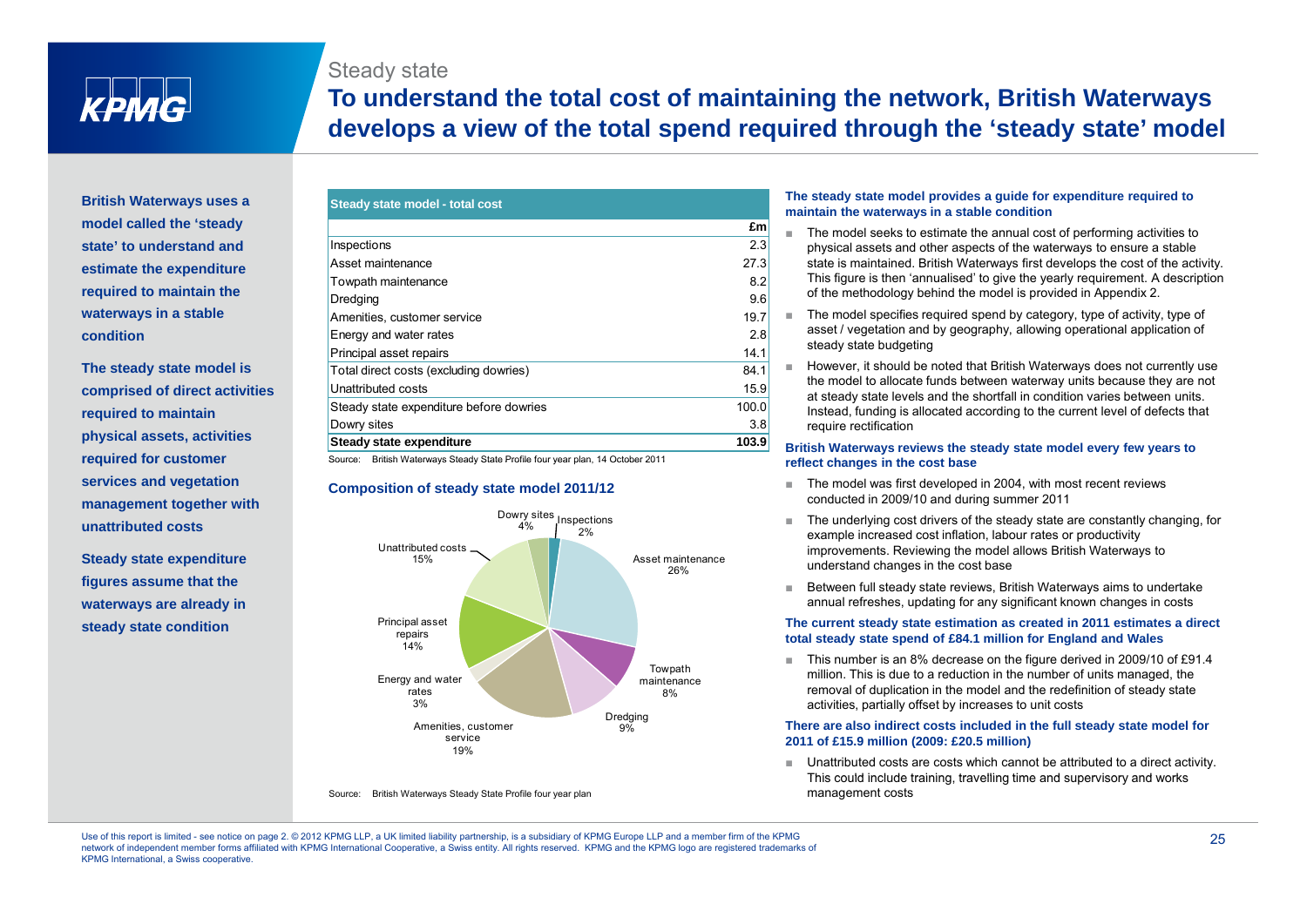Steady state

# To understand the total cost of maintaining the network, British Waterways develops a view of the total spend required through the 'steady state' model

**British Waterways uses a model called the 'steady state' to understand and estimate the expenditure required to maintain the waterways in a stable condition**

**The steady state model is comprised of direct activities required to maintain physical assets, activities required for customer services and vegetation management together with unattributed costs**

**Steady state expenditure figures assume that the waterways are already in steady state condition**

**Steady state model - total cost**

| | £m |
|---|---|
| Inspections | 2.3 |
| Asset maintenance | 27.3 |
| Towpath maintenance | 8.2 |
| Dredging | 9.6 |
| Amenities, customer service | 19.7 |
| Energy and water rates | 2.8 |
| Principal asset repairs | 14.1 |
| Total direct costs (excluding dowries) | 84.1 |
| Unattributed costs | 15.9 |
| Steady state expenditure before dowries | 100.0 |
| Dowry sites | 3.8 |
| **Steady state expenditure** | **103.9** |

Source: British Waterways Steady State Profile four year plan, 14 October 2011

**Composition of steady state model 2011/12**

Dowry sites 4%
Inspections 2%
Asset maintenance 26%
Towpath maintenance 8%
Dredging 9%
Amenities, customer service 19%
Energy and water rates 3%
Principal asset repairs 14%
Unattributed costs 15%

Source: British Waterways Steady State Profile four year plan

**The steady state model provides a guide for expenditure required to maintain the waterways in a stable condition**

- The model seeks to estimate the annual cost of performing activities to physical assets and other aspects of the waterways to ensure a stable state is maintained. British Waterways first develops the cost of the activity. This figure is then 'annualised' to give the yearly requirement. A description of the methodology behind the model is provided in Appendix 2.
- The model specifies required spend by category, type of activity, type of asset / vegetation and by geography, allowing operational application of steady state budgeting
- However, it should be noted that British Waterways does not currently use the model to allocate funds between waterway units because they are not at steady state levels and the shortfall in condition varies between units. Instead, funding is allocated according to the current level of defects that require rectification

**British Waterways reviews the steady state model every few years to reflect changes in the cost base**

- The model was first developed in 2004, with most recent reviews conducted in 2009/10 and during summer 2011
- The underlying cost drivers of the steady state are constantly changing, for example increased cost inflation, labour rates or productivity improvements. Reviewing the model allows British Waterways to understand changes in the cost base
- Between full steady state reviews, British Waterways aims to undertake annual refreshes, updating for any significant known changes in costs

**The current steady state estimation as created in 2011 estimates a direct total steady state spend of £84.1 million for England and Wales**

- This number is an 8% decrease on the figure derived in 2009/10 of £91.4 million. This is due to a reduction in the number of units managed, the removal of duplication in the model and the redefinition of steady state activities, partially offset by increases to unit costs

**There are also indirect costs included in the full steady state model for 2011 of £15.9 million (2009: £20.5 million)**

- Unattributed costs are costs which cannot be attributed to a direct activity. This could include training, travelling time and supervisory and works management costs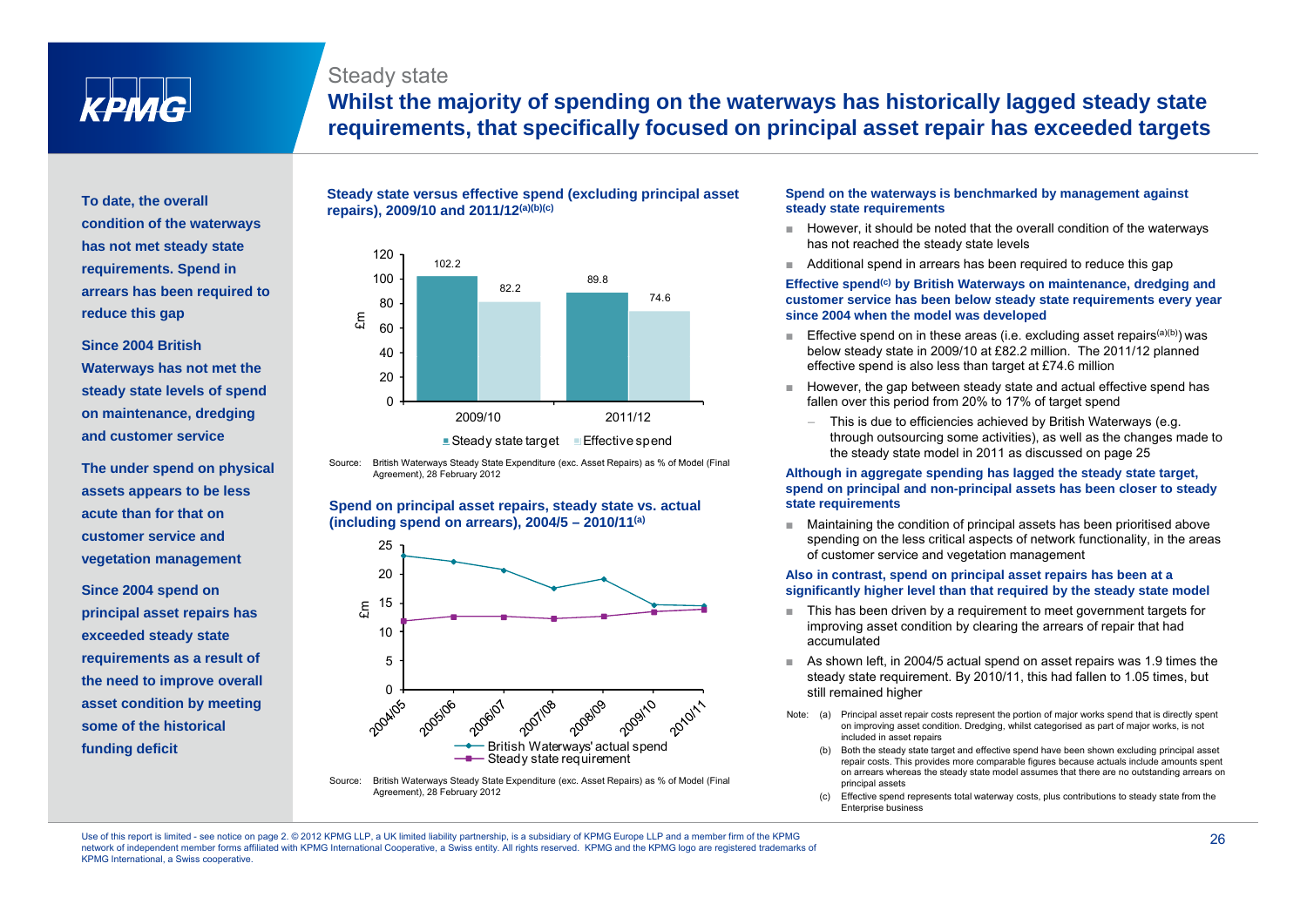Steady state

# Whilst the majority of spending on the waterways has historically lagged steady state requirements, that specifically focused on principal asset repair has exceeded targets

**To date, the overall condition of the waterways has not met steady state requirements. Spend in arrears has been required to reduce this gap**

**Since 2004 British Waterways has not met the steady state levels of spend on maintenance, dredging and customer service**

**The under spend on physical assets appears to be less acute than for that on customer service and vegetation management**

**Since 2004 spend on principal asset repairs has exceeded steady state requirements as a result of the need to improve overall asset condition by meeting some of the historical funding deficit**

**Steady state versus effective spend (excluding principal asset repairs), 2009/10 and 2011/12[(a)(b)(c)]**

£m

120
100
80
60
40
20
0

102.2
82.2
89.8
74.6

2009/10
2011/12

Steady state target
Effective spend

Source: British Waterways Steady State Expenditure (exc. Asset Repairs) as % of Model (Final Agreement), 28 February 2012

**Spend on principal asset repairs, steady state vs. actual (including spend on arrears), 2004/5 – 2010/11[(a)]**

£m

25
20
15
10
5
0

2004/05
2005/06
2006/07
2007/08
2008/09
2009/10
2010/11

British Waterways' actual spend
Steady state requirement

Source: British Waterways Steady State Expenditure (exc. Asset Repairs) as % of Model (Final Agreement), 28 February 2012

**Spend on the waterways is benchmarked by management against steady state requirements**

- However, it should be noted that the overall condition of the waterways has not reached the steady state levels
- Additional spend in arrears has been required to reduce this gap

**Effective spend[(c)] by British Waterways on maintenance, dredging and customer service has been below steady state requirements every year since 2004 when the model was developed**

- Effective spend on in these areas (i.e. excluding asset repairs[(a)(b)]) was below steady state in 2009/10 at £82.2 million. The 2011/12 planned effective spend is also less than target at £74.6 million
- However, the gap between steady state and actual effective spend has fallen over this period from 20% to 17% of target spend
  - This is due to efficiencies achieved by British Waterways (e.g. through outsourcing some activities), as well as the changes made to the steady state model in 2011 as discussed on page 25

**Although in aggregate spending has lagged the steady state target, spend on principal and non-principal assets has been closer to steady state requirements**

- Maintaining the condition of principal assets has been prioritised above spending on the less critical aspects of network functionality, in the areas of customer service and vegetation management

**Also in contrast, spend on principal asset repairs has been at a significantly higher level than that required by the steady state model**

- This has been driven by a requirement to meet government targets for improving asset condition by clearing the arrears of repair that had accumulated
- As shown left, in 2004/5 actual spend on asset repairs was 1.9 times the steady state requirement. By 2010/11, this had fallen to 1.05 times, but still remained higher

Note: (a) Principal asset repair costs represent the portion of major works spend that is directly spent on improving asset condition. Dredging, whilst categorised as part of major works, is not included in asset repairs

(b) Both the steady state target and effective spend have been shown excluding principal asset repair costs. This provides more comparable figures because actuals include amounts spent on arrears whereas the steady state model assumes that there are no outstanding arrears on principal assets

(c) Effective spend represents total waterway costs, plus contributions to steady state from the Enterprise business

Use of this report is limited - see notice on page 2. © 2012 KPMG LLP, a UK limited liability partnership, is a subsidiary of KPMG Europe LLP and a member firm of the KPMG network of independent member forms affiliated with KPMG International Cooperative, a Swiss entity. All rights reserved. KPMG and the KPMG logo are registered trademarks of KPMG International, a Swiss cooperative.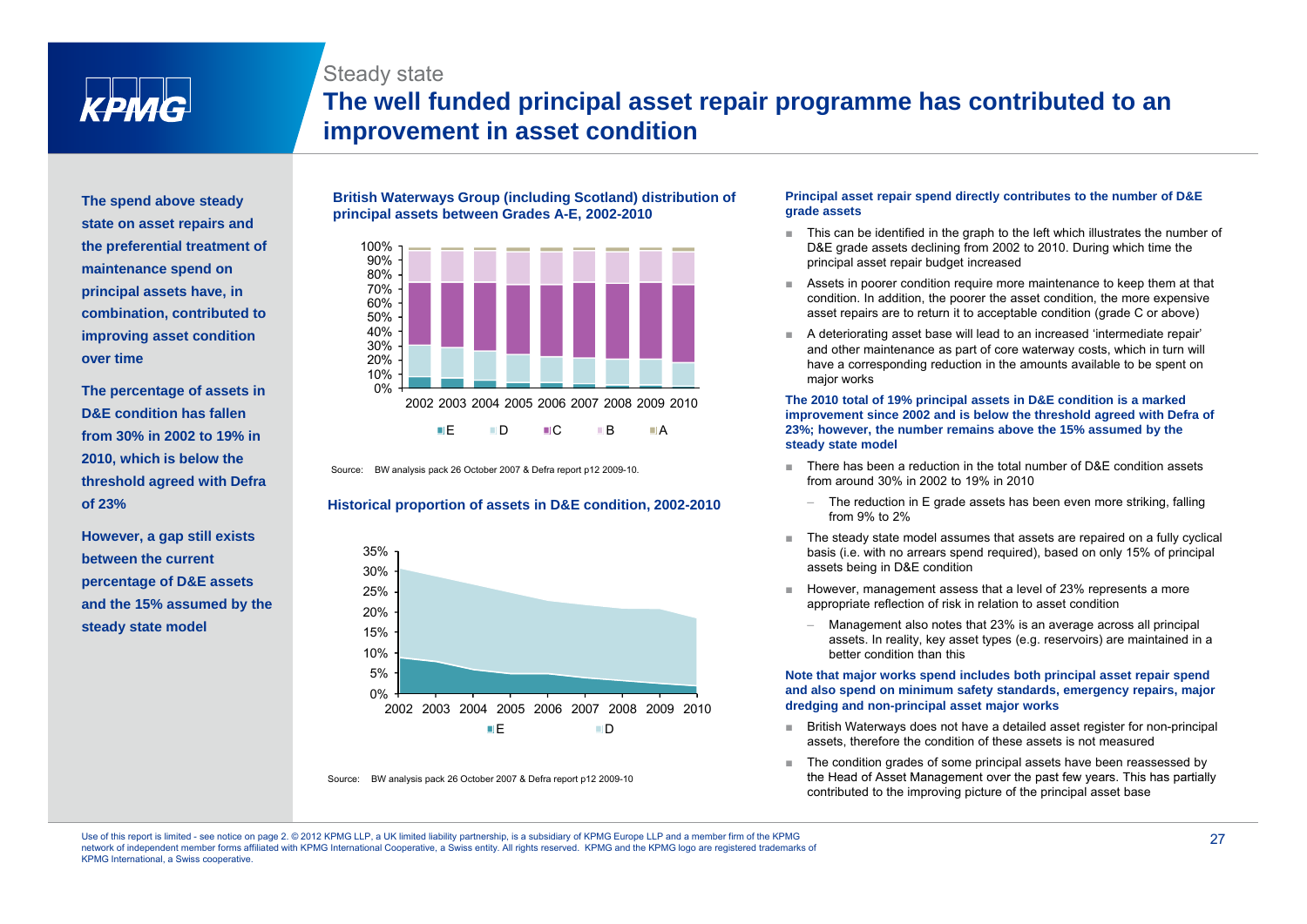Steady state

# The well funded principal asset repair programme has contributed to an improvement in asset condition

**The spend above steady state on asset repairs and the preferential treatment of maintenance spend on principal assets have, in combination, contributed to improving asset condition over time**

**The percentage of assets in D&E condition has fallen from 30% in 2002 to 19% in 2010, which is below the threshold agreed with Defra of 23%**

**However, a gap still exists between the current percentage of D&E assets and the 15% assumed by the steady state model**

**British Waterways Group (including Scotland) distribution of principal assets between Grades A-E, 2002-2010**

100%
90%
80%
70%
60%
50%
40%
30%
20%
10%
0%

2002 2003 2004 2005 2006 2007 2008 2009 2010

E D C B A

Source: BW analysis pack 26 October 2007 & Defra report p12 2009-10.

**Historical proportion of assets in D&E condition, 2002-2010**

35%
30%
25%
20%
15%
10%
5%
0%

2002 2003 2004 2005 2006 2007 2008 2009 2010

E D

Source: BW analysis pack 26 October 2007 & Defra report p12 2009-10

**Principal asset repair spend directly contributes to the number of D&E grade assets**

- This can be identified in the graph to the left which illustrates the number of D&E grade assets declining from 2002 to 2010. During which time the principal asset repair budget increased
- Assets in poorer condition require more maintenance to keep them at that condition. In addition, the poorer the asset condition, the more expensive asset repairs are to return it to acceptable condition (grade C or above)
- A deteriorating asset base will lead to an increased 'intermediate repair' and other maintenance as part of core waterway costs, which in turn will have a corresponding reduction in the amounts available to be spent on major works

**The 2010 total of 19% principal assets in D&E condition is a marked improvement since 2002 and is below the threshold agreed with Defra of 23%; however, the number remains above the 15% assumed by the steady state model**

- There has been a reduction in the total number of D&E condition assets from around 30% in 2002 to 19% in 2010
  - The reduction in E grade assets has been even more striking, falling from 9% to 2%
- The steady state model assumes that assets are repaired on a fully cyclical basis (i.e. with no arrears spend required), based on only 15% of principal assets being in D&E condition
- However, management assess that a level of 23% represents a more appropriate reflection of risk in relation to asset condition
  - Management also notes that 23% is an average across all principal assets. In reality, key asset types (e.g. reservoirs) are maintained in a better condition than this

**Note that major works spend includes both principal asset repair spend and also spend on minimum safety standards, emergency repairs, major dredging and non-principal asset major works**

- British Waterways does not have a detailed asset register for non-principal assets, therefore the condition of these assets is not measured
- The condition grades of some principal assets have been reassessed by the Head of Asset Management over the past few years. This has partially contributed to the improving picture of the principal asset base

Use of this report is limited - see notice on page 2. © 2012 KPMG LLP, a UK limited liability partnership, is a subsidiary of KPMG Europe LLP and a member firm of the KPMG network of independent member forms affiliated with KPMG International Cooperative, a Swiss entity. All rights reserved. KPMG and the KPMG logo are registered trademarks of KPMG International, a Swiss cooperative.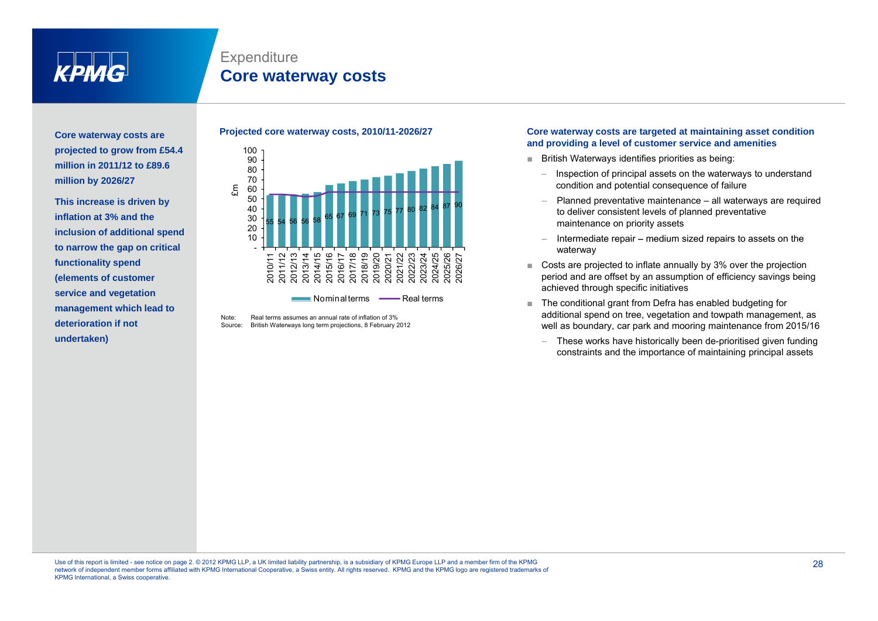Expenditure

# Core waterway costs

**Core waterway costs are projected to grow from £54.4 million in 2011/12 to £89.6 million by 2026/27**

**This increase is driven by inflation at 3% and the inclusion of additional spend to narrow the gap on critical functionality spend (elements of customer service and vegetation management which lead to deterioration if not undertaken)**

**Projected core waterway costs, 2010/11-2026/27**

£m

100
90
80
70
60
50
40
30
20
10
-

55 54 56 56 58 65 67 69 71 73 75 77 80 82 84 87 90

2010/11 2011/12 2012/13 2013/14 2014/15 2015/16 2016/17 2017/18 2018/19 2019/20 2020/21 2021/22 2022/23 2023/24 2024/25 2025/26 2026/27

Nominal terms — Real terms

Note: Real terms assumes an annual rate of inflation of 3%
Source: British Waterways long term projections, 8 February 2012

**Core waterway costs are targeted at maintaining asset condition and providing a level of customer service and amenities**

- British Waterways identifies priorities as being:
  - Inspection of principal assets on the waterways to understand condition and potential consequence of failure
  - Planned preventative maintenance – all waterways are required to deliver consistent levels of planned preventative maintenance on priority assets
  - Intermediate repair – medium sized repairs to assets on the waterway
- Costs are projected to inflate annually by 3% over the projection period and are offset by an assumption of efficiency savings being achieved through specific initiatives
- The conditional grant from Defra has enabled budgeting for additional spend on tree, vegetation and towpath management, as well as boundary, car park and mooring maintenance from 2015/16
  - These works have historically been de-prioritised given funding constraints and the importance of maintaining principal assets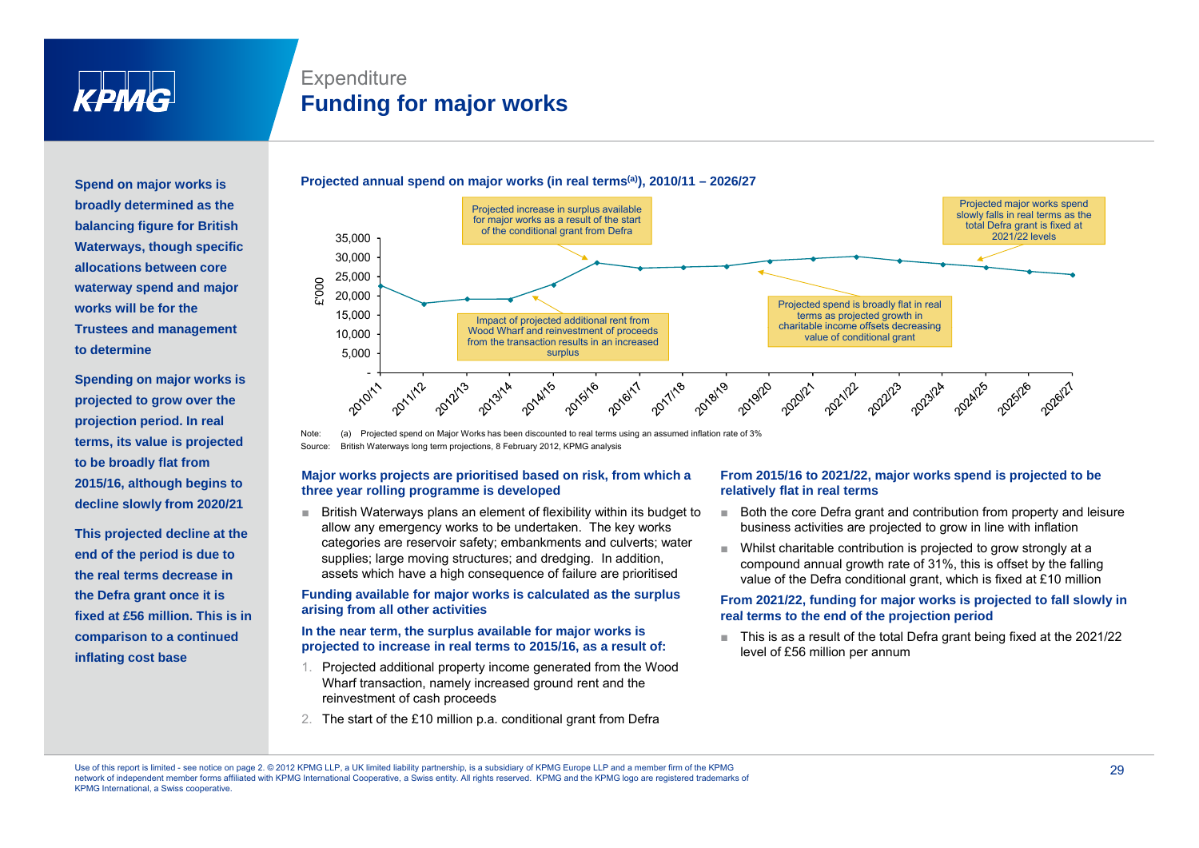Expenditure

# Funding for major works

**Spend on major works is broadly determined as the balancing figure for British Waterways, though specific allocations between core waterway spend and major works will be for the Trustees and management to determine**

**Spending on major works is projected to grow over the projection period. In real terms, its value is projected to be broadly flat from 2015/16, although begins to decline slowly from 2020/21**

**This projected decline at the end of the period is due to the real terms decrease in the Defra grant once it is fixed at £56 million. This is in comparison to a continued inflating cost base**

**Projected annual spend on major works (in real terms[(a)]), 2010/11 – 2026/27**

£'000

35,000
30,000
25,000
20,000
15,000
10,000
5,000
-

2010/11, 2011/12, 2012/13, 2013/14, 2014/15, 2015/16, 2016/17, 2017/18, 2018/19, 2019/20, 2020/21, 2021/22, 2022/23, 2023/24, 2024/25, 2025/26, 2026/27

Projected increase in surplus available for major works as a result of the start of the conditional grant from Defra

Projected major works spend slowly falls in real terms as the total Defra grant is fixed at 2021/22 levels

Projected spend is broadly flat in real terms as projected growth in charitable income offsets decreasing value of conditional grant

Impact of projected additional rent from Wood Wharf and reinvestment of proceeds from the transaction results in an increased surplus

Note: (a) Projected spend on Major Works has been discounted to real terms using an assumed inflation rate of 3%

Source: British Waterways long term projections, 8 February 2012, KPMG analysis

### Major works projects are prioritised based on risk, from which a three year rolling programme is developed

- British Waterways plans an element of flexibility within its budget to allow any emergency works to be undertaken. The key works categories are reservoir safety; embankments and culverts; water supplies; large moving structures; and dredging. In addition, assets which have a high consequence of failure are prioritised

### Funding available for major works is calculated as the surplus arising from all other activities

### In the near term, the surplus available for major works is projected to increase in real terms to 2015/16, as a result of:

1. Projected additional property income generated from the Wood Wharf transaction, namely increased ground rent and the reinvestment of cash proceeds
2. The start of the £10 million p.a. conditional grant from Defra

### From 2015/16 to 2021/22, major works spend is projected to be relatively flat in real terms

- Both the core Defra grant and contribution from property and leisure business activities are projected to grow in line with inflation
- Whilst charitable contribution is projected to grow strongly at a compound annual growth rate of 31%, this is offset by the falling value of the Defra conditional grant, which is fixed at £10 million

### From 2021/22, funding for major works is projected to fall slowly in real terms to the end of the projection period

- This is as a result of the total Defra grant being fixed at the 2021/22 level of £56 million per annum

Use of this report is limited - see notice on page 2. © 2012 KPMG LLP, a UK limited liability partnership, is a subsidiary of KPMG Europe LLP and a member firm of the KPMG network of independent member forms affiliated with KPMG International Cooperative, a Swiss entity. All rights reserved. KPMG and the KPMG logo are registered trademarks of KPMG International, a Swiss cooperative.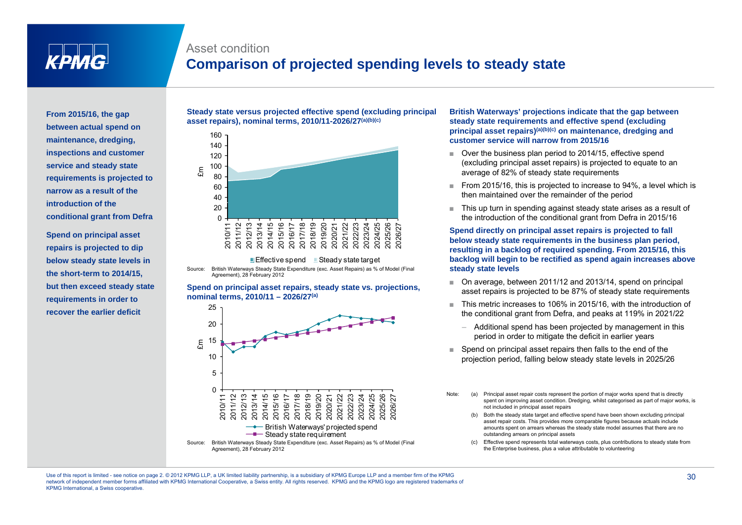Asset condition

# Comparison of projected spending levels to steady state

**From 2015/16, the gap between actual spend on maintenance, dredging, inspections and customer service and steady state requirements is projected to narrow as a result of the introduction of the conditional grant from Defra**

**Spend on principal asset repairs is projected to dip below steady state levels in the short-term to 2014/15, but then exceed steady state requirements in order to recover the earlier deficit**

**Steady state versus projected effective spend (excluding principal asset repairs), nominal terms, 2010/11-2026/27[(a)(b)(c)]**

£m

160
140
120
100
80
60
40
20
0

2010/11 2011/12 2012/13 2013/14 2014/15 2015/16 2016/17 2017/18 2018/19 2019/20 2020/21 2021/22 2022/23 2023/24 2024/25 2025/26 2026/27

Effective spend
Steady state target

Source: British Waterways Steady State Expenditure (exc. Asset Repairs) as % of Model (Final Agreement), 28 February 2012

**Spend on principal asset repairs, steady state vs. projections, nominal terms, 2010/11 – 2026/27[(a)]**

£m

25
20
15
10
5
0

2010/11 2011/12 2012/13 2013/14 2014/15 2015/16 2016/17 2017/18 2018/19 2019/20 2020/21 2021/22 2022/23 2023/24 2024/25 2025/26 2026/27

British Waterways' projected spend
Steady state requirement

Source: British Waterways Steady State Expenditure (exc. Asset Repairs) as % of Model (Final Agreement), 28 February 2012

**British Waterways' projections indicate that the gap between steady state requirements and effective spend (excluding principal asset repairs)[(a)(b)(c)] on maintenance, dredging and customer service will narrow from 2015/16**

- Over the business plan period to 2014/15, effective spend (excluding principal asset repairs) is projected to equate to an average of 82% of steady state requirements
- From 2015/16, this is projected to increase to 94%, a level which is then maintained over the remainder of the period
- This up turn in spending against steady state arises as a result of the introduction of the conditional grant from Defra in 2015/16

**Spend directly on principal asset repairs is projected to fall below steady state requirements in the business plan period, resulting in a backlog of required spending. From 2015/16, this backlog will begin to be rectified as spend again increases above steady state levels**

- On average, between 2011/12 and 2013/14, spend on principal asset repairs is projected to be 87% of steady state requirements
- This metric increases to 106% in 2015/16, with the introduction of the conditional grant from Defra, and peaks at 119% in 2021/22
  - Additional spend has been projected by management in this period in order to mitigate the deficit in earlier years
- Spend on principal asset repairs then falls to the end of the projection period, falling below steady state levels in 2025/26

Note:
(a) Principal asset repair costs represent the portion of major works spend that is directly spent on improving asset condition. Dredging, whilst categorised as part of major works, is not included in principal asset repairs
(b) Both the steady state target and effective spend have been shown excluding principal asset repair costs. This provides more comparable figures because actuals include amounts spent on arrears whereas the steady state model assumes that there are no outstanding arrears on principal assets
(c) Effective spend represents total waterways costs, plus contributions to steady state from the Enterprise business, plus a value attributable to volunteering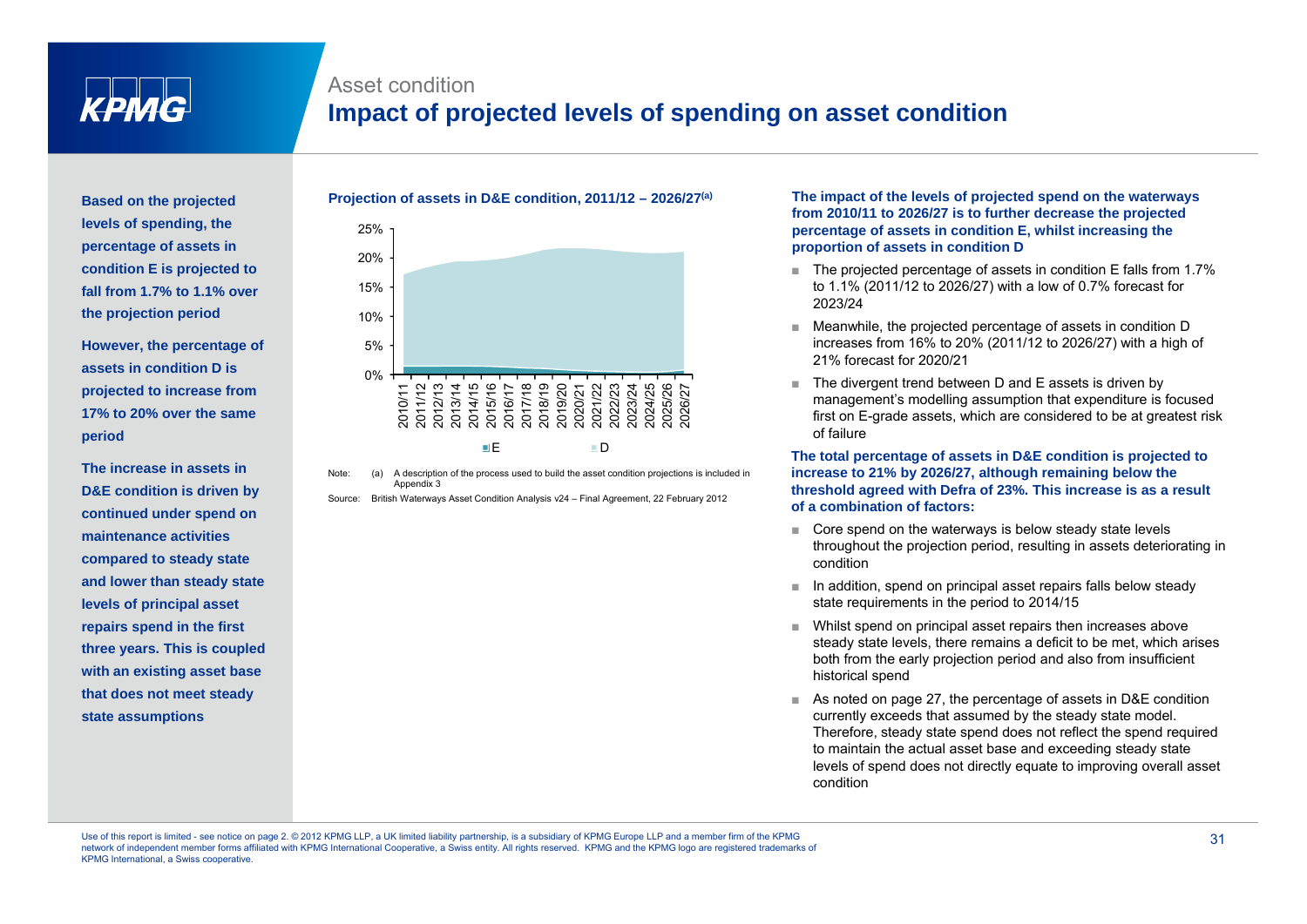Asset condition

# Impact of projected levels of spending on asset condition

**Based on the projected levels of spending, the percentage of assets in condition E is projected to fall from 1.7% to 1.1% over the projection period**

**However, the percentage of assets in condition D is projected to increase from 17% to 20% over the same period**

**The increase in assets in D&E condition is driven by continued under spend on maintenance activities compared to steady state and lower than steady state levels of principal asset repairs spend in the first three years. This is coupled with an existing asset base that does not meet steady state assumptions**

**Projection of assets in D&E condition, 2011/12 – 2026/27[(a)]**

25%
20%
15%
10%
5%
0%

2010/11
2011/12
2012/13
2013/14
2014/15
2015/16
2016/17
2017/18
2018/19
2019/20
2020/21
2021/22
2022/23
2023/24
2024/25
2025/26
2026/27

E
D

Note: (a) A description of the process used to build the asset condition projections is included in Appendix 3

Source: British Waterways Asset Condition Analysis v24 – Final Agreement, 22 February 2012

**The impact of the levels of projected spend on the waterways from 2010/11 to 2026/27 is to further decrease the projected percentage of assets in condition E, whilst increasing the proportion of assets in condition D**

- The projected percentage of assets in condition E falls from 1.7% to 1.1% (2011/12 to 2026/27) with a low of 0.7% forecast for 2023/24
- Meanwhile, the projected percentage of assets in condition D increases from 16% to 20% (2011/12 to 2026/27) with a high of 21% forecast for 2020/21
- The divergent trend between D and E assets is driven by management's modelling assumption that expenditure is focused first on E-grade assets, which are considered to be at greatest risk of failure

**The total percentage of assets in D&E condition is projected to increase to 21% by 2026/27, although remaining below the threshold agreed with Defra of 23%. This increase is as a result of a combination of factors:**

- Core spend on the waterways is below steady state levels throughout the projection period, resulting in assets deteriorating in condition
- In addition, spend on principal asset repairs falls below steady state requirements in the period to 2014/15
- Whilst spend on principal asset repairs then increases above steady state levels, there remains a deficit to be met, which arises both from the early projection period and also from insufficient historical spend
- As noted on page 27, the percentage of assets in D&E condition currently exceeds that assumed by the steady state model. Therefore, steady state spend does not reflect the spend required to maintain the actual asset base and exceeding steady state levels of spend does not directly equate to improving overall asset condition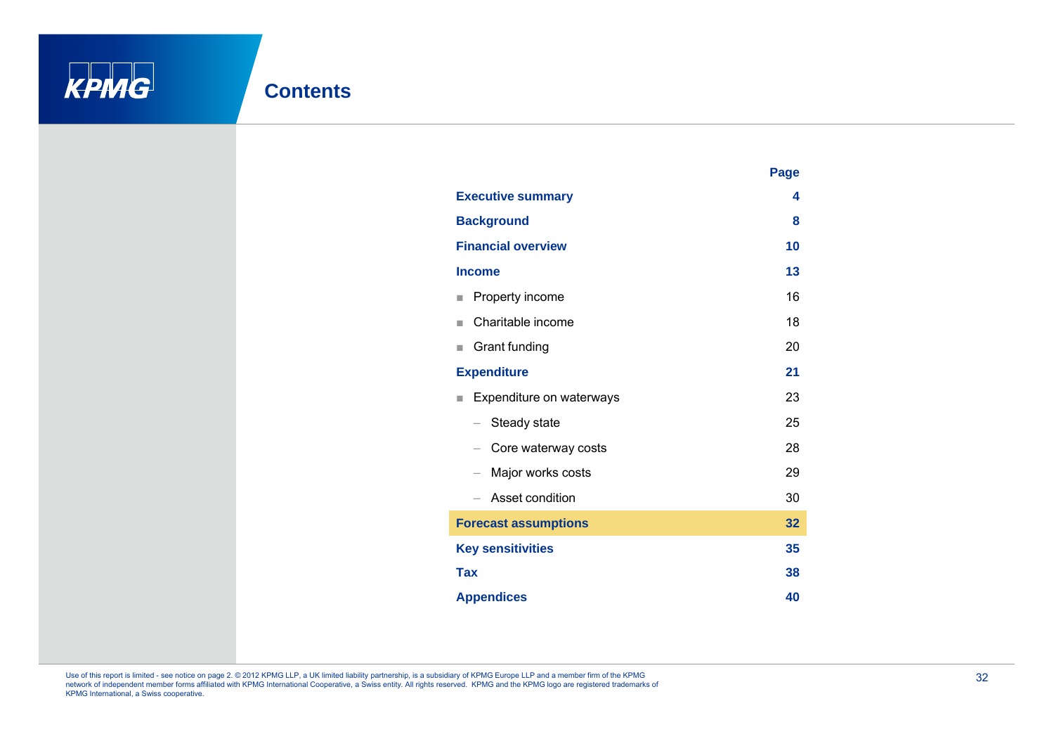# Contents

| | Page |
|---|---|
| **Executive summary** | **4** |
| **Background** | **8** |
| **Financial overview** | **10** |
| **Income** | **13** |
| ■ Property income | 16 |
| ■ Charitable income | 18 |
| ■ Grant funding | 20 |
| **Expenditure** | **21** |
| ■ Expenditure on waterways | 23 |
| – Steady state | 25 |
| – Core waterway costs | 28 |
| – Major works costs | 29 |
| – Asset condition | 30 |
| **Forecast assumptions** | **32** |
| **Key sensitivities** | **35** |
| **Tax** | **38** |
| **Appendices** | **40** |

Use of this report is limited - see notice on page 2. © 2012 KPMG LLP, a UK limited liability partnership, is a subsidiary of KPMG Europe LLP and a member firm of the KPMG network of independent member forms affiliated with KPMG International Cooperative, a Swiss entity. All rights reserved. KPMG and the KPMG logo are registered trademarks of KPMG International, a Swiss cooperative.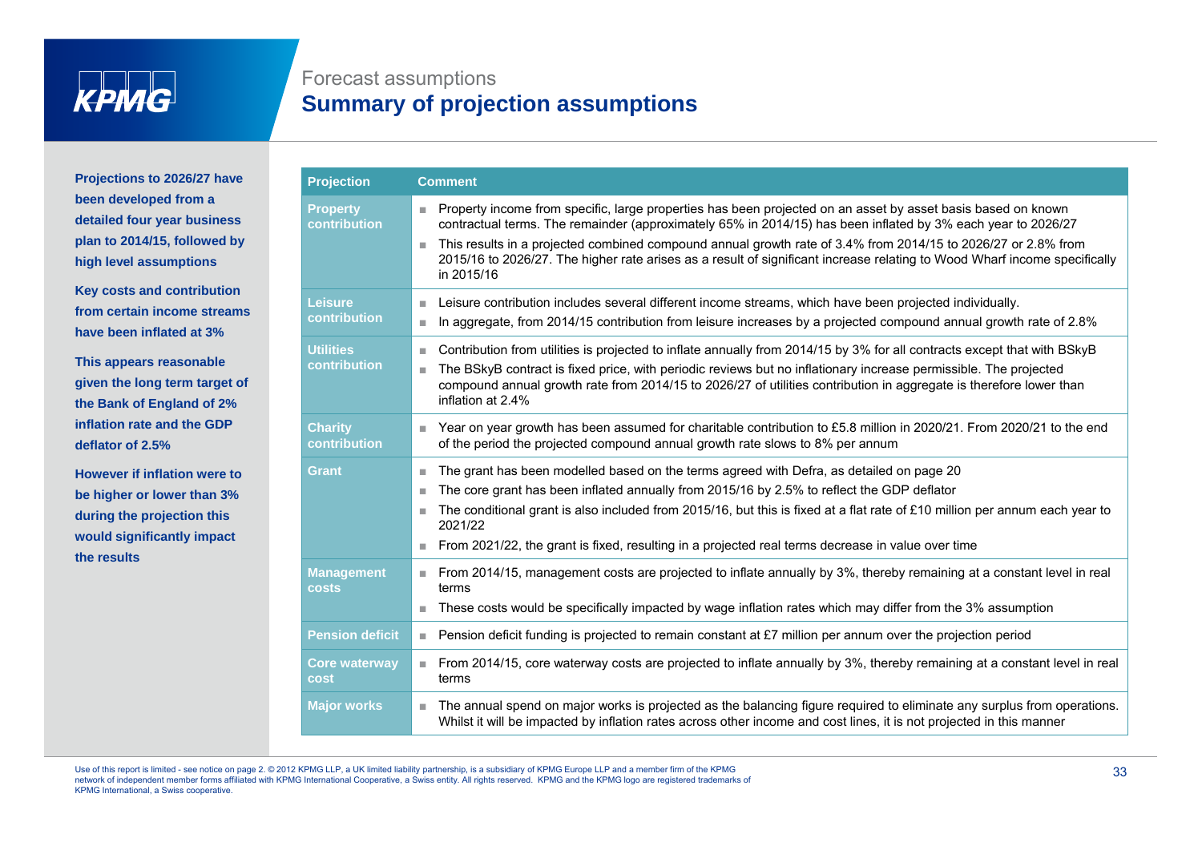Forecast assumptions

# Summary of projection assumptions

**Projections to 2026/27 have been developed from a detailed four year business plan to 2014/15, followed by high level assumptions**

**Key costs and contribution from certain income streams have been inflated at 3%**

**This appears reasonable given the long term target of the Bank of England of 2% inflation rate and the GDP deflator of 2.5%**

**However if inflation were to be higher or lower than 3% during the projection this would significantly impact the results**

| Projection | Comment |
|---|---|
| Property contribution | ■ Property income from specific, large properties has been projected on an asset by asset basis based on known contractual terms. The remainder (approximately 65% in 2014/15) has been inflated by 3% each year to 2026/27<br>■ This results in a projected combined compound annual growth rate of 3.4% from 2014/15 to 2026/27 or 2.8% from 2015/16 to 2026/27. The higher rate arises as a result of significant increase relating to Wood Wharf income specifically in 2015/16 |
| Leisure contribution | ■ Leisure contribution includes several different income streams, which have been projected individually.<br>■ In aggregate, from 2014/15 contribution from leisure increases by a projected compound annual growth rate of 2.8% |
| Utilities contribution | ■ Contribution from utilities is projected to inflate annually from 2014/15 by 3% for all contracts except that with BSkyB<br>■ The BSkyB contract is fixed price, with periodic reviews but no inflationary increase permissible. The projected compound annual growth rate from 2014/15 to 2026/27 of utilities contribution in aggregate is therefore lower than inflation at 2.4% |
| Charity contribution | ■ Year on year growth has been assumed for charitable contribution to £5.8 million in 2020/21. From 2020/21 to the end of the period the projected compound annual growth rate slows to 8% per annum |
| Grant | ■ The grant has been modelled based on the terms agreed with Defra, as detailed on page 20<br>■ The core grant has been inflated annually from 2015/16 by 2.5% to reflect the GDP deflator<br>■ The conditional grant is also included from 2015/16, but this is fixed at a flat rate of £10 million per annum each year to 2021/22<br>■ From 2021/22, the grant is fixed, resulting in a projected real terms decrease in value over time |
| Management costs | ■ From 2014/15, management costs are projected to inflate annually by 3%, thereby remaining at a constant level in real terms<br>■ These costs would be specifically impacted by wage inflation rates which may differ from the 3% assumption |
| Pension deficit | ■ Pension deficit funding is projected to remain constant at £7 million per annum over the projection period |
| Core waterway cost | ■ From 2014/15, core waterway costs are projected to inflate annually by 3%, thereby remaining at a constant level in real terms |
| Major works | ■ The annual spend on major works is projected as the balancing figure required to eliminate any surplus from operations. Whilst it will be impacted by inflation rates across other income and cost lines, it is not projected in this manner |

Use of this report is limited - see notice on page 2. © 2012 KPMG LLP, a UK limited liability partnership, is a subsidiary of KPMG Europe LLP and a member firm of the KPMG network of independent member forms affiliated with KPMG International Cooperative, a Swiss entity. All rights reserved. KPMG and the KPMG logo are registered trademarks of KPMG International, a Swiss cooperative.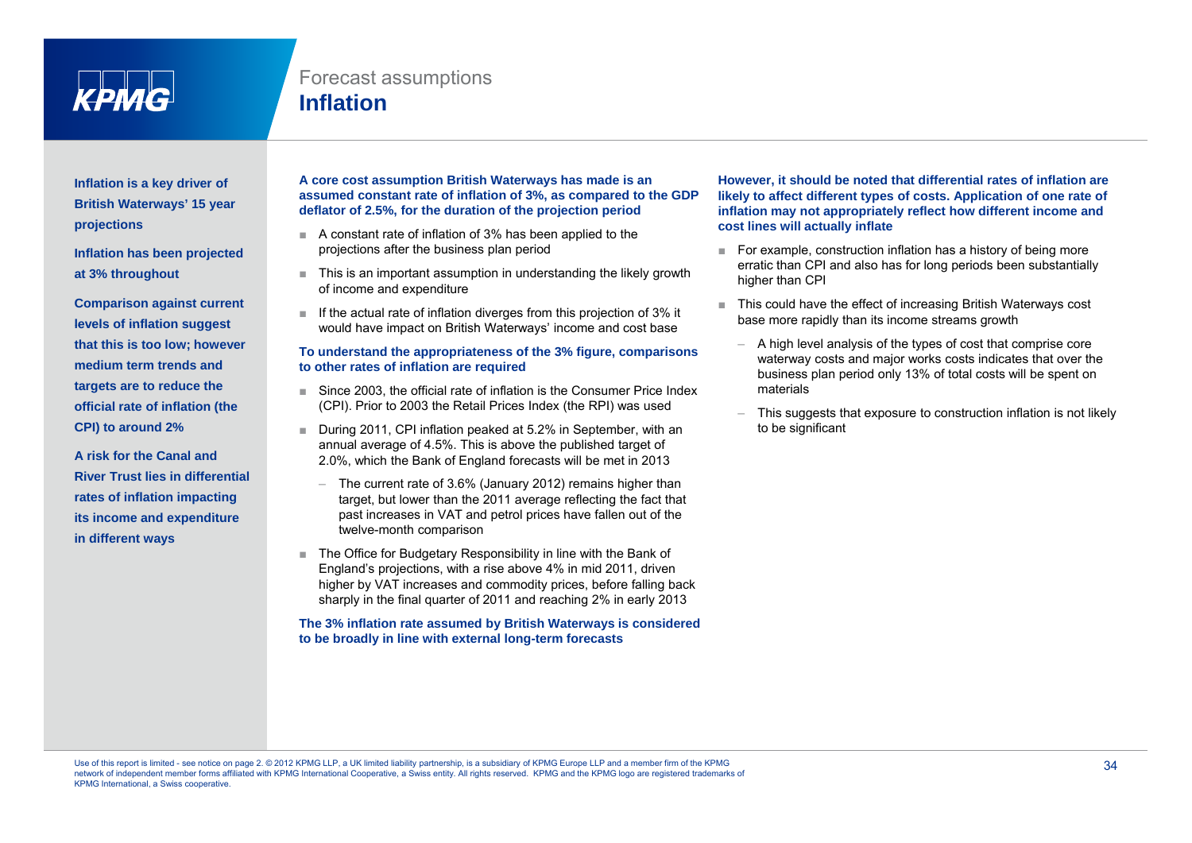Forecast assumptions

# Inflation

**Inflation is a key driver of British Waterways' 15 year projections**

**Inflation has been projected at 3% throughout**

**Comparison against current levels of inflation suggest that this is too low; however medium term trends and targets are to reduce the official rate of inflation (the CPI) to around 2%**

**A risk for the Canal and River Trust lies in differential rates of inflation impacting its income and expenditure in different ways**

**A core cost assumption British Waterways has made is an assumed constant rate of inflation of 3%, as compared to the GDP deflator of 2.5%, for the duration of the projection period**

- A constant rate of inflation of 3% has been applied to the projections after the business plan period
- This is an important assumption in understanding the likely growth of income and expenditure
- If the actual rate of inflation diverges from this projection of 3% it would have impact on British Waterways' income and cost base

**To understand the appropriateness of the 3% figure, comparisons to other rates of inflation are required**

- Since 2003, the official rate of inflation is the Consumer Price Index (CPI). Prior to 2003 the Retail Prices Index (the RPI) was used
- During 2011, CPI inflation peaked at 5.2% in September, with an annual average of 4.5%. This is above the published target of 2.0%, which the Bank of England forecasts will be met in 2013
  - The current rate of 3.6% (January 2012) remains higher than target, but lower than the 2011 average reflecting the fact that past increases in VAT and petrol prices have fallen out of the twelve-month comparison
- The Office for Budgetary Responsibility in line with the Bank of England's projections, with a rise above 4% in mid 2011, driven higher by VAT increases and commodity prices, before falling back sharply in the final quarter of 2011 and reaching 2% in early 2013

**The 3% inflation rate assumed by British Waterways is considered to be broadly in line with external long-term forecasts**

**However, it should be noted that differential rates of inflation are likely to affect different types of costs. Application of one rate of inflation may not appropriately reflect how different income and cost lines will actually inflate**

- For example, construction inflation has a history of being more erratic than CPI and also has for long periods been substantially higher than CPI
- This could have the effect of increasing British Waterways cost base more rapidly than its income streams growth
  - A high level analysis of the types of cost that comprise core waterway costs and major works costs indicates that over the business plan period only 13% of total costs will be spent on materials
  - This suggests that exposure to construction inflation is not likely to be significant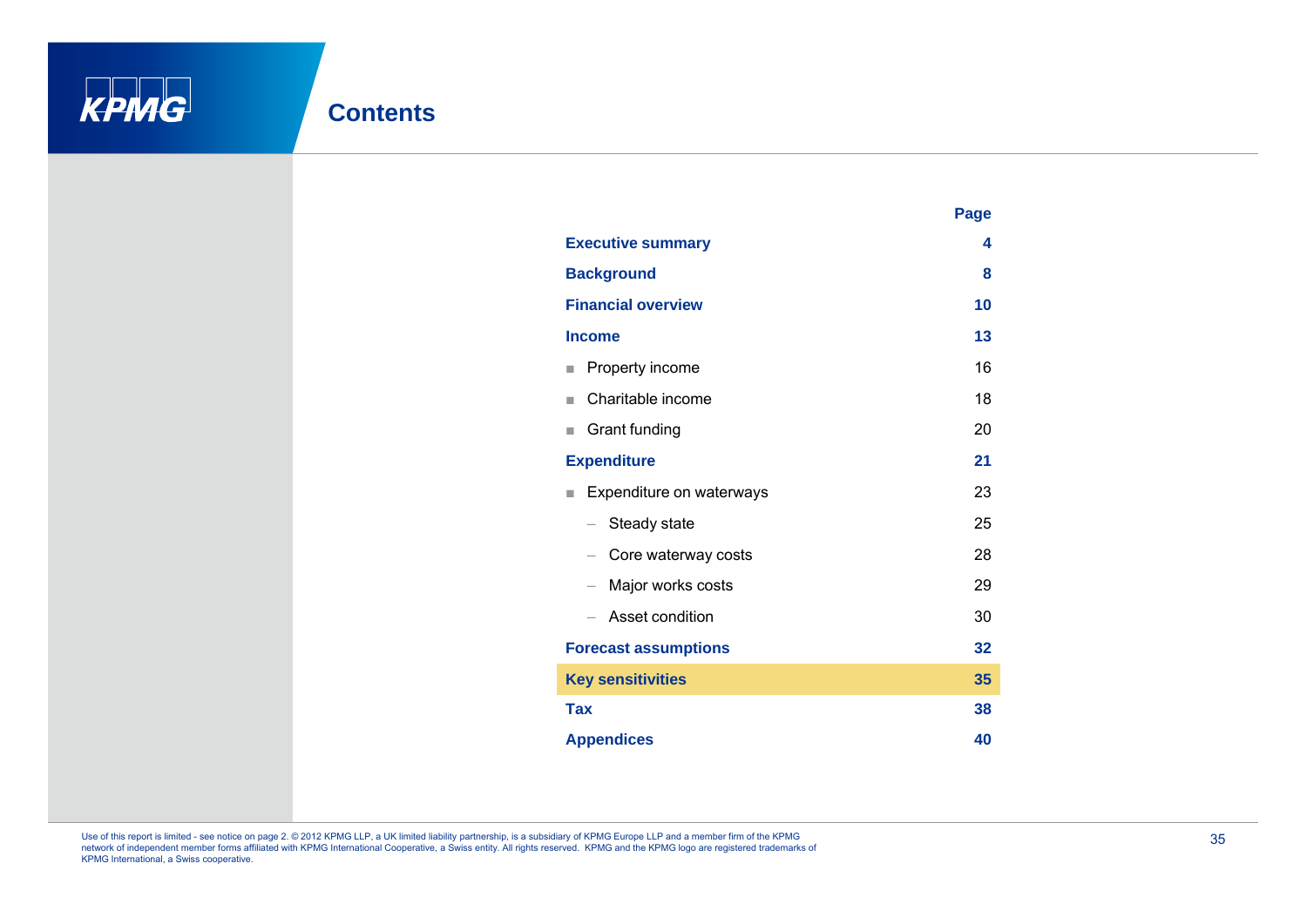# Contents

| | Page |
|---|---|
| **Executive summary** | **4** |
| **Background** | **8** |
| **Financial overview** | **10** |
| **Income** | **13** |
| ■ Property income | 16 |
| ■ Charitable income | 18 |
| ■ Grant funding | 20 |
| **Expenditure** | **21** |
| ■ Expenditure on waterways | 23 |
| – Steady state | 25 |
| – Core waterway costs | 28 |
| – Major works costs | 29 |
| – Asset condition | 30 |
| **Forecast assumptions** | **32** |
| **Key sensitivities** | **35** |
| **Tax** | **38** |
| **Appendices** | **40** |

Use of this report is limited - see notice on page 2. © 2012 KPMG LLP, a UK limited liability partnership, is a subsidiary of KPMG Europe LLP and a member firm of the KPMG network of independent member forms affiliated with KPMG International Cooperative, a Swiss entity. All rights reserved. KPMG and the KPMG logo are registered trademarks of KPMG International, a Swiss cooperative.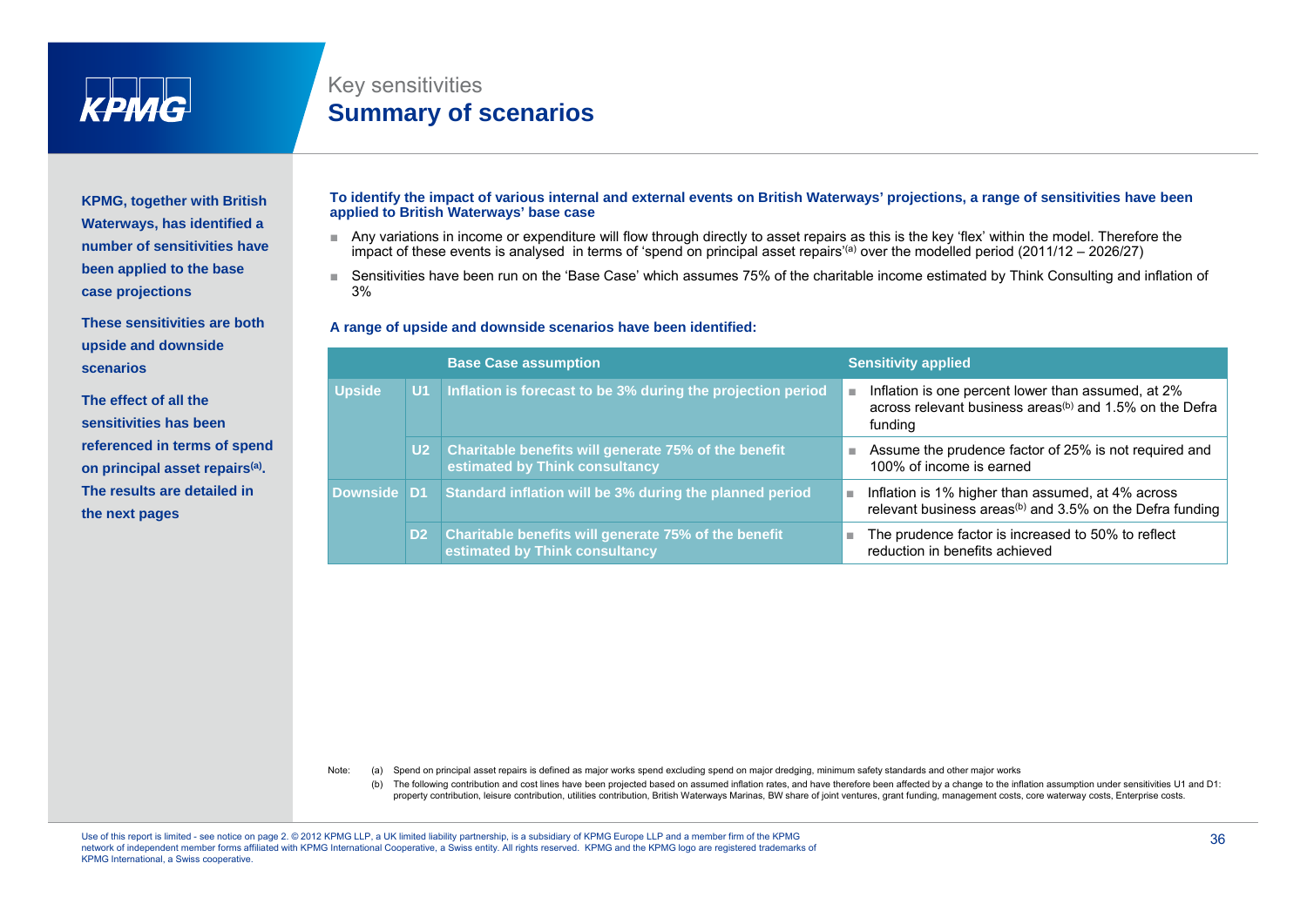Key sensitivities

# Summary of scenarios

**KPMG, together with British Waterways, has identified a number of sensitivities have been applied to the base case projections**

**These sensitivities are both upside and downside scenarios**

**The effect of all the sensitivities has been referenced in terms of spend on principal asset repairs(a). The results are detailed in the next pages**

**To identify the impact of various internal and external events on British Waterways' projections, a range of sensitivities have been applied to British Waterways' base case**

- Any variations in income or expenditure will flow through directly to asset repairs as this is the key 'flex' within the model. Therefore the impact of these events is analysed in terms of 'spend on principal asset repairs'(a) over the modelled period (2011/12 – 2026/27)
- Sensitivities have been run on the 'Base Case' which assumes 75% of the charitable income estimated by Think Consulting and inflation of 3%

**A range of upside and downside scenarios have been identified:**

| | | Base Case assumption | Sensitivity applied |
|---|---|---|---|
| Upside | U1 | Inflation is forecast to be 3% during the projection period | Inflation is one percent lower than assumed, at 2% across relevant business areas(b) and 1.5% on the Defra funding |
| | U2 | Charitable benefits will generate 75% of the benefit estimated by Think consultancy | Assume the prudence factor of 25% is not required and 100% of income is earned |
| Downside | D1 | Standard inflation will be 3% during the planned period | Inflation is 1% higher than assumed, at 4% across relevant business areas(b) and 3.5% on the Defra funding |
| | D2 | Charitable benefits will generate 75% of the benefit estimated by Think consultancy | The prudence factor is increased to 50% to reflect reduction in benefits achieved |

Note: (a) Spend on principal asset repairs is defined as major works spend excluding spend on major dredging, minimum safety standards and other major works

(b) The following contribution and cost lines have been projected based on assumed inflation rates, and have therefore been affected by a change to the inflation assumption under sensitivities U1 and D1: property contribution, leisure contribution, utilities contribution, British Waterways Marinas, BW share of joint ventures, grant funding, management costs, core waterway costs, Enterprise costs.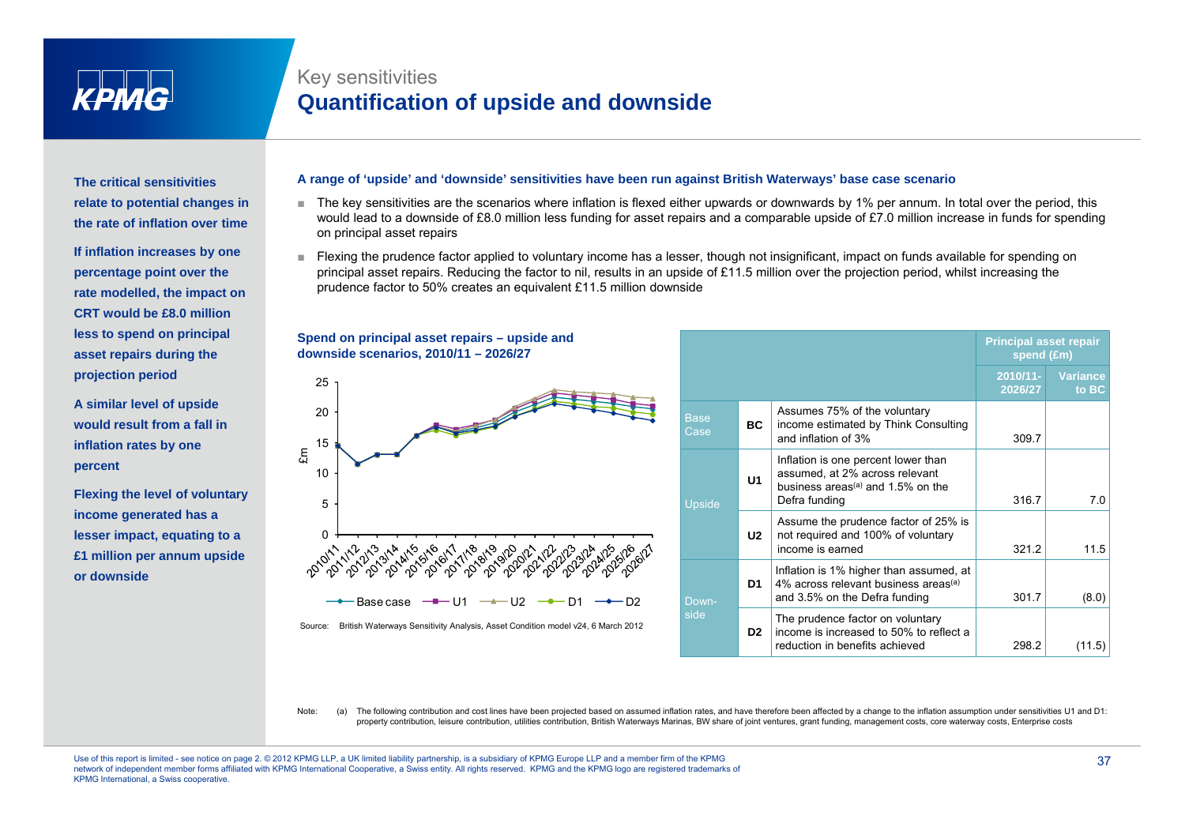Key sensitivities

# Quantification of upside and downside

**The critical sensitivities relate to potential changes in the rate of inflation over time**

**If inflation increases by one percentage point over the rate modelled, the impact on CRT would be £8.0 million less to spend on principal asset repairs during the projection period**

**A similar level of upside would result from a fall in inflation rates by one percent**

**Flexing the level of voluntary income generated has a lesser impact, equating to a £1 million per annum upside or downside**

**A range of 'upside' and 'downside' sensitivities have been run against British Waterways' base case scenario**

- The key sensitivities are the scenarios where inflation is flexed either upwards or downwards by 1% per annum. In total over the period, this would lead to a downside of £8.0 million less funding for asset repairs and a comparable upside of £7.0 million increase in funds for spending on principal asset repairs
- Flexing the prudence factor applied to voluntary income has a lesser, though not insignificant, impact on funds available for spending on principal asset repairs. Reducing the factor to nil, results in an upside of £11.5 million over the projection period, whilst increasing the prudence factor to 50% creates an equivalent £11.5 million downside

**Spend on principal asset repairs – upside and downside scenarios, 2010/11 – 2026/27**

£m

25
20
15
10
5
0

2010/11 2011/12 2012/13 2013/14 2014/15 2015/16 2016/17 2017/18 2018/19 2019/20 2020/21 2021/22 2022/23 2023/24 2024/25 2025/26 2026/27

Base case U1 U2 D1 D2

Source: British Waterways Sensitivity Analysis, Asset Condition model v24, 6 March 2012

| | | | Principal asset repair spend (£m) | |
|---|---|---|---|---|
| | | | 2010/11-2026/27 | Variance to BC |
| Base Case | BC | Assumes 75% of the voluntary income estimated by Think Consulting and inflation of 3% | 309.7 | |
| Upside | U1 | Inflation is one percent lower than assumed, at 2% across relevant business areas[(a)] and 1.5% on the Defra funding | 316.7 | 7.0 |
| | U2 | Assume the prudence factor of 25% is not required and 100% of voluntary income is earned | 321.2 | 11.5 |
| Down-side | D1 | Inflation is 1% higher than assumed, at 4% across relevant business areas[(a)] and 3.5% on the Defra funding | 301.7 | (8.0) |
| | D2 | The prudence factor on voluntary income is increased to 50% to reflect a reduction in benefits achieved | 298.2 | (11.5) |

Note: (a) The following contribution and cost lines have been projected based on assumed inflation rates, and have therefore been affected by a change to the inflation assumption under sensitivities U1 and D1: property contribution, leisure contribution, utilities contribution, British Waterways Marinas, BW share of joint ventures, grant funding, management costs, core waterway costs, Enterprise costs

Use of this report is limited - see notice on page 2. © 2012 KPMG LLP, a UK limited liability partnership, is a subsidiary of KPMG Europe LLP and a member firm of the KPMG network of independent member forms affiliated with KPMG International Cooperative, a Swiss entity. All rights reserved. KPMG and the KPMG logo are registered trademarks of KPMG International, a Swiss cooperative.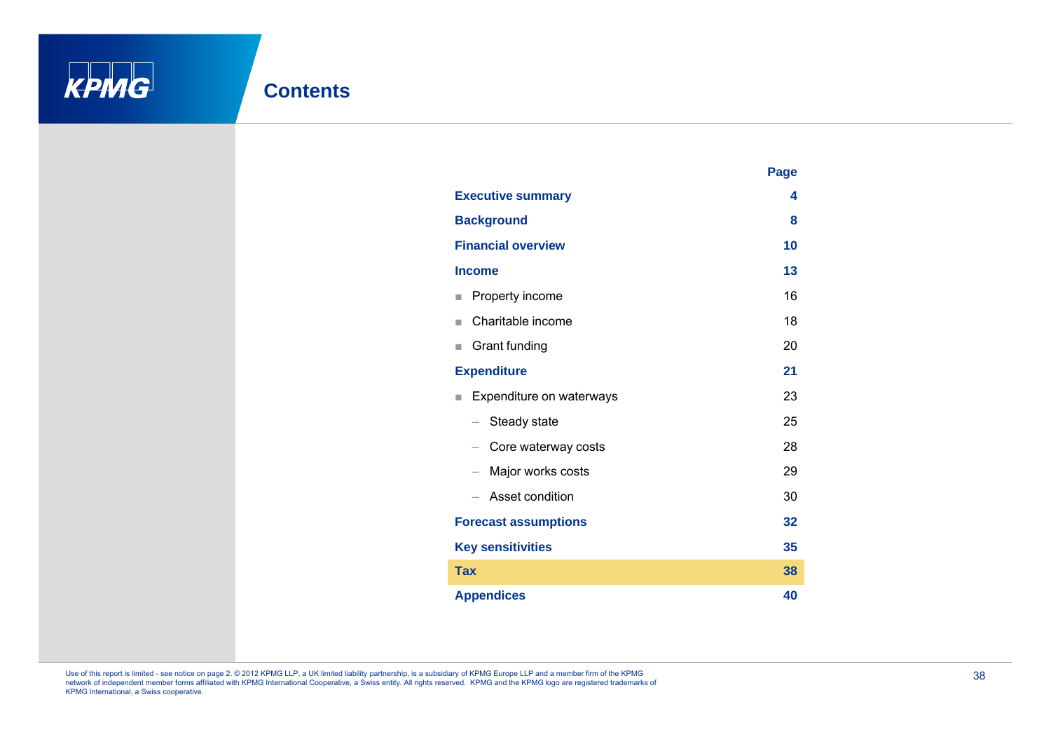# Contents

| | Page |
|---|---|
| **Executive summary** | **4** |
| **Background** | **8** |
| **Financial overview** | **10** |
| **Income** | **13** |
| ■ Property income | 16 |
| ■ Charitable income | 18 |
| ■ Grant funding | 20 |
| **Expenditure** | **21** |
| ■ Expenditure on waterways | 23 |
| – Steady state | 25 |
| – Core waterway costs | 28 |
| – Major works costs | 29 |
| – Asset condition | 30 |
| **Forecast assumptions** | **32** |
| **Key sensitivities** | **35** |
| **Tax** | **38** |
| **Appendices** | **40** |

Use of this report is limited - see notice on page 2. © 2012 KPMG LLP, a UK limited liability partnership, is a subsidiary of KPMG Europe LLP and a member firm of the KPMG network of independent member forms affiliated with KPMG International Cooperative, a Swiss entity. All rights reserved. KPMG and the KPMG logo are registered trademarks of KPMG International, a Swiss cooperative.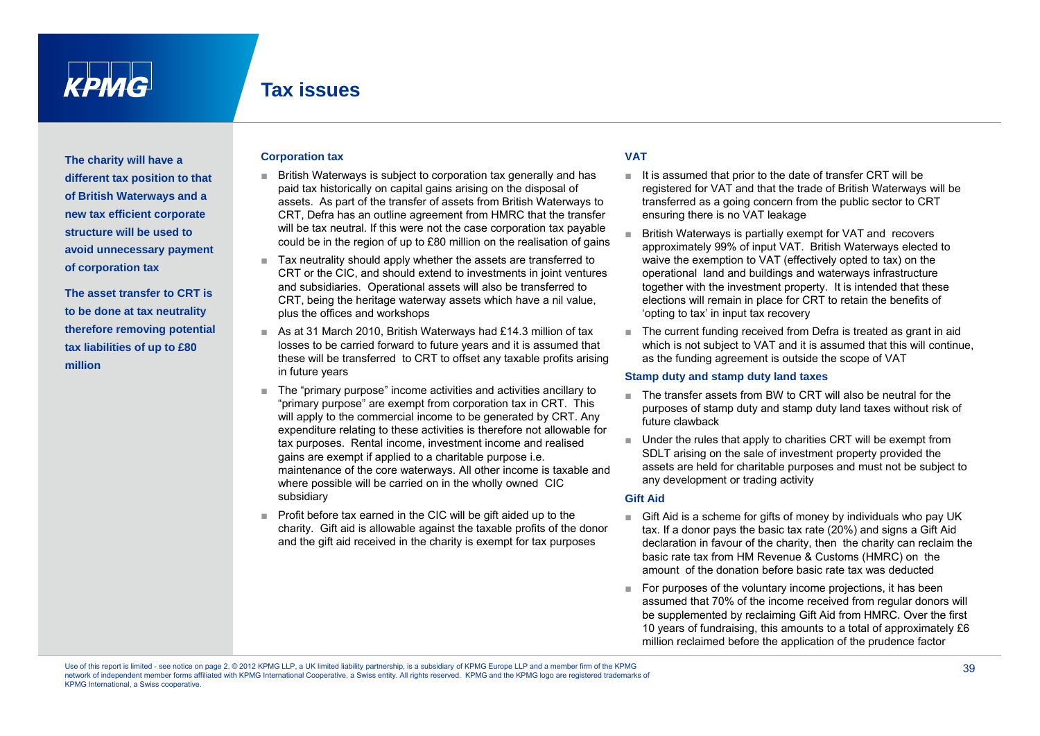# Tax issues

**The charity will have a different tax position to that of British Waterways and a new tax efficient corporate structure will be used to avoid unnecessary payment of corporation tax**

**The asset transfer to CRT is to be done at tax neutrality therefore removing potential tax liabilities of up to £80 million**

### Corporation tax

- British Waterways is subject to corporation tax generally and has paid tax historically on capital gains arising on the disposal of assets. As part of the transfer of assets from British Waterways to CRT, Defra has an outline agreement from HMRC that the transfer will be tax neutral. If this were not the case corporation tax payable could be in the region of up to £80 million on the realisation of gains
- Tax neutrality should apply whether the assets are transferred to CRT or the CIC, and should extend to investments in joint ventures and subsidiaries. Operational assets will also be transferred to CRT, being the heritage waterway assets which have a nil value, plus the offices and workshops
- As at 31 March 2010, British Waterways had £14.3 million of tax losses to be carried forward to future years and it is assumed that these will be transferred to CRT to offset any taxable profits arising in future years
- The "primary purpose" income activities and activities ancillary to "primary purpose" are exempt from corporation tax in CRT. This will apply to the commercial income to be generated by CRT. Any expenditure relating to these activities is therefore not allowable for tax purposes. Rental income, investment income and realised gains are exempt if applied to a charitable purpose i.e. maintenance of the core waterways. All other income is taxable and where possible will be carried on in the wholly owned CIC subsidiary
- Profit before tax earned in the CIC will be gift aided up to the charity. Gift aid is allowable against the taxable profits of the donor and the gift aid received in the charity is exempt for tax purposes

### VAT

- It is assumed that prior to the date of transfer CRT will be registered for VAT and that the trade of British Waterways will be transferred as a going concern from the public sector to CRT ensuring there is no VAT leakage
- British Waterways is partially exempt for VAT and recovers approximately 99% of input VAT. British Waterways elected to waive the exemption to VAT (effectively opted to tax) on the operational land and buildings and waterways infrastructure together with the investment property. It is intended that these elections will remain in place for CRT to retain the benefits of 'opting to tax' in input tax recovery
- The current funding received from Defra is treated as grant in aid which is not subject to VAT and it is assumed that this will continue, as the funding agreement is outside the scope of VAT

### Stamp duty and stamp duty land taxes

- The transfer assets from BW to CRT will also be neutral for the purposes of stamp duty and stamp duty land taxes without risk of future clawback
- Under the rules that apply to charities CRT will be exempt from SDLT arising on the sale of investment property provided the assets are held for charitable purposes and must not be subject to any development or trading activity

### Gift Aid

- Gift Aid is a scheme for gifts of money by individuals who pay UK tax. If a donor pays the basic tax rate (20%) and signs a Gift Aid declaration in favour of the charity, then the charity can reclaim the basic rate tax from HM Revenue & Customs (HMRC) on the amount of the donation before basic rate tax was deducted
- For purposes of the voluntary income projections, it has been assumed that 70% of the income received from regular donors will be supplemented by reclaiming Gift Aid from HMRC. Over the first 10 years of fundraising, this amounts to a total of approximately £6 million reclaimed before the application of the prudence factor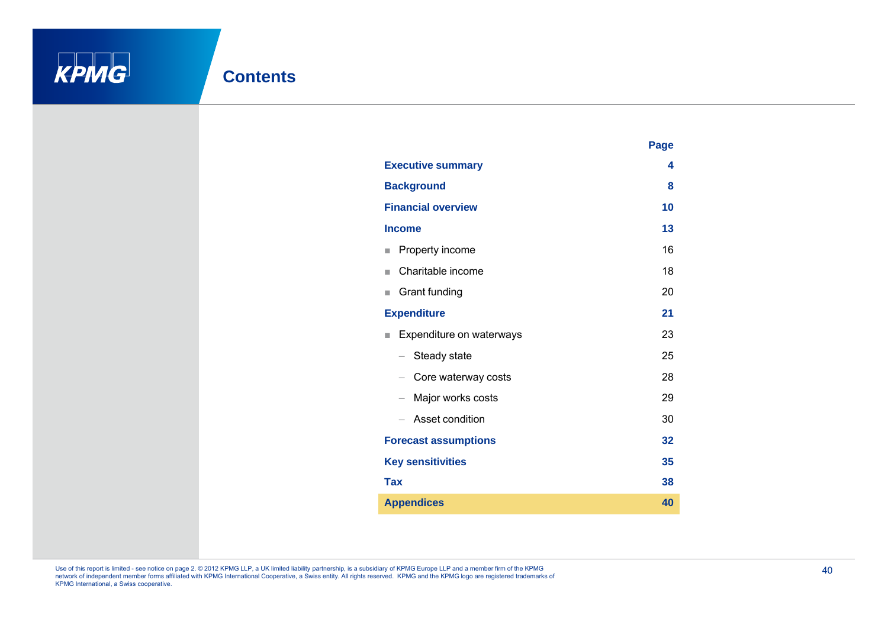# Contents

| | Page |
|---|---|
| **Executive summary** | **4** |
| **Background** | **8** |
| **Financial overview** | **10** |
| **Income** | **13** |
| ■ Property income | 16 |
| ■ Charitable income | 18 |
| ■ Grant funding | 20 |
| **Expenditure** | **21** |
| ■ Expenditure on waterways | 23 |
| – Steady state | 25 |
| – Core waterway costs | 28 |
| – Major works costs | 29 |
| – Asset condition | 30 |
| **Forecast assumptions** | **32** |
| **Key sensitivities** | **35** |
| **Tax** | **38** |
| **Appendices** | **40** |

Use of this report is limited - see notice on page 2. © 2012 KPMG LLP, a UK limited liability partnership, is a subsidiary of KPMG Europe LLP and a member firm of the KPMG network of independent member forms affiliated with KPMG International Cooperative, a Swiss entity. All rights reserved. KPMG and the KPMG logo are registered trademarks of KPMG International, a Swiss cooperative.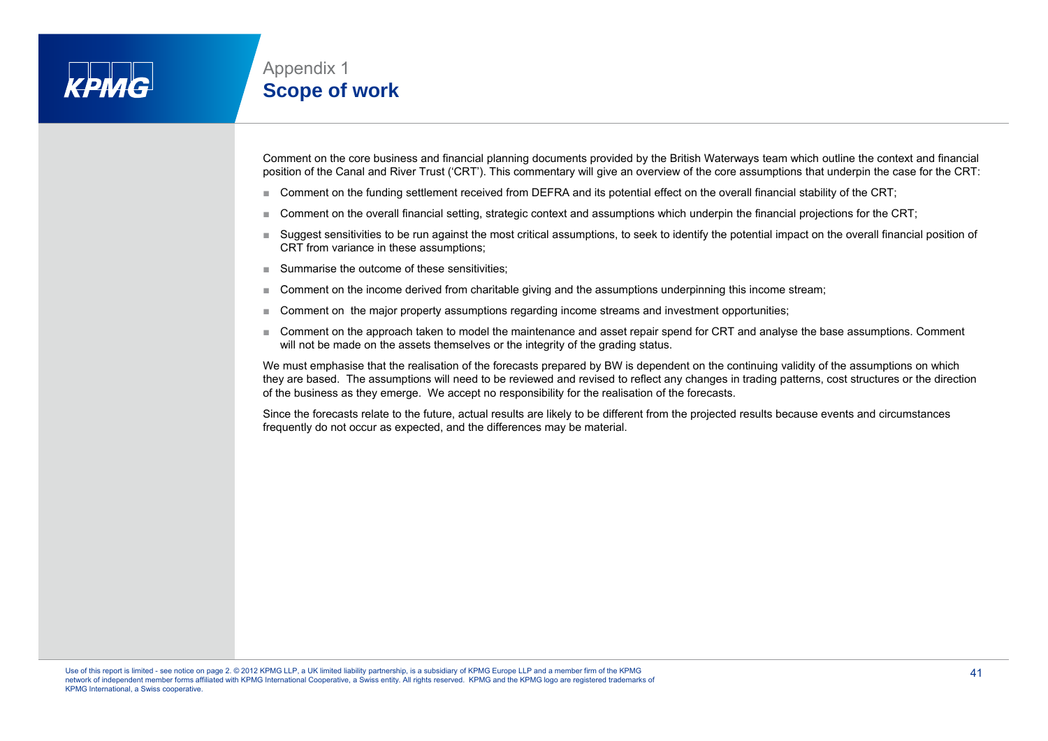Appendix 1

# Scope of work

Comment on the core business and financial planning documents provided by the British Waterways team which outline the context and financial position of the Canal and River Trust ('CRT'). This commentary will give an overview of the core assumptions that underpin the case for the CRT:

- Comment on the funding settlement received from DEFRA and its potential effect on the overall financial stability of the CRT;
- Comment on the overall financial setting, strategic context and assumptions which underpin the financial projections for the CRT;
- Suggest sensitivities to be run against the most critical assumptions, to seek to identify the potential impact on the overall financial position of CRT from variance in these assumptions;
- Summarise the outcome of these sensitivities;
- Comment on the income derived from charitable giving and the assumptions underpinning this income stream;
- Comment on the major property assumptions regarding income streams and investment opportunities;
- Comment on the approach taken to model the maintenance and asset repair spend for CRT and analyse the base assumptions. Comment will not be made on the assets themselves or the integrity of the grading status.

We must emphasise that the realisation of the forecasts prepared by BW is dependent on the continuing validity of the assumptions on which they are based. The assumptions will need to be reviewed and revised to reflect any changes in trading patterns, cost structures or the direction of the business as they emerge. We accept no responsibility for the realisation of the forecasts.

Since the forecasts relate to the future, actual results are likely to be different from the projected results because events and circumstances frequently do not occur as expected, and the differences may be material.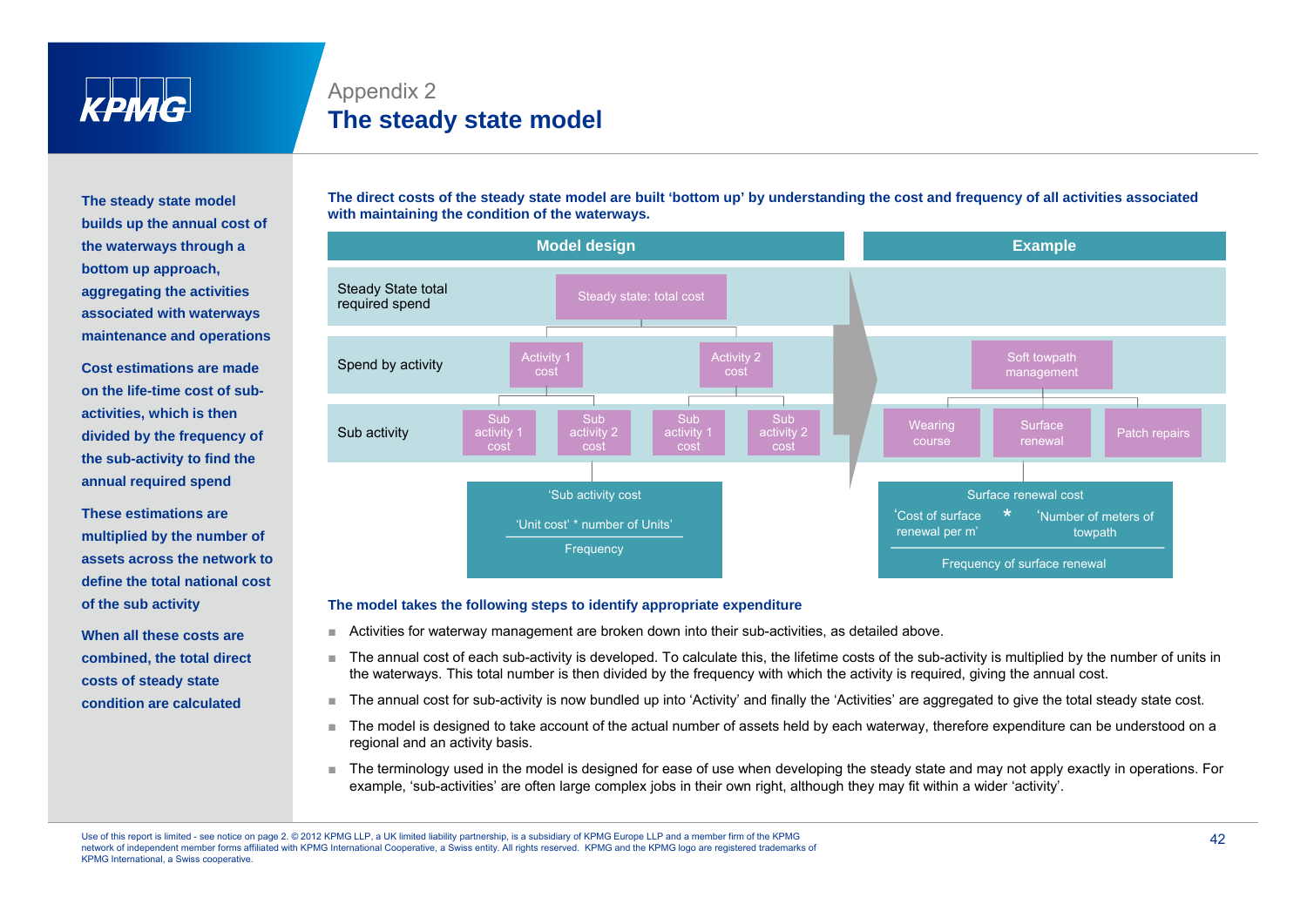Appendix 2

# The steady state model

**The steady state model builds up the annual cost of the waterways through a bottom up approach, aggregating the activities associated with waterways maintenance and operations**

**Cost estimations are made on the life-time cost of sub-activities, which is then divided by the frequency of the sub-activity to find the annual required spend**

**These estimations are multiplied by the number of assets across the network to define the total national cost of the sub activity**

**When all these costs are combined, the total direct costs of steady state condition are calculated**

**The direct costs of the steady state model are built 'bottom up' by understanding the cost and frequency of all activities associated with maintaining the condition of the waterways.**

Model design

Steady State total required spend

Steady state: total cost

Spend by activity

Activity 1 cost

Activity 2 cost

Sub activity

Sub activity 1 cost

Sub activity 2 cost

Sub activity 1 cost

Sub activity 2 cost

'Sub activity cost

'Unit cost' * number of Units'

Frequency

Example

Soft towpath management

Wearing course

Surface renewal

Patch repairs

Surface renewal cost

'Cost of surface renewal per m' * 'Number of meters of towpath

Frequency of surface renewal

**The model takes the following steps to identify appropriate expenditure**

- Activities for waterway management are broken down into their sub-activities, as detailed above.
- The annual cost of each sub-activity is developed. To calculate this, the lifetime costs of the sub-activity is multiplied by the number of units in the waterways. This total number is then divided by the frequency with which the activity is required, giving the annual cost.
- The annual cost for sub-activity is now bundled up into 'Activity' and finally the 'Activities' are aggregated to give the total steady state cost.
- The model is designed to take account of the actual number of assets held by each waterway, therefore expenditure can be understood on a regional and an activity basis.
- The terminology used in the model is designed for ease of use when developing the steady state and may not apply exactly in operations. For example, 'sub-activities' are often large complex jobs in their own right, although they may fit within a wider 'activity'.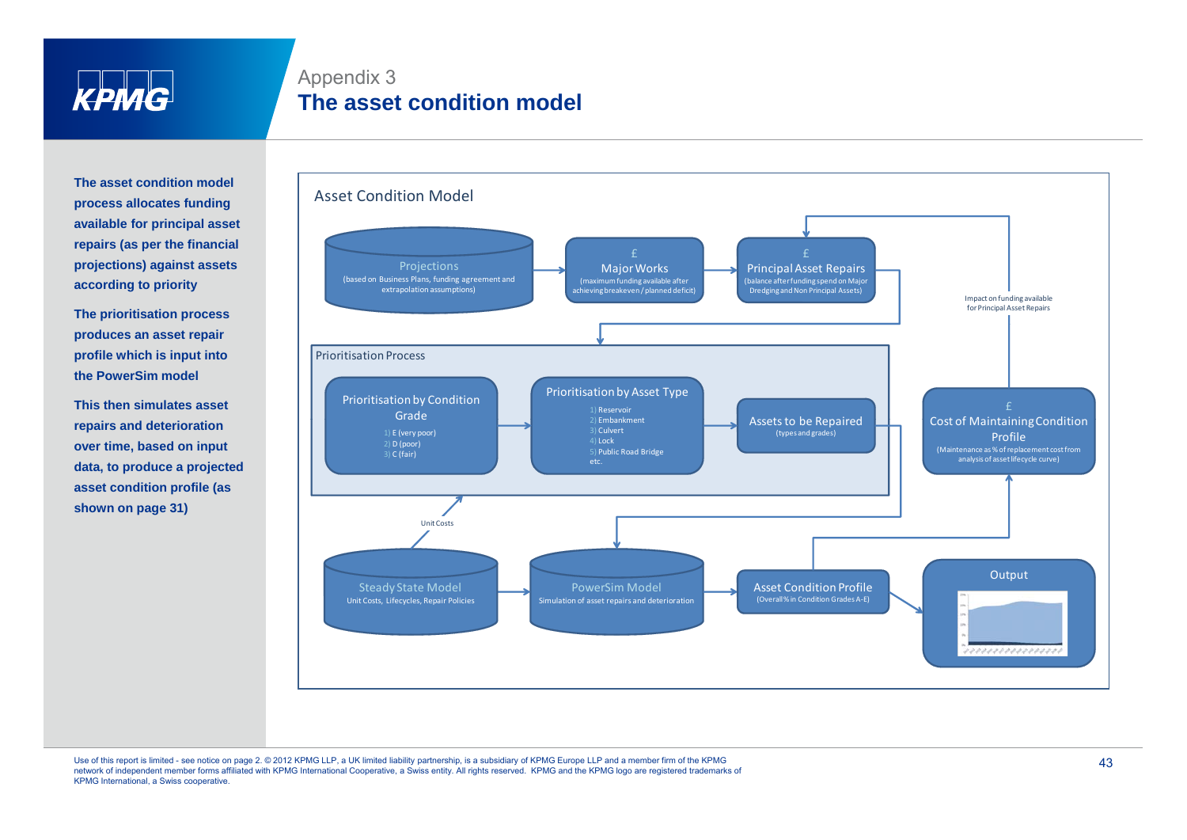Appendix 3

# The asset condition model

**The asset condition model process allocates funding available for principal asset repairs (as per the financial projections) against assets according to priority**

**The prioritisation process produces an asset repair profile which is input into the PowerSim model**

**This then simulates asset repairs and deterioration over time, based on input data, to produce a projected asset condition profile (as shown on page 31)**

Asset Condition Model

Projections
(based on Business Plans, funding agreement and extrapolation assumptions)

£
Major Works
(maximum funding available after achieving breakeven / planned deficit)

£
Principal Asset Repairs
(balance after funding spend on Major Dredging and Non Principal Assets)

Impact on funding available for Principal Asset Repairs

Prioritisation Process

Prioritisation by Condition Grade
1) E (very poor)
2) D (poor)
3) C (fair)

Prioritisation by Asset Type
1) Reservoir
2) Embankment
3) Culvert
4) Lock
5) Public Road Bridge
etc.

Assets to be Repaired
(types and grades)

£
Cost of Maintaining Condition Profile
(Maintenance as % of replacement cost from analysis of asset lifecycle curve)

Unit Costs

Steady State Model
Unit Costs, Lifecycles, Repair Policies

PowerSim Model
Simulation of asset repairs and deterioration

Asset Condition Profile
(Overall % in Condition Grades A-E)

Output

Use of this report is limited - see notice on page 2. © 2012 KPMG LLP, a UK limited liability partnership, is a subsidiary of KPMG Europe LLP and a member firm of the KPMG network of independent member forms affiliated with KPMG International Cooperative, a Swiss entity. All rights reserved. KPMG and the KPMG logo are registered trademarks of KPMG International, a Swiss cooperative.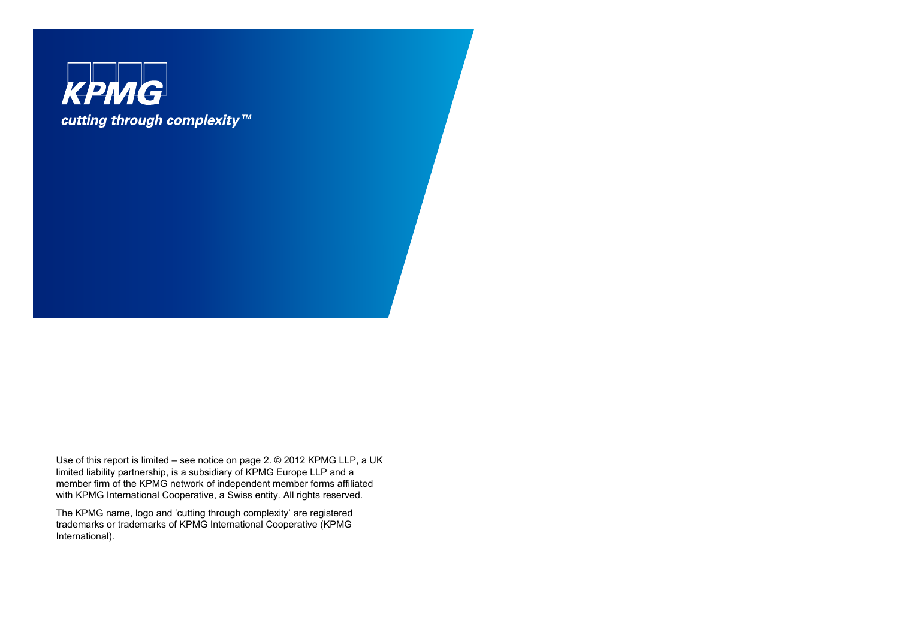KPMG

*cutting through complexity™*

Use of this report is limited – see notice on page 2. © 2012 KPMG LLP, a UK limited liability partnership, is a subsidiary of KPMG Europe LLP and a member firm of the KPMG network of independent member forms affiliated with KPMG International Cooperative, a Swiss entity. All rights reserved.

The KPMG name, logo and 'cutting through complexity' are registered trademarks or trademarks of KPMG International Cooperative (KPMG International).